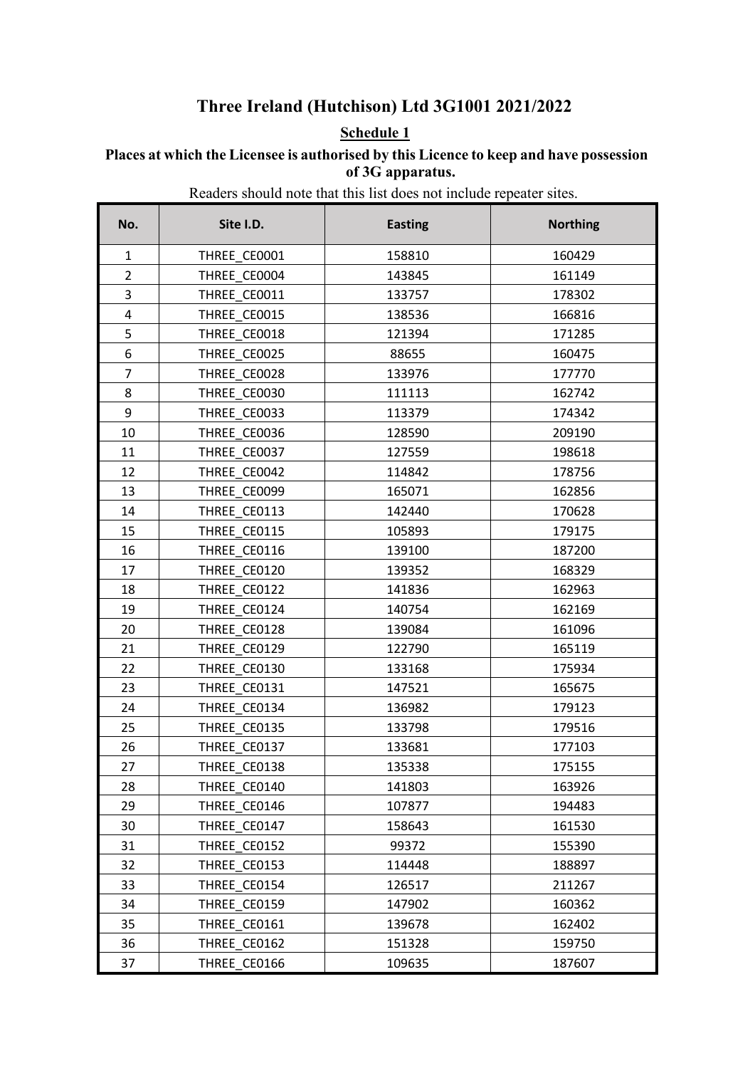# Three Ireland (Hutchison) Ltd 3G1001 2021/2022

## Schedule 1

**Places at which the Licensee is authorised by this Licence to keep and have possession of 3G apparatus.**

Readers should note that this list does not include repeater sites.

| No. | Site I.D. | Easting | Northing |
|---|---|---|---|
| 1 | THREE_CE0001 | 158810 | 160429 |
| 2 | THREE_CE0004 | 143845 | 161149 |
| 3 | THREE_CE0011 | 133757 | 178302 |
| 4 | THREE_CE0015 | 138536 | 166816 |
| 5 | THREE_CE0018 | 121394 | 171285 |
| 6 | THREE_CE0025 | 88655 | 160475 |
| 7 | THREE_CE0028 | 133976 | 177770 |
| 8 | THREE_CE0030 | 111113 | 162742 |
| 9 | THREE_CE0033 | 113379 | 174342 |
| 10 | THREE_CE0036 | 128590 | 209190 |
| 11 | THREE_CE0037 | 127559 | 198618 |
| 12 | THREE_CE0042 | 114842 | 178756 |
| 13 | THREE_CE0099 | 165071 | 162856 |
| 14 | THREE_CE0113 | 142440 | 170628 |
| 15 | THREE_CE0115 | 105893 | 179175 |
| 16 | THREE_CE0116 | 139100 | 187200 |
| 17 | THREE_CE0120 | 139352 | 168329 |
| 18 | THREE_CE0122 | 141836 | 162963 |
| 19 | THREE_CE0124 | 140754 | 162169 |
| 20 | THREE_CE0128 | 139084 | 161096 |
| 21 | THREE_CE0129 | 122790 | 165119 |
| 22 | THREE_CE0130 | 133168 | 175934 |
| 23 | THREE_CE0131 | 147521 | 165675 |
| 24 | THREE_CE0134 | 136982 | 179123 |
| 25 | THREE_CE0135 | 133798 | 179516 |
| 26 | THREE_CE0137 | 133681 | 177103 |
| 27 | THREE_CE0138 | 135338 | 175155 |
| 28 | THREE_CE0140 | 141803 | 163926 |
| 29 | THREE_CE0146 | 107877 | 194483 |
| 30 | THREE_CE0147 | 158643 | 161530 |
| 31 | THREE_CE0152 | 99372 | 155390 |
| 32 | THREE_CE0153 | 114448 | 188897 |
| 33 | THREE_CE0154 | 126517 | 211267 |
| 34 | THREE_CE0159 | 147902 | 160362 |
| 35 | THREE_CE0161 | 139678 | 162402 |
| 36 | THREE_CE0162 | 151328 | 159750 |
| 37 | THREE_CE0166 | 109635 | 187607 |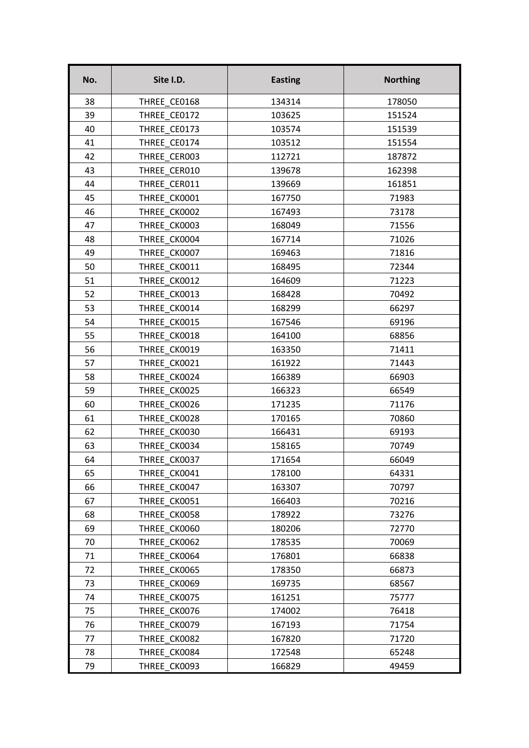| No. | Site I.D. | Easting | Northing |
|---|---|---|---|
| 38 | THREE_CE0168 | 134314 | 178050 |
| 39 | THREE_CE0172 | 103625 | 151524 |
| 40 | THREE_CE0173 | 103574 | 151539 |
| 41 | THREE_CE0174 | 103512 | 151554 |
| 42 | THREE_CER003 | 112721 | 187872 |
| 43 | THREE_CER010 | 139678 | 162398 |
| 44 | THREE_CER011 | 139669 | 161851 |
| 45 | THREE_CK0001 | 167750 | 71983 |
| 46 | THREE_CK0002 | 167493 | 73178 |
| 47 | THREE_CK0003 | 168049 | 71556 |
| 48 | THREE_CK0004 | 167714 | 71026 |
| 49 | THREE_CK0007 | 169463 | 71816 |
| 50 | THREE_CK0011 | 168495 | 72344 |
| 51 | THREE_CK0012 | 164609 | 71223 |
| 52 | THREE_CK0013 | 168428 | 70492 |
| 53 | THREE_CK0014 | 168299 | 66297 |
| 54 | THREE_CK0015 | 167546 | 69196 |
| 55 | THREE_CK0018 | 164100 | 68856 |
| 56 | THREE_CK0019 | 163350 | 71411 |
| 57 | THREE_CK0021 | 161922 | 71443 |
| 58 | THREE_CK0024 | 166389 | 66903 |
| 59 | THREE_CK0025 | 166323 | 66549 |
| 60 | THREE_CK0026 | 171235 | 71176 |
| 61 | THREE_CK0028 | 170165 | 70860 |
| 62 | THREE_CK0030 | 166431 | 69193 |
| 63 | THREE_CK0034 | 158165 | 70749 |
| 64 | THREE_CK0037 | 171654 | 66049 |
| 65 | THREE_CK0041 | 178100 | 64331 |
| 66 | THREE_CK0047 | 163307 | 70797 |
| 67 | THREE_CK0051 | 166403 | 70216 |
| 68 | THREE_CK0058 | 178922 | 73276 |
| 69 | THREE_CK0060 | 180206 | 72770 |
| 70 | THREE_CK0062 | 178535 | 70069 |
| 71 | THREE_CK0064 | 176801 | 66838 |
| 72 | THREE_CK0065 | 178350 | 66873 |
| 73 | THREE_CK0069 | 169735 | 68567 |
| 74 | THREE_CK0075 | 161251 | 75777 |
| 75 | THREE_CK0076 | 174002 | 76418 |
| 76 | THREE_CK0079 | 167193 | 71754 |
| 77 | THREE_CK0082 | 167820 | 71720 |
| 78 | THREE_CK0084 | 172548 | 65248 |
| 79 | THREE_CK0093 | 166829 | 49459 |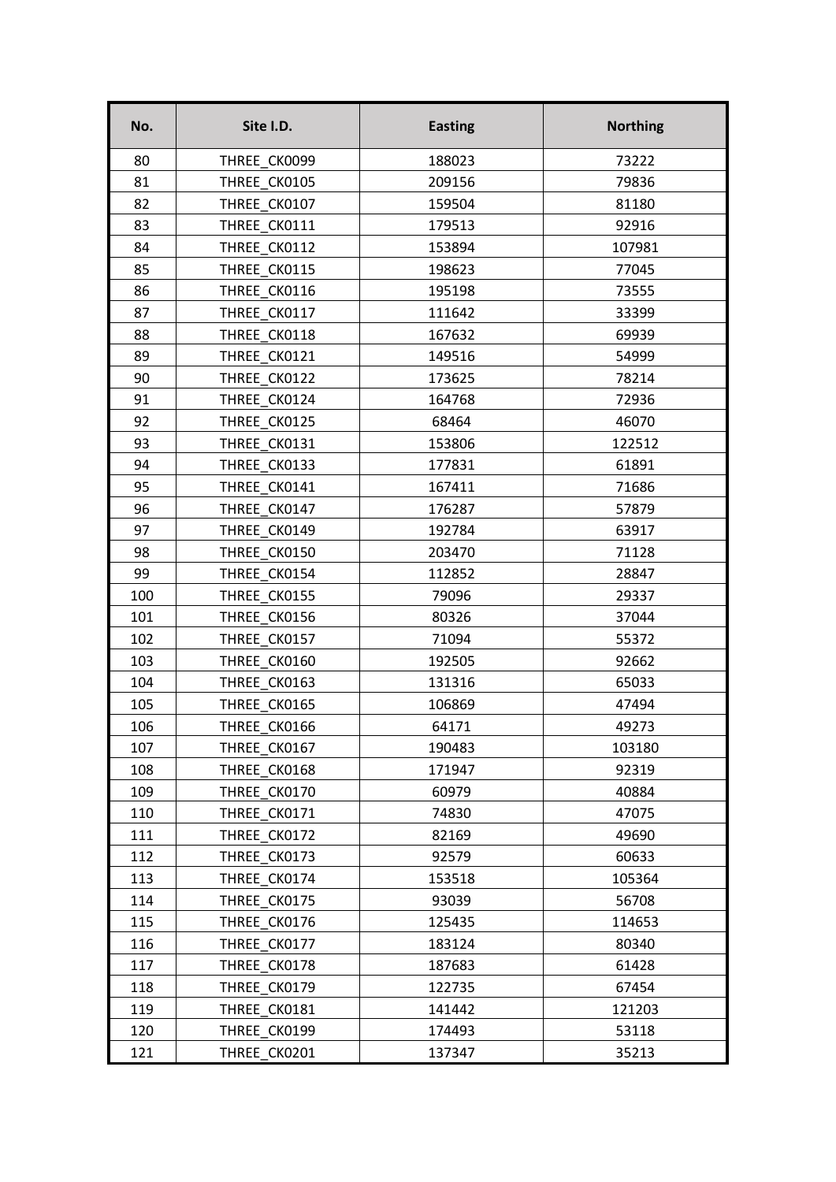| No. | Site I.D. | Easting | Northing |
|---|---|---|---|
| 80 | THREE_CK0099 | 188023 | 73222 |
| 81 | THREE_CK0105 | 209156 | 79836 |
| 82 | THREE_CK0107 | 159504 | 81180 |
| 83 | THREE_CK0111 | 179513 | 92916 |
| 84 | THREE_CK0112 | 153894 | 107981 |
| 85 | THREE_CK0115 | 198623 | 77045 |
| 86 | THREE_CK0116 | 195198 | 73555 |
| 87 | THREE_CK0117 | 111642 | 33399 |
| 88 | THREE_CK0118 | 167632 | 69939 |
| 89 | THREE_CK0121 | 149516 | 54999 |
| 90 | THREE_CK0122 | 173625 | 78214 |
| 91 | THREE_CK0124 | 164768 | 72936 |
| 92 | THREE_CK0125 | 68464 | 46070 |
| 93 | THREE_CK0131 | 153806 | 122512 |
| 94 | THREE_CK0133 | 177831 | 61891 |
| 95 | THREE_CK0141 | 167411 | 71686 |
| 96 | THREE_CK0147 | 176287 | 57879 |
| 97 | THREE_CK0149 | 192784 | 63917 |
| 98 | THREE_CK0150 | 203470 | 71128 |
| 99 | THREE_CK0154 | 112852 | 28847 |
| 100 | THREE_CK0155 | 79096 | 29337 |
| 101 | THREE_CK0156 | 80326 | 37044 |
| 102 | THREE_CK0157 | 71094 | 55372 |
| 103 | THREE_CK0160 | 192505 | 92662 |
| 104 | THREE_CK0163 | 131316 | 65033 |
| 105 | THREE_CK0165 | 106869 | 47494 |
| 106 | THREE_CK0166 | 64171 | 49273 |
| 107 | THREE_CK0167 | 190483 | 103180 |
| 108 | THREE_CK0168 | 171947 | 92319 |
| 109 | THREE_CK0170 | 60979 | 40884 |
| 110 | THREE_CK0171 | 74830 | 47075 |
| 111 | THREE_CK0172 | 82169 | 49690 |
| 112 | THREE_CK0173 | 92579 | 60633 |
| 113 | THREE_CK0174 | 153518 | 105364 |
| 114 | THREE_CK0175 | 93039 | 56708 |
| 115 | THREE_CK0176 | 125435 | 114653 |
| 116 | THREE_CK0177 | 183124 | 80340 |
| 117 | THREE_CK0178 | 187683 | 61428 |
| 118 | THREE_CK0179 | 122735 | 67454 |
| 119 | THREE_CK0181 | 141442 | 121203 |
| 120 | THREE_CK0199 | 174493 | 53118 |
| 121 | THREE_CK0201 | 137347 | 35213 |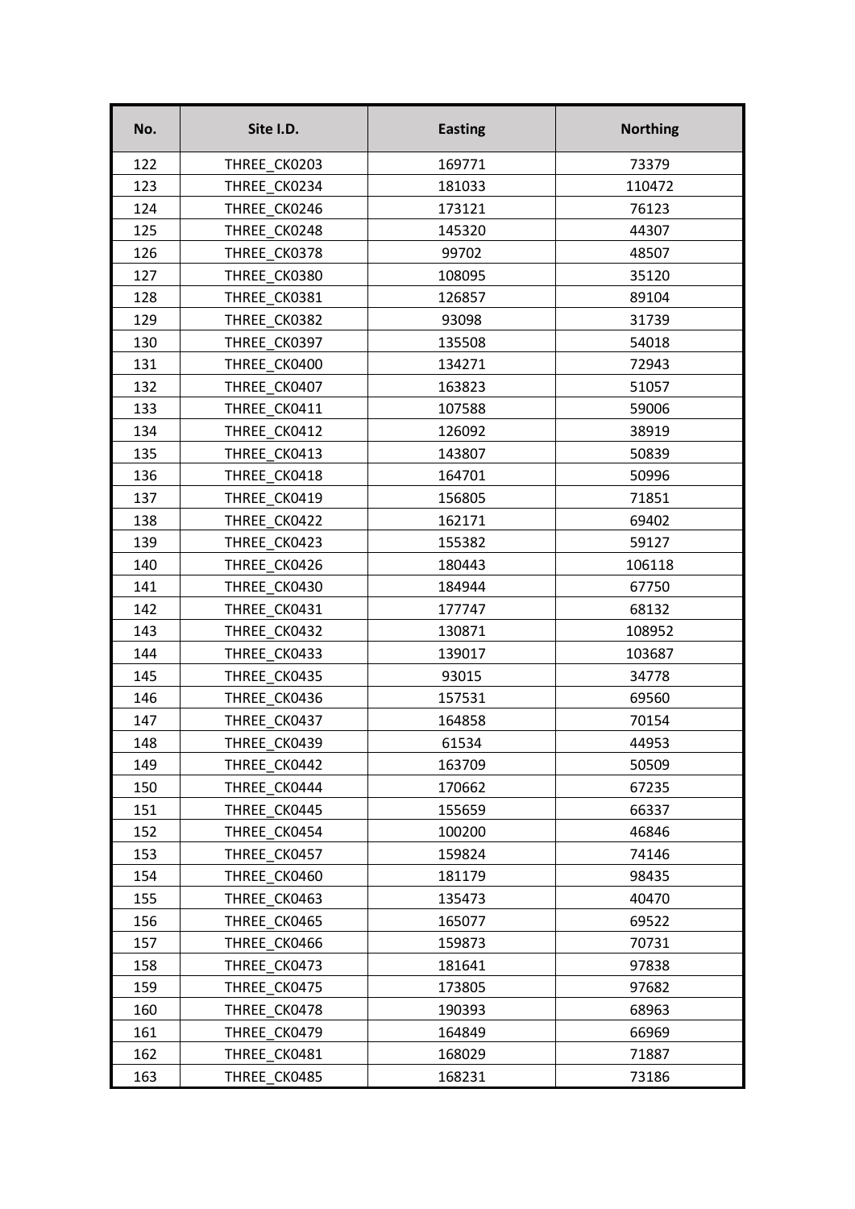| No. | Site I.D. | Easting | Northing |
| --- | --- | --- | --- |
| 122 | THREE_CK0203 | 169771 | 73379 |
| 123 | THREE_CK0234 | 181033 | 110472 |
| 124 | THREE_CK0246 | 173121 | 76123 |
| 125 | THREE_CK0248 | 145320 | 44307 |
| 126 | THREE_CK0378 | 99702 | 48507 |
| 127 | THREE_CK0380 | 108095 | 35120 |
| 128 | THREE_CK0381 | 126857 | 89104 |
| 129 | THREE_CK0382 | 93098 | 31739 |
| 130 | THREE_CK0397 | 135508 | 54018 |
| 131 | THREE_CK0400 | 134271 | 72943 |
| 132 | THREE_CK0407 | 163823 | 51057 |
| 133 | THREE_CK0411 | 107588 | 59006 |
| 134 | THREE_CK0412 | 126092 | 38919 |
| 135 | THREE_CK0413 | 143807 | 50839 |
| 136 | THREE_CK0418 | 164701 | 50996 |
| 137 | THREE_CK0419 | 156805 | 71851 |
| 138 | THREE_CK0422 | 162171 | 69402 |
| 139 | THREE_CK0423 | 155382 | 59127 |
| 140 | THREE_CK0426 | 180443 | 106118 |
| 141 | THREE_CK0430 | 184944 | 67750 |
| 142 | THREE_CK0431 | 177747 | 68132 |
| 143 | THREE_CK0432 | 130871 | 108952 |
| 144 | THREE_CK0433 | 139017 | 103687 |
| 145 | THREE_CK0435 | 93015 | 34778 |
| 146 | THREE_CK0436 | 157531 | 69560 |
| 147 | THREE_CK0437 | 164858 | 70154 |
| 148 | THREE_CK0439 | 61534 | 44953 |
| 149 | THREE_CK0442 | 163709 | 50509 |
| 150 | THREE_CK0444 | 170662 | 67235 |
| 151 | THREE_CK0445 | 155659 | 66337 |
| 152 | THREE_CK0454 | 100200 | 46846 |
| 153 | THREE_CK0457 | 159824 | 74146 |
| 154 | THREE_CK0460 | 181179 | 98435 |
| 155 | THREE_CK0463 | 135473 | 40470 |
| 156 | THREE_CK0465 | 165077 | 69522 |
| 157 | THREE_CK0466 | 159873 | 70731 |
| 158 | THREE_CK0473 | 181641 | 97838 |
| 159 | THREE_CK0475 | 173805 | 97682 |
| 160 | THREE_CK0478 | 190393 | 68963 |
| 161 | THREE_CK0479 | 164849 | 66969 |
| 162 | THREE_CK0481 | 168029 | 71887 |
| 163 | THREE_CK0485 | 168231 | 73186 |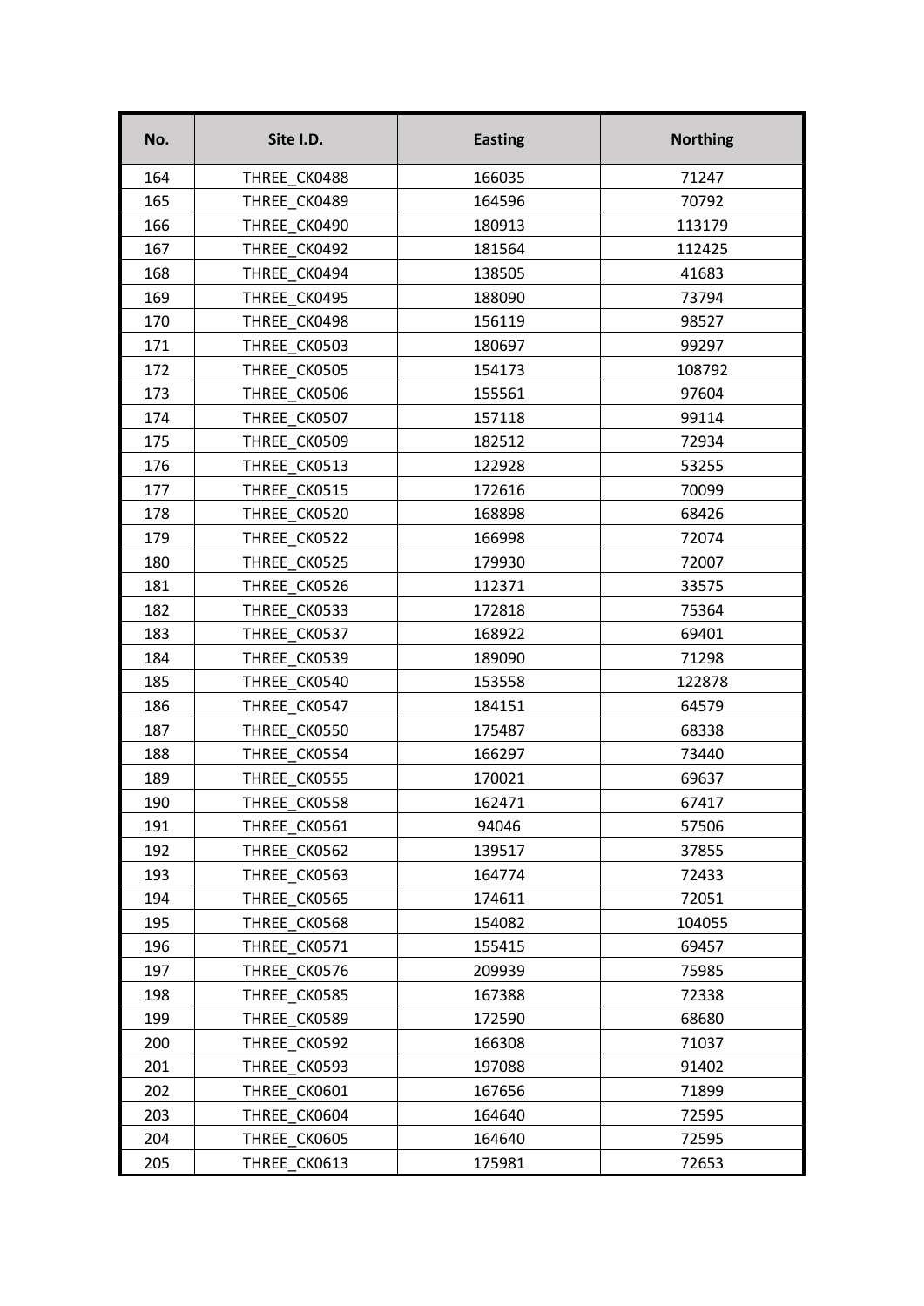| No. | Site I.D. | Easting | Northing |
|---|---|---|---|
| 164 | THREE_CK0488 | 166035 | 71247 |
| 165 | THREE_CK0489 | 164596 | 70792 |
| 166 | THREE_CK0490 | 180913 | 113179 |
| 167 | THREE_CK0492 | 181564 | 112425 |
| 168 | THREE_CK0494 | 138505 | 41683 |
| 169 | THREE_CK0495 | 188090 | 73794 |
| 170 | THREE_CK0498 | 156119 | 98527 |
| 171 | THREE_CK0503 | 180697 | 99297 |
| 172 | THREE_CK0505 | 154173 | 108792 |
| 173 | THREE_CK0506 | 155561 | 97604 |
| 174 | THREE_CK0507 | 157118 | 99114 |
| 175 | THREE_CK0509 | 182512 | 72934 |
| 176 | THREE_CK0513 | 122928 | 53255 |
| 177 | THREE_CK0515 | 172616 | 70099 |
| 178 | THREE_CK0520 | 168898 | 68426 |
| 179 | THREE_CK0522 | 166998 | 72074 |
| 180 | THREE_CK0525 | 179930 | 72007 |
| 181 | THREE_CK0526 | 112371 | 33575 |
| 182 | THREE_CK0533 | 172818 | 75364 |
| 183 | THREE_CK0537 | 168922 | 69401 |
| 184 | THREE_CK0539 | 189090 | 71298 |
| 185 | THREE_CK0540 | 153558 | 122878 |
| 186 | THREE_CK0547 | 184151 | 64579 |
| 187 | THREE_CK0550 | 175487 | 68338 |
| 188 | THREE_CK0554 | 166297 | 73440 |
| 189 | THREE_CK0555 | 170021 | 69637 |
| 190 | THREE_CK0558 | 162471 | 67417 |
| 191 | THREE_CK0561 | 94046 | 57506 |
| 192 | THREE_CK0562 | 139517 | 37855 |
| 193 | THREE_CK0563 | 164774 | 72433 |
| 194 | THREE_CK0565 | 174611 | 72051 |
| 195 | THREE_CK0568 | 154082 | 104055 |
| 196 | THREE_CK0571 | 155415 | 69457 |
| 197 | THREE_CK0576 | 209939 | 75985 |
| 198 | THREE_CK0585 | 167388 | 72338 |
| 199 | THREE_CK0589 | 172590 | 68680 |
| 200 | THREE_CK0592 | 166308 | 71037 |
| 201 | THREE_CK0593 | 197088 | 91402 |
| 202 | THREE_CK0601 | 167656 | 71899 |
| 203 | THREE_CK0604 | 164640 | 72595 |
| 204 | THREE_CK0605 | 164640 | 72595 |
| 205 | THREE_CK0613 | 175981 | 72653 |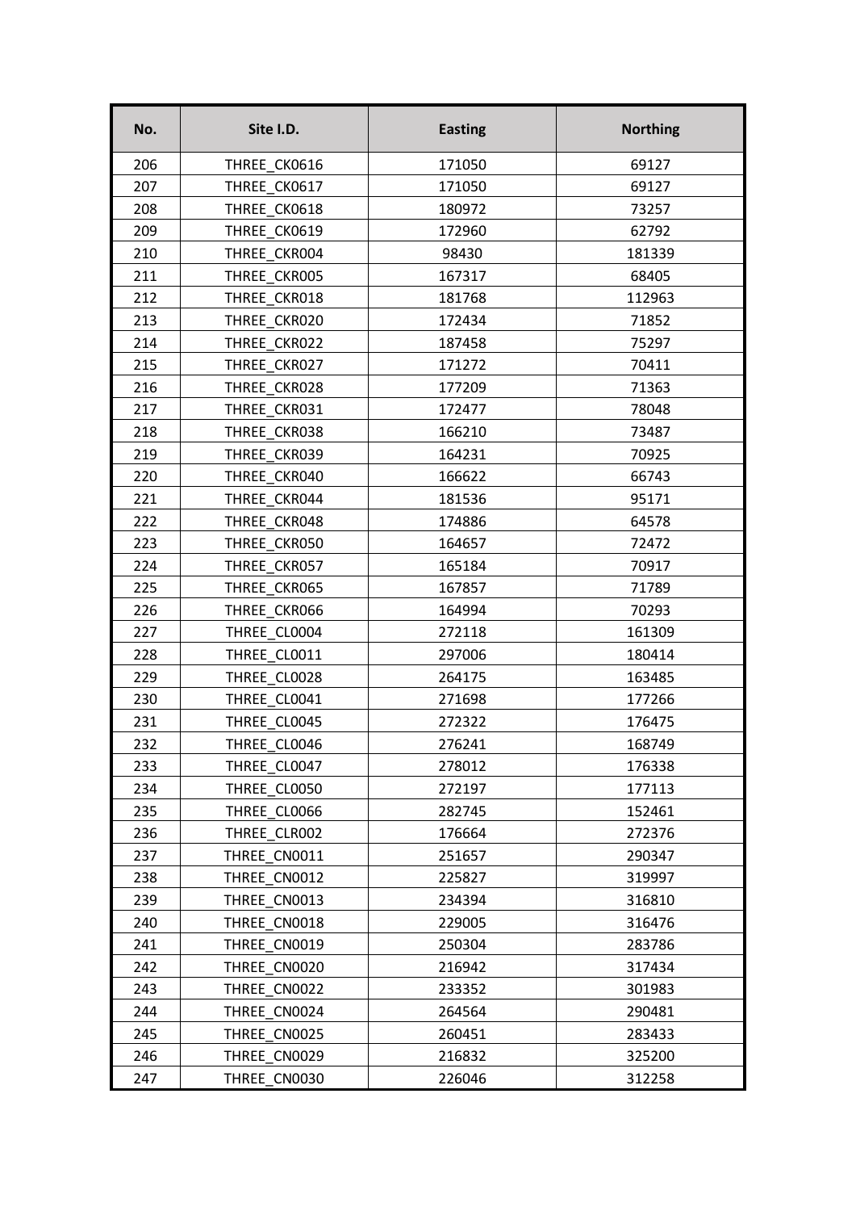| No. | Site I.D. | Easting | Northing |
|---|---|---|---|
| 206 | THREE_CK0616 | 171050 | 69127 |
| 207 | THREE_CK0617 | 171050 | 69127 |
| 208 | THREE_CK0618 | 180972 | 73257 |
| 209 | THREE_CK0619 | 172960 | 62792 |
| 210 | THREE_CKR004 | 98430 | 181339 |
| 211 | THREE_CKR005 | 167317 | 68405 |
| 212 | THREE_CKR018 | 181768 | 112963 |
| 213 | THREE_CKR020 | 172434 | 71852 |
| 214 | THREE_CKR022 | 187458 | 75297 |
| 215 | THREE_CKR027 | 171272 | 70411 |
| 216 | THREE_CKR028 | 177209 | 71363 |
| 217 | THREE_CKR031 | 172477 | 78048 |
| 218 | THREE_CKR038 | 166210 | 73487 |
| 219 | THREE_CKR039 | 164231 | 70925 |
| 220 | THREE_CKR040 | 166622 | 66743 |
| 221 | THREE_CKR044 | 181536 | 95171 |
| 222 | THREE_CKR048 | 174886 | 64578 |
| 223 | THREE_CKR050 | 164657 | 72472 |
| 224 | THREE_CKR057 | 165184 | 70917 |
| 225 | THREE_CKR065 | 167857 | 71789 |
| 226 | THREE_CKR066 | 164994 | 70293 |
| 227 | THREE_CL0004 | 272118 | 161309 |
| 228 | THREE_CL0011 | 297006 | 180414 |
| 229 | THREE_CL0028 | 264175 | 163485 |
| 230 | THREE_CL0041 | 271698 | 177266 |
| 231 | THREE_CL0045 | 272322 | 176475 |
| 232 | THREE_CL0046 | 276241 | 168749 |
| 233 | THREE_CL0047 | 278012 | 176338 |
| 234 | THREE_CL0050 | 272197 | 177113 |
| 235 | THREE_CL0066 | 282745 | 152461 |
| 236 | THREE_CLR002 | 176664 | 272376 |
| 237 | THREE_CN0011 | 251657 | 290347 |
| 238 | THREE_CN0012 | 225827 | 319997 |
| 239 | THREE_CN0013 | 234394 | 316810 |
| 240 | THREE_CN0018 | 229005 | 316476 |
| 241 | THREE_CN0019 | 250304 | 283786 |
| 242 | THREE_CN0020 | 216942 | 317434 |
| 243 | THREE_CN0022 | 233352 | 301983 |
| 244 | THREE_CN0024 | 264564 | 290481 |
| 245 | THREE_CN0025 | 260451 | 283433 |
| 246 | THREE_CN0029 | 216832 | 325200 |
| 247 | THREE_CN0030 | 226046 | 312258 |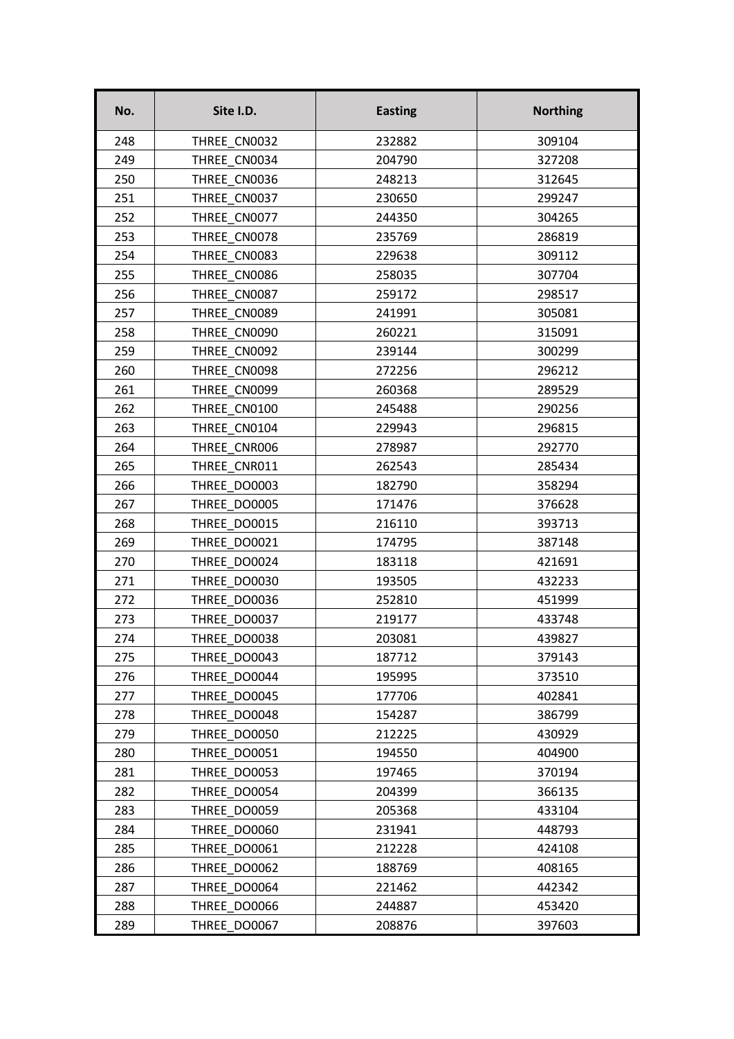| No. | Site I.D. | Easting | Northing |
|---|---|---|---|
| 248 | THREE_CN0032 | 232882 | 309104 |
| 249 | THREE_CN0034 | 204790 | 327208 |
| 250 | THREE_CN0036 | 248213 | 312645 |
| 251 | THREE_CN0037 | 230650 | 299247 |
| 252 | THREE_CN0077 | 244350 | 304265 |
| 253 | THREE_CN0078 | 235769 | 286819 |
| 254 | THREE_CN0083 | 229638 | 309112 |
| 255 | THREE_CN0086 | 258035 | 307704 |
| 256 | THREE_CN0087 | 259172 | 298517 |
| 257 | THREE_CN0089 | 241991 | 305081 |
| 258 | THREE_CN0090 | 260221 | 315091 |
| 259 | THREE_CN0092 | 239144 | 300299 |
| 260 | THREE_CN0098 | 272256 | 296212 |
| 261 | THREE_CN0099 | 260368 | 289529 |
| 262 | THREE_CN0100 | 245488 | 290256 |
| 263 | THREE_CN0104 | 229943 | 296815 |
| 264 | THREE_CNR006 | 278987 | 292770 |
| 265 | THREE_CNR011 | 262543 | 285434 |
| 266 | THREE_DO0003 | 182790 | 358294 |
| 267 | THREE_DO0005 | 171476 | 376628 |
| 268 | THREE_DO0015 | 216110 | 393713 |
| 269 | THREE_DO0021 | 174795 | 387148 |
| 270 | THREE_DO0024 | 183118 | 421691 |
| 271 | THREE_DO0030 | 193505 | 432233 |
| 272 | THREE_DO0036 | 252810 | 451999 |
| 273 | THREE_DO0037 | 219177 | 433748 |
| 274 | THREE_DO0038 | 203081 | 439827 |
| 275 | THREE_DO0043 | 187712 | 379143 |
| 276 | THREE_DO0044 | 195995 | 373510 |
| 277 | THREE_DO0045 | 177706 | 402841 |
| 278 | THREE_DO0048 | 154287 | 386799 |
| 279 | THREE_DO0050 | 212225 | 430929 |
| 280 | THREE_DO0051 | 194550 | 404900 |
| 281 | THREE_DO0053 | 197465 | 370194 |
| 282 | THREE_DO0054 | 204399 | 366135 |
| 283 | THREE_DO0059 | 205368 | 433104 |
| 284 | THREE_DO0060 | 231941 | 448793 |
| 285 | THREE_DO0061 | 212228 | 424108 |
| 286 | THREE_DO0062 | 188769 | 408165 |
| 287 | THREE_DO0064 | 221462 | 442342 |
| 288 | THREE_DO0066 | 244887 | 453420 |
| 289 | THREE_DO0067 | 208876 | 397603 |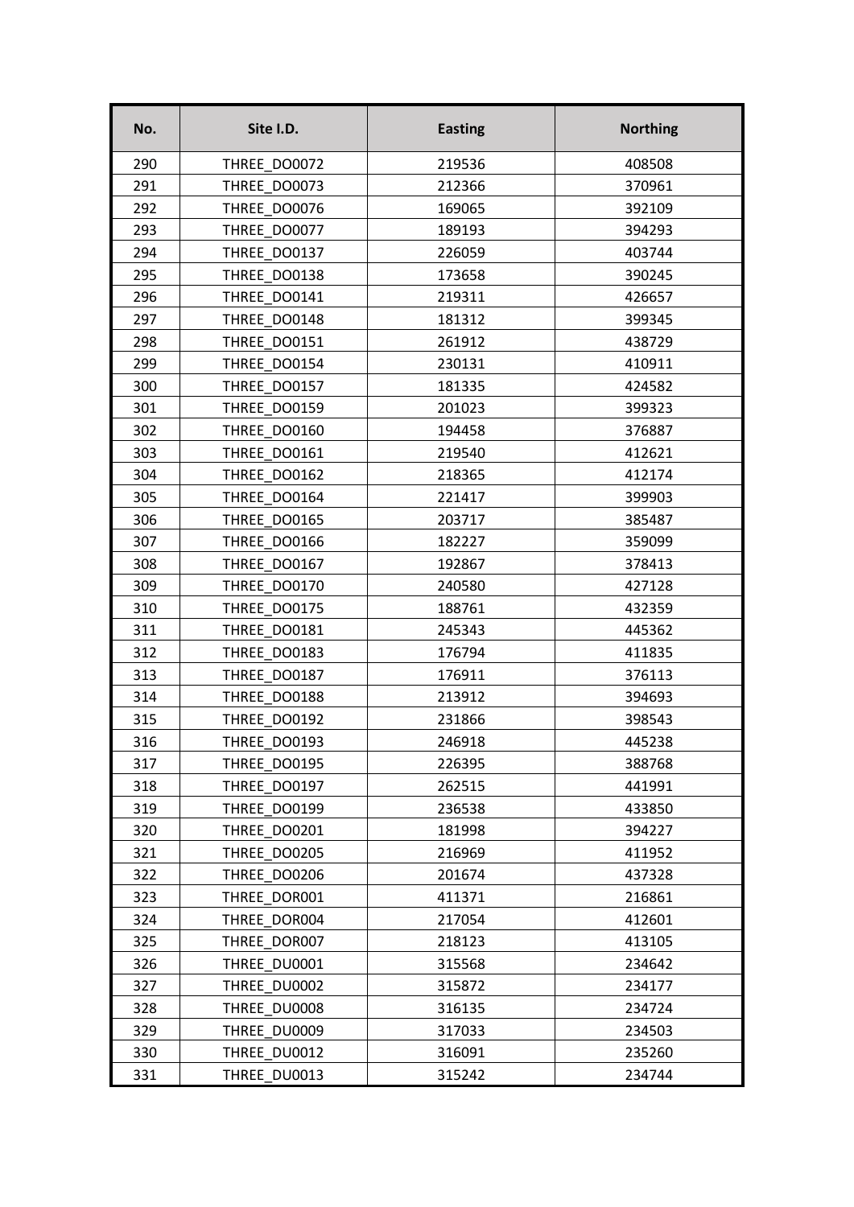| No. | Site I.D. | Easting | Northing |
|---|---|---|---|
| 290 | THREE_DO0072 | 219536 | 408508 |
| 291 | THREE_DO0073 | 212366 | 370961 |
| 292 | THREE_DO0076 | 169065 | 392109 |
| 293 | THREE_DO0077 | 189193 | 394293 |
| 294 | THREE_DO0137 | 226059 | 403744 |
| 295 | THREE_DO0138 | 173658 | 390245 |
| 296 | THREE_DO0141 | 219311 | 426657 |
| 297 | THREE_DO0148 | 181312 | 399345 |
| 298 | THREE_DO0151 | 261912 | 438729 |
| 299 | THREE_DO0154 | 230131 | 410911 |
| 300 | THREE_DO0157 | 181335 | 424582 |
| 301 | THREE_DO0159 | 201023 | 399323 |
| 302 | THREE_DO0160 | 194458 | 376887 |
| 303 | THREE_DO0161 | 219540 | 412621 |
| 304 | THREE_DO0162 | 218365 | 412174 |
| 305 | THREE_DO0164 | 221417 | 399903 |
| 306 | THREE_DO0165 | 203717 | 385487 |
| 307 | THREE_DO0166 | 182227 | 359099 |
| 308 | THREE_DO0167 | 192867 | 378413 |
| 309 | THREE_DO0170 | 240580 | 427128 |
| 310 | THREE_DO0175 | 188761 | 432359 |
| 311 | THREE_DO0181 | 245343 | 445362 |
| 312 | THREE_DO0183 | 176794 | 411835 |
| 313 | THREE_DO0187 | 176911 | 376113 |
| 314 | THREE_DO0188 | 213912 | 394693 |
| 315 | THREE_DO0192 | 231866 | 398543 |
| 316 | THREE_DO0193 | 246918 | 445238 |
| 317 | THREE_DO0195 | 226395 | 388768 |
| 318 | THREE_DO0197 | 262515 | 441991 |
| 319 | THREE_DO0199 | 236538 | 433850 |
| 320 | THREE_DO0201 | 181998 | 394227 |
| 321 | THREE_DO0205 | 216969 | 411952 |
| 322 | THREE_DO0206 | 201674 | 437328 |
| 323 | THREE_DOR001 | 411371 | 216861 |
| 324 | THREE_DOR004 | 217054 | 412601 |
| 325 | THREE_DOR007 | 218123 | 413105 |
| 326 | THREE_DU0001 | 315568 | 234642 |
| 327 | THREE_DU0002 | 315872 | 234177 |
| 328 | THREE_DU0008 | 316135 | 234724 |
| 329 | THREE_DU0009 | 317033 | 234503 |
| 330 | THREE_DU0012 | 316091 | 235260 |
| 331 | THREE_DU0013 | 315242 | 234744 |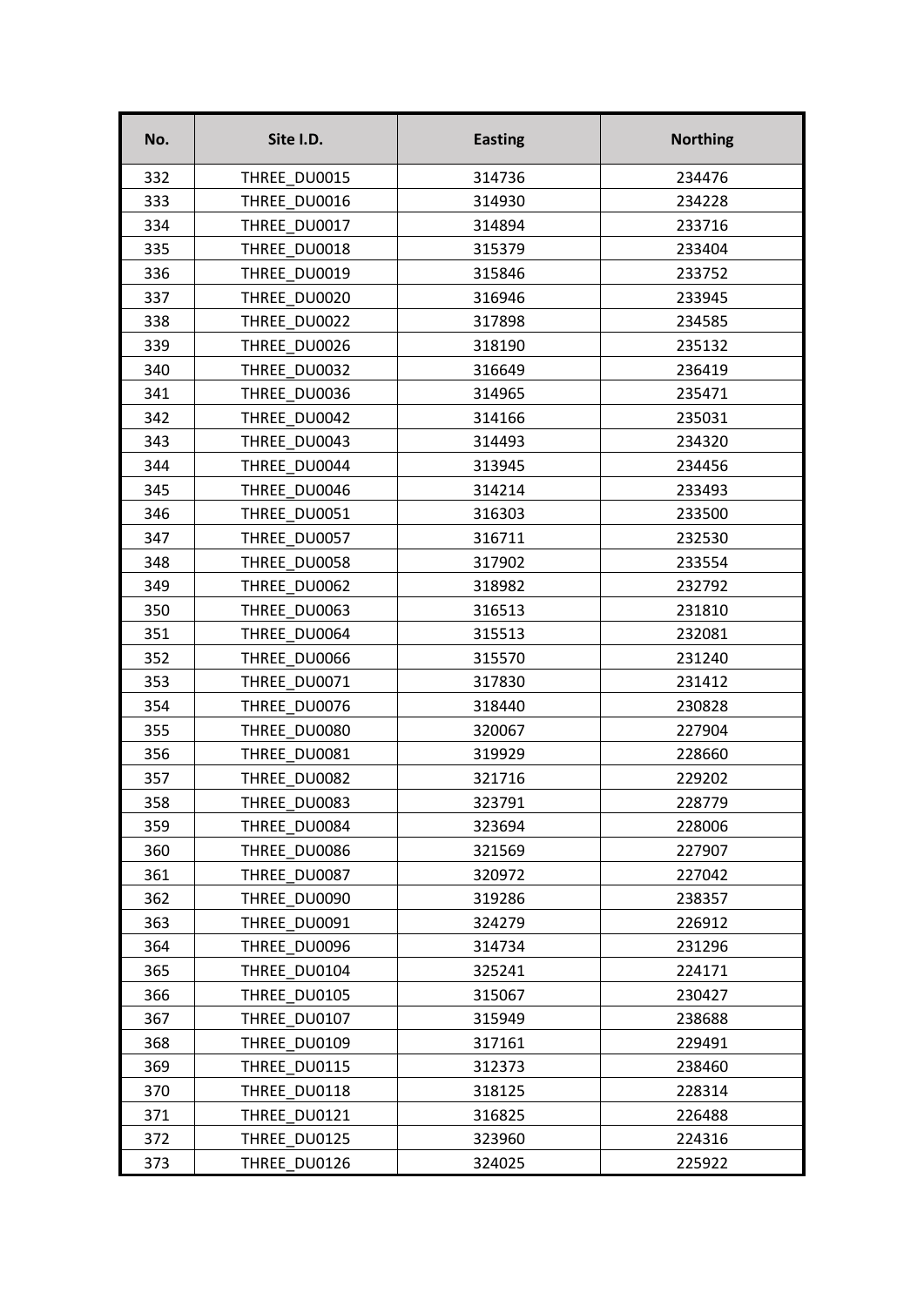| No. | Site I.D. | Easting | Northing |
|---|---|---|---|
| 332 | THREE_DU0015 | 314736 | 234476 |
| 333 | THREE_DU0016 | 314930 | 234228 |
| 334 | THREE_DU0017 | 314894 | 233716 |
| 335 | THREE_DU0018 | 315379 | 233404 |
| 336 | THREE_DU0019 | 315846 | 233752 |
| 337 | THREE_DU0020 | 316946 | 233945 |
| 338 | THREE_DU0022 | 317898 | 234585 |
| 339 | THREE_DU0026 | 318190 | 235132 |
| 340 | THREE_DU0032 | 316649 | 236419 |
| 341 | THREE_DU0036 | 314965 | 235471 |
| 342 | THREE_DU0042 | 314166 | 235031 |
| 343 | THREE_DU0043 | 314493 | 234320 |
| 344 | THREE_DU0044 | 313945 | 234456 |
| 345 | THREE_DU0046 | 314214 | 233493 |
| 346 | THREE_DU0051 | 316303 | 233500 |
| 347 | THREE_DU0057 | 316711 | 232530 |
| 348 | THREE_DU0058 | 317902 | 233554 |
| 349 | THREE_DU0062 | 318982 | 232792 |
| 350 | THREE_DU0063 | 316513 | 231810 |
| 351 | THREE_DU0064 | 315513 | 232081 |
| 352 | THREE_DU0066 | 315570 | 231240 |
| 353 | THREE_DU0071 | 317830 | 231412 |
| 354 | THREE_DU0076 | 318440 | 230828 |
| 355 | THREE_DU0080 | 320067 | 227904 |
| 356 | THREE_DU0081 | 319929 | 228660 |
| 357 | THREE_DU0082 | 321716 | 229202 |
| 358 | THREE_DU0083 | 323791 | 228779 |
| 359 | THREE_DU0084 | 323694 | 228006 |
| 360 | THREE_DU0086 | 321569 | 227907 |
| 361 | THREE_DU0087 | 320972 | 227042 |
| 362 | THREE_DU0090 | 319286 | 238357 |
| 363 | THREE_DU0091 | 324279 | 226912 |
| 364 | THREE_DU0096 | 314734 | 231296 |
| 365 | THREE_DU0104 | 325241 | 224171 |
| 366 | THREE_DU0105 | 315067 | 230427 |
| 367 | THREE_DU0107 | 315949 | 238688 |
| 368 | THREE_DU0109 | 317161 | 229491 |
| 369 | THREE_DU0115 | 312373 | 238460 |
| 370 | THREE_DU0118 | 318125 | 228314 |
| 371 | THREE_DU0121 | 316825 | 226488 |
| 372 | THREE_DU0125 | 323960 | 224316 |
| 373 | THREE_DU0126 | 324025 | 225922 |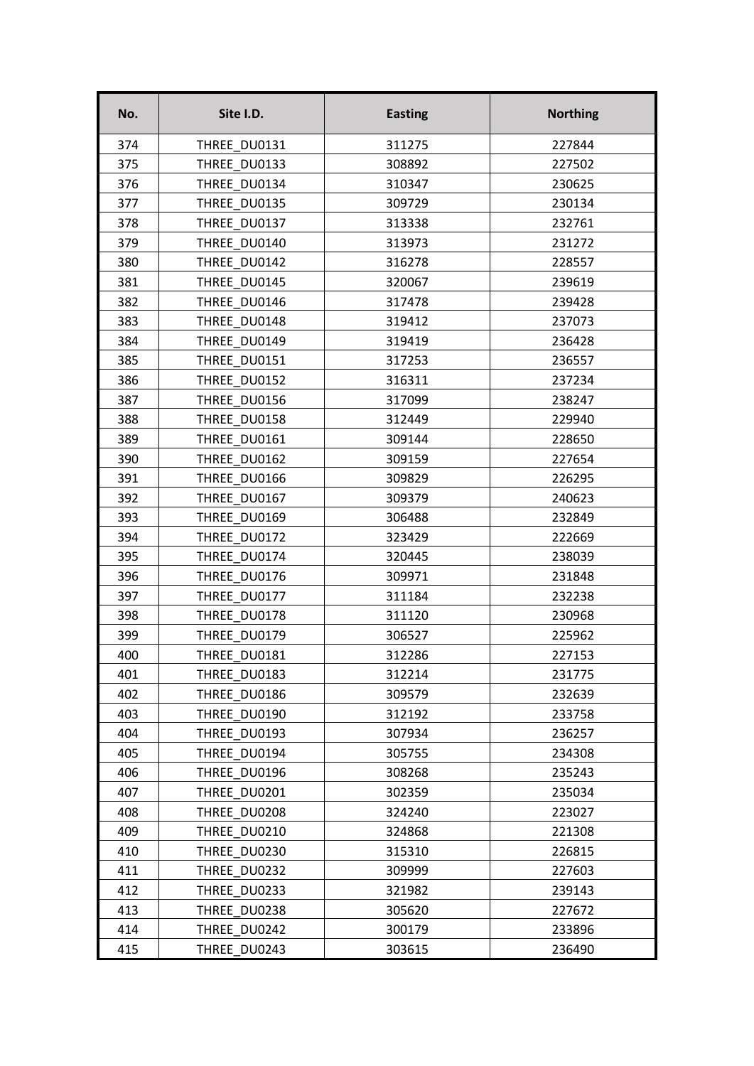| No. | Site I.D. | Easting | Northing |
|---|---|---|---|
| 374 | THREE_DU0131 | 311275 | 227844 |
| 375 | THREE_DU0133 | 308892 | 227502 |
| 376 | THREE_DU0134 | 310347 | 230625 |
| 377 | THREE_DU0135 | 309729 | 230134 |
| 378 | THREE_DU0137 | 313338 | 232761 |
| 379 | THREE_DU0140 | 313973 | 231272 |
| 380 | THREE_DU0142 | 316278 | 228557 |
| 381 | THREE_DU0145 | 320067 | 239619 |
| 382 | THREE_DU0146 | 317478 | 239428 |
| 383 | THREE_DU0148 | 319412 | 237073 |
| 384 | THREE_DU0149 | 319419 | 236428 |
| 385 | THREE_DU0151 | 317253 | 236557 |
| 386 | THREE_DU0152 | 316311 | 237234 |
| 387 | THREE_DU0156 | 317099 | 238247 |
| 388 | THREE_DU0158 | 312449 | 229940 |
| 389 | THREE_DU0161 | 309144 | 228650 |
| 390 | THREE_DU0162 | 309159 | 227654 |
| 391 | THREE_DU0166 | 309829 | 226295 |
| 392 | THREE_DU0167 | 309379 | 240623 |
| 393 | THREE_DU0169 | 306488 | 232849 |
| 394 | THREE_DU0172 | 323429 | 222669 |
| 395 | THREE_DU0174 | 320445 | 238039 |
| 396 | THREE_DU0176 | 309971 | 231848 |
| 397 | THREE_DU0177 | 311184 | 232238 |
| 398 | THREE_DU0178 | 311120 | 230968 |
| 399 | THREE_DU0179 | 306527 | 225962 |
| 400 | THREE_DU0181 | 312286 | 227153 |
| 401 | THREE_DU0183 | 312214 | 231775 |
| 402 | THREE_DU0186 | 309579 | 232639 |
| 403 | THREE_DU0190 | 312192 | 233758 |
| 404 | THREE_DU0193 | 307934 | 236257 |
| 405 | THREE_DU0194 | 305755 | 234308 |
| 406 | THREE_DU0196 | 308268 | 235243 |
| 407 | THREE_DU0201 | 302359 | 235034 |
| 408 | THREE_DU0208 | 324240 | 223027 |
| 409 | THREE_DU0210 | 324868 | 221308 |
| 410 | THREE_DU0230 | 315310 | 226815 |
| 411 | THREE_DU0232 | 309999 | 227603 |
| 412 | THREE_DU0233 | 321982 | 239143 |
| 413 | THREE_DU0238 | 305620 | 227672 |
| 414 | THREE_DU0242 | 300179 | 233896 |
| 415 | THREE_DU0243 | 303615 | 236490 |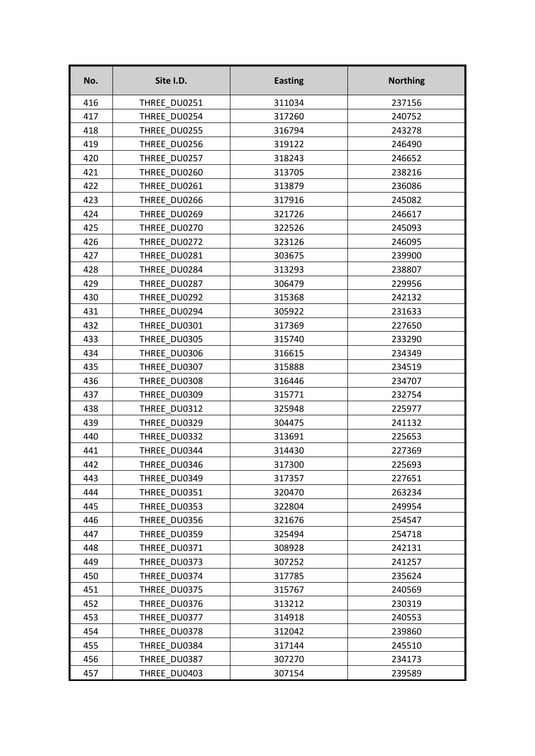| No. | Site I.D. | Easting | Northing |
| --- | --- | --- | --- |
| 416 | THREE_DU0251 | 311034 | 237156 |
| 417 | THREE_DU0254 | 317260 | 240752 |
| 418 | THREE_DU0255 | 316794 | 243278 |
| 419 | THREE_DU0256 | 319122 | 246490 |
| 420 | THREE_DU0257 | 318243 | 246652 |
| 421 | THREE_DU0260 | 313705 | 238216 |
| 422 | THREE_DU0261 | 313879 | 236086 |
| 423 | THREE_DU0266 | 317916 | 245082 |
| 424 | THREE_DU0269 | 321726 | 246617 |
| 425 | THREE_DU0270 | 322526 | 245093 |
| 426 | THREE_DU0272 | 323126 | 246095 |
| 427 | THREE_DU0281 | 303675 | 239900 |
| 428 | THREE_DU0284 | 313293 | 238807 |
| 429 | THREE_DU0287 | 306479 | 229956 |
| 430 | THREE_DU0292 | 315368 | 242132 |
| 431 | THREE_DU0294 | 305922 | 231633 |
| 432 | THREE_DU0301 | 317369 | 227650 |
| 433 | THREE_DU0305 | 315740 | 233290 |
| 434 | THREE_DU0306 | 316615 | 234349 |
| 435 | THREE_DU0307 | 315888 | 234519 |
| 436 | THREE_DU0308 | 316446 | 234707 |
| 437 | THREE_DU0309 | 315771 | 232754 |
| 438 | THREE_DU0312 | 325948 | 225977 |
| 439 | THREE_DU0329 | 304475 | 241132 |
| 440 | THREE_DU0332 | 313691 | 225653 |
| 441 | THREE_DU0344 | 314430 | 227369 |
| 442 | THREE_DU0346 | 317300 | 225693 |
| 443 | THREE_DU0349 | 317357 | 227651 |
| 444 | THREE_DU0351 | 320470 | 263234 |
| 445 | THREE_DU0353 | 322804 | 249954 |
| 446 | THREE_DU0356 | 321676 | 254547 |
| 447 | THREE_DU0359 | 325494 | 254718 |
| 448 | THREE_DU0371 | 308928 | 242131 |
| 449 | THREE_DU0373 | 307252 | 241257 |
| 450 | THREE_DU0374 | 317785 | 235624 |
| 451 | THREE_DU0375 | 315767 | 240569 |
| 452 | THREE_DU0376 | 313212 | 230319 |
| 453 | THREE_DU0377 | 314918 | 240553 |
| 454 | THREE_DU0378 | 312042 | 239860 |
| 455 | THREE_DU0384 | 317144 | 245510 |
| 456 | THREE_DU0387 | 307270 | 234173 |
| 457 | THREE_DU0403 | 307154 | 239589 |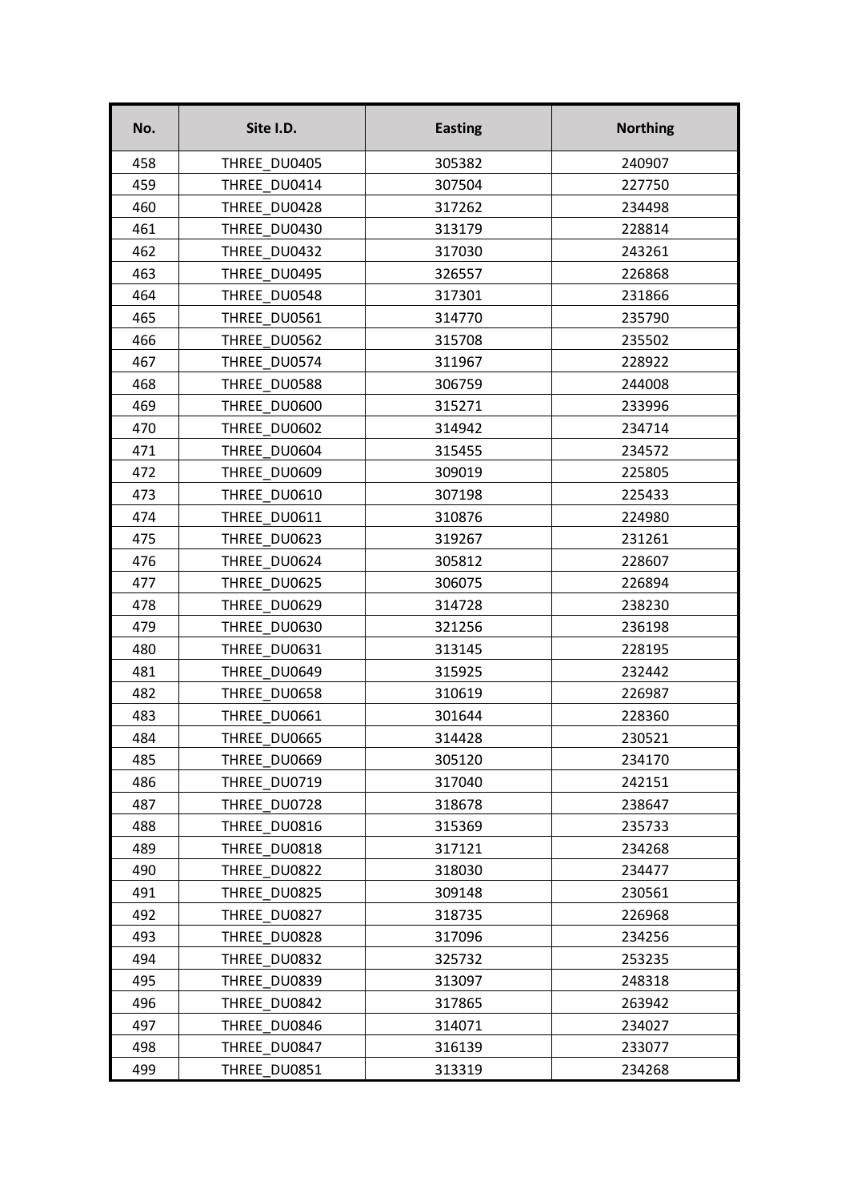| No. | Site I.D. | Easting | Northing |
|---|---|---|---|
| 458 | THREE_DU0405 | 305382 | 240907 |
| 459 | THREE_DU0414 | 307504 | 227750 |
| 460 | THREE_DU0428 | 317262 | 234498 |
| 461 | THREE_DU0430 | 313179 | 228814 |
| 462 | THREE_DU0432 | 317030 | 243261 |
| 463 | THREE_DU0495 | 326557 | 226868 |
| 464 | THREE_DU0548 | 317301 | 231866 |
| 465 | THREE_DU0561 | 314770 | 235790 |
| 466 | THREE_DU0562 | 315708 | 235502 |
| 467 | THREE_DU0574 | 311967 | 228922 |
| 468 | THREE_DU0588 | 306759 | 244008 |
| 469 | THREE_DU0600 | 315271 | 233996 |
| 470 | THREE_DU0602 | 314942 | 234714 |
| 471 | THREE_DU0604 | 315455 | 234572 |
| 472 | THREE_DU0609 | 309019 | 225805 |
| 473 | THREE_DU0610 | 307198 | 225433 |
| 474 | THREE_DU0611 | 310876 | 224980 |
| 475 | THREE_DU0623 | 319267 | 231261 |
| 476 | THREE_DU0624 | 305812 | 228607 |
| 477 | THREE_DU0625 | 306075 | 226894 |
| 478 | THREE_DU0629 | 314728 | 238230 |
| 479 | THREE_DU0630 | 321256 | 236198 |
| 480 | THREE_DU0631 | 313145 | 228195 |
| 481 | THREE_DU0649 | 315925 | 232442 |
| 482 | THREE_DU0658 | 310619 | 226987 |
| 483 | THREE_DU0661 | 301644 | 228360 |
| 484 | THREE_DU0665 | 314428 | 230521 |
| 485 | THREE_DU0669 | 305120 | 234170 |
| 486 | THREE_DU0719 | 317040 | 242151 |
| 487 | THREE_DU0728 | 318678 | 238647 |
| 488 | THREE_DU0816 | 315369 | 235733 |
| 489 | THREE_DU0818 | 317121 | 234268 |
| 490 | THREE_DU0822 | 318030 | 234477 |
| 491 | THREE_DU0825 | 309148 | 230561 |
| 492 | THREE_DU0827 | 318735 | 226968 |
| 493 | THREE_DU0828 | 317096 | 234256 |
| 494 | THREE_DU0832 | 325732 | 253235 |
| 495 | THREE_DU0839 | 313097 | 248318 |
| 496 | THREE_DU0842 | 317865 | 263942 |
| 497 | THREE_DU0846 | 314071 | 234027 |
| 498 | THREE_DU0847 | 316139 | 233077 |
| 499 | THREE_DU0851 | 313319 | 234268 |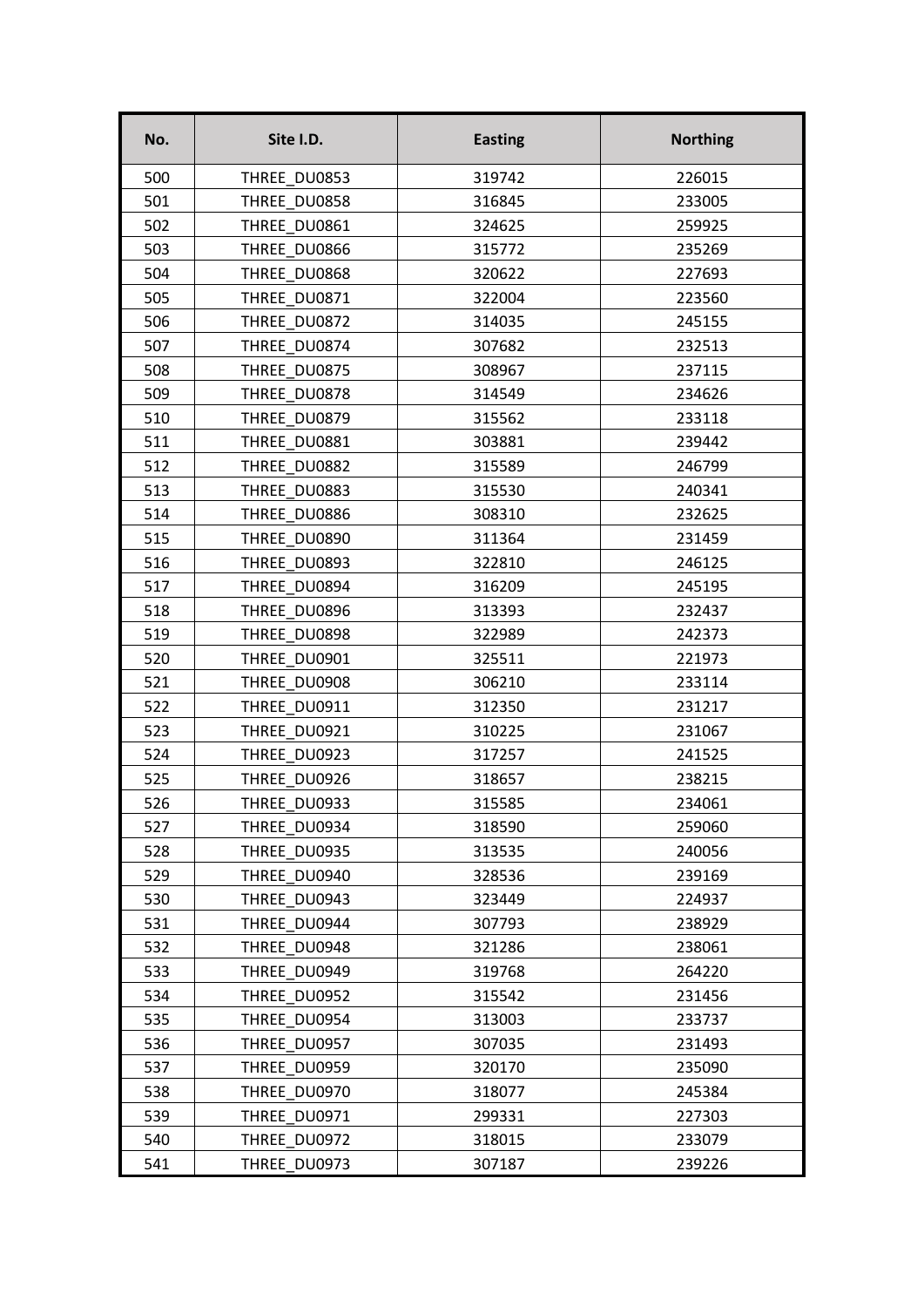| No. | Site I.D. | Easting | Northing |
|---|---|---|---|
| 500 | THREE_DU0853 | 319742 | 226015 |
| 501 | THREE_DU0858 | 316845 | 233005 |
| 502 | THREE_DU0861 | 324625 | 259925 |
| 503 | THREE_DU0866 | 315772 | 235269 |
| 504 | THREE_DU0868 | 320622 | 227693 |
| 505 | THREE_DU0871 | 322004 | 223560 |
| 506 | THREE_DU0872 | 314035 | 245155 |
| 507 | THREE_DU0874 | 307682 | 232513 |
| 508 | THREE_DU0875 | 308967 | 237115 |
| 509 | THREE_DU0878 | 314549 | 234626 |
| 510 | THREE_DU0879 | 315562 | 233118 |
| 511 | THREE_DU0881 | 303881 | 239442 |
| 512 | THREE_DU0882 | 315589 | 246799 |
| 513 | THREE_DU0883 | 315530 | 240341 |
| 514 | THREE_DU0886 | 308310 | 232625 |
| 515 | THREE_DU0890 | 311364 | 231459 |
| 516 | THREE_DU0893 | 322810 | 246125 |
| 517 | THREE_DU0894 | 316209 | 245195 |
| 518 | THREE_DU0896 | 313393 | 232437 |
| 519 | THREE_DU0898 | 322989 | 242373 |
| 520 | THREE_DU0901 | 325511 | 221973 |
| 521 | THREE_DU0908 | 306210 | 233114 |
| 522 | THREE_DU0911 | 312350 | 231217 |
| 523 | THREE_DU0921 | 310225 | 231067 |
| 524 | THREE_DU0923 | 317257 | 241525 |
| 525 | THREE_DU0926 | 318657 | 238215 |
| 526 | THREE_DU0933 | 315585 | 234061 |
| 527 | THREE_DU0934 | 318590 | 259060 |
| 528 | THREE_DU0935 | 313535 | 240056 |
| 529 | THREE_DU0940 | 328536 | 239169 |
| 530 | THREE_DU0943 | 323449 | 224937 |
| 531 | THREE_DU0944 | 307793 | 238929 |
| 532 | THREE_DU0948 | 321286 | 238061 |
| 533 | THREE_DU0949 | 319768 | 264220 |
| 534 | THREE_DU0952 | 315542 | 231456 |
| 535 | THREE_DU0954 | 313003 | 233737 |
| 536 | THREE_DU0957 | 307035 | 231493 |
| 537 | THREE_DU0959 | 320170 | 235090 |
| 538 | THREE_DU0970 | 318077 | 245384 |
| 539 | THREE_DU0971 | 299331 | 227303 |
| 540 | THREE_DU0972 | 318015 | 233079 |
| 541 | THREE_DU0973 | 307187 | 239226 |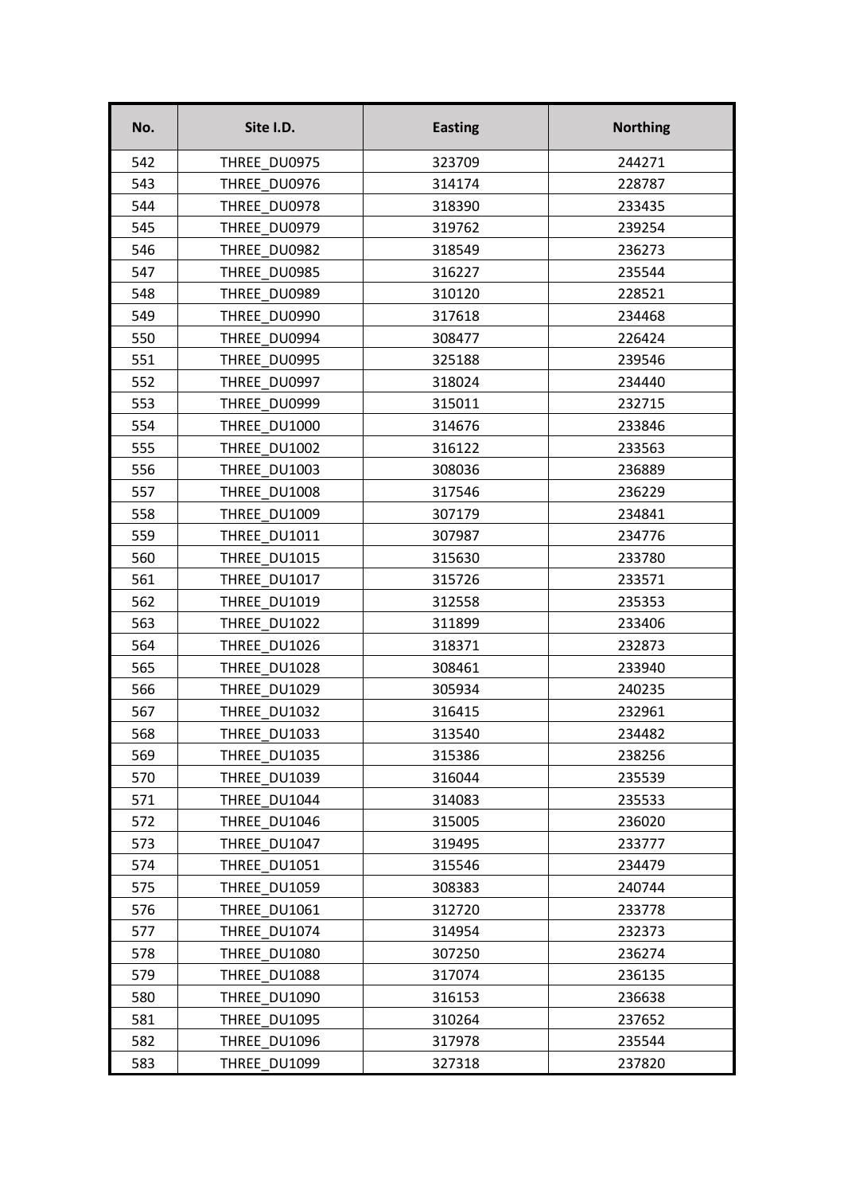| No. | Site I.D. | Easting | Northing |
|---|---|---|---|
| 542 | THREE_DU0975 | 323709 | 244271 |
| 543 | THREE_DU0976 | 314174 | 228787 |
| 544 | THREE_DU0978 | 318390 | 233435 |
| 545 | THREE_DU0979 | 319762 | 239254 |
| 546 | THREE_DU0982 | 318549 | 236273 |
| 547 | THREE_DU0985 | 316227 | 235544 |
| 548 | THREE_DU0989 | 310120 | 228521 |
| 549 | THREE_DU0990 | 317618 | 234468 |
| 550 | THREE_DU0994 | 308477 | 226424 |
| 551 | THREE_DU0995 | 325188 | 239546 |
| 552 | THREE_DU0997 | 318024 | 234440 |
| 553 | THREE_DU0999 | 315011 | 232715 |
| 554 | THREE_DU1000 | 314676 | 233846 |
| 555 | THREE_DU1002 | 316122 | 233563 |
| 556 | THREE_DU1003 | 308036 | 236889 |
| 557 | THREE_DU1008 | 317546 | 236229 |
| 558 | THREE_DU1009 | 307179 | 234841 |
| 559 | THREE_DU1011 | 307987 | 234776 |
| 560 | THREE_DU1015 | 315630 | 233780 |
| 561 | THREE_DU1017 | 315726 | 233571 |
| 562 | THREE_DU1019 | 312558 | 235353 |
| 563 | THREE_DU1022 | 311899 | 233406 |
| 564 | THREE_DU1026 | 318371 | 232873 |
| 565 | THREE_DU1028 | 308461 | 233940 |
| 566 | THREE_DU1029 | 305934 | 240235 |
| 567 | THREE_DU1032 | 316415 | 232961 |
| 568 | THREE_DU1033 | 313540 | 234482 |
| 569 | THREE_DU1035 | 315386 | 238256 |
| 570 | THREE_DU1039 | 316044 | 235539 |
| 571 | THREE_DU1044 | 314083 | 235533 |
| 572 | THREE_DU1046 | 315005 | 236020 |
| 573 | THREE_DU1047 | 319495 | 233777 |
| 574 | THREE_DU1051 | 315546 | 234479 |
| 575 | THREE_DU1059 | 308383 | 240744 |
| 576 | THREE_DU1061 | 312720 | 233778 |
| 577 | THREE_DU1074 | 314954 | 232373 |
| 578 | THREE_DU1080 | 307250 | 236274 |
| 579 | THREE_DU1088 | 317074 | 236135 |
| 580 | THREE_DU1090 | 316153 | 236638 |
| 581 | THREE_DU1095 | 310264 | 237652 |
| 582 | THREE_DU1096 | 317978 | 235544 |
| 583 | THREE_DU1099 | 327318 | 237820 |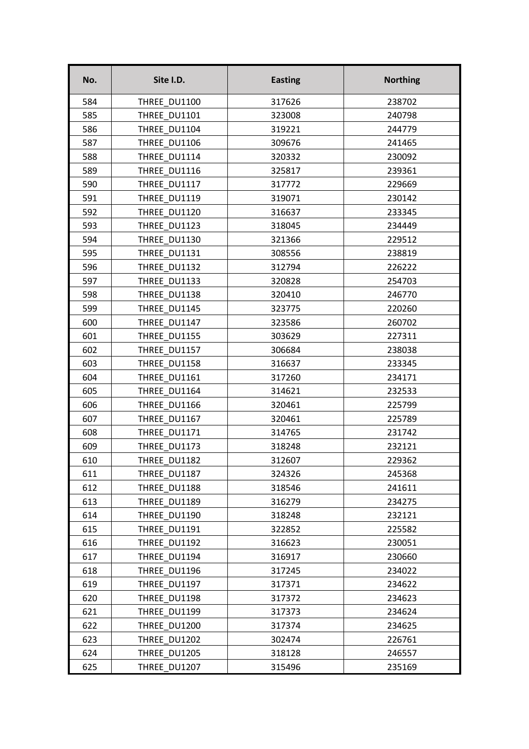| No. | Site I.D. | Easting | Northing |
|---|---|---|---|
| 584 | THREE_DU1100 | 317626 | 238702 |
| 585 | THREE_DU1101 | 323008 | 240798 |
| 586 | THREE_DU1104 | 319221 | 244779 |
| 587 | THREE_DU1106 | 309676 | 241465 |
| 588 | THREE_DU1114 | 320332 | 230092 |
| 589 | THREE_DU1116 | 325817 | 239361 |
| 590 | THREE_DU1117 | 317772 | 229669 |
| 591 | THREE_DU1119 | 319071 | 230142 |
| 592 | THREE_DU1120 | 316637 | 233345 |
| 593 | THREE_DU1123 | 318045 | 234449 |
| 594 | THREE_DU1130 | 321366 | 229512 |
| 595 | THREE_DU1131 | 308556 | 238819 |
| 596 | THREE_DU1132 | 312794 | 226222 |
| 597 | THREE_DU1133 | 320828 | 254703 |
| 598 | THREE_DU1138 | 320410 | 246770 |
| 599 | THREE_DU1145 | 323775 | 220260 |
| 600 | THREE_DU1147 | 323586 | 260702 |
| 601 | THREE_DU1155 | 303629 | 227311 |
| 602 | THREE_DU1157 | 306684 | 238038 |
| 603 | THREE_DU1158 | 316637 | 233345 |
| 604 | THREE_DU1161 | 317260 | 234171 |
| 605 | THREE_DU1164 | 314621 | 232533 |
| 606 | THREE_DU1166 | 320461 | 225799 |
| 607 | THREE_DU1167 | 320461 | 225789 |
| 608 | THREE_DU1171 | 314765 | 231742 |
| 609 | THREE_DU1173 | 318248 | 232121 |
| 610 | THREE_DU1182 | 312607 | 229362 |
| 611 | THREE_DU1187 | 324326 | 245368 |
| 612 | THREE_DU1188 | 318546 | 241611 |
| 613 | THREE_DU1189 | 316279 | 234275 |
| 614 | THREE_DU1190 | 318248 | 232121 |
| 615 | THREE_DU1191 | 322852 | 225582 |
| 616 | THREE_DU1192 | 316623 | 230051 |
| 617 | THREE_DU1194 | 316917 | 230660 |
| 618 | THREE_DU1196 | 317245 | 234022 |
| 619 | THREE_DU1197 | 317371 | 234622 |
| 620 | THREE_DU1198 | 317372 | 234623 |
| 621 | THREE_DU1199 | 317373 | 234624 |
| 622 | THREE_DU1200 | 317374 | 234625 |
| 623 | THREE_DU1202 | 302474 | 226761 |
| 624 | THREE_DU1205 | 318128 | 246557 |
| 625 | THREE_DU1207 | 315496 | 235169 |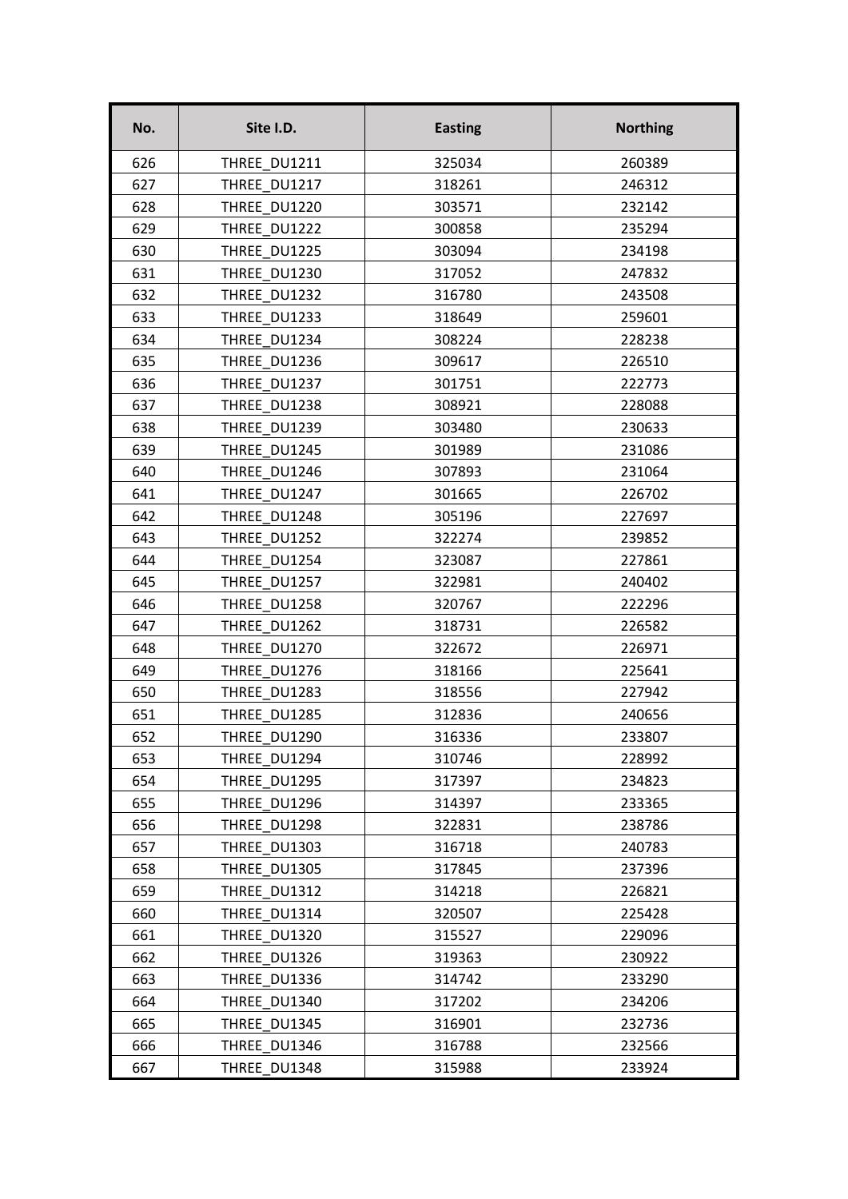| No. | Site I.D. | Easting | Northing |
|---|---|---|---|
| 626 | THREE_DU1211 | 325034 | 260389 |
| 627 | THREE_DU1217 | 318261 | 246312 |
| 628 | THREE_DU1220 | 303571 | 232142 |
| 629 | THREE_DU1222 | 300858 | 235294 |
| 630 | THREE_DU1225 | 303094 | 234198 |
| 631 | THREE_DU1230 | 317052 | 247832 |
| 632 | THREE_DU1232 | 316780 | 243508 |
| 633 | THREE_DU1233 | 318649 | 259601 |
| 634 | THREE_DU1234 | 308224 | 228238 |
| 635 | THREE_DU1236 | 309617 | 226510 |
| 636 | THREE_DU1237 | 301751 | 222773 |
| 637 | THREE_DU1238 | 308921 | 228088 |
| 638 | THREE_DU1239 | 303480 | 230633 |
| 639 | THREE_DU1245 | 301989 | 231086 |
| 640 | THREE_DU1246 | 307893 | 231064 |
| 641 | THREE_DU1247 | 301665 | 226702 |
| 642 | THREE_DU1248 | 305196 | 227697 |
| 643 | THREE_DU1252 | 322274 | 239852 |
| 644 | THREE_DU1254 | 323087 | 227861 |
| 645 | THREE_DU1257 | 322981 | 240402 |
| 646 | THREE_DU1258 | 320767 | 222296 |
| 647 | THREE_DU1262 | 318731 | 226582 |
| 648 | THREE_DU1270 | 322672 | 226971 |
| 649 | THREE_DU1276 | 318166 | 225641 |
| 650 | THREE_DU1283 | 318556 | 227942 |
| 651 | THREE_DU1285 | 312836 | 240656 |
| 652 | THREE_DU1290 | 316336 | 233807 |
| 653 | THREE_DU1294 | 310746 | 228992 |
| 654 | THREE_DU1295 | 317397 | 234823 |
| 655 | THREE_DU1296 | 314397 | 233365 |
| 656 | THREE_DU1298 | 322831 | 238786 |
| 657 | THREE_DU1303 | 316718 | 240783 |
| 658 | THREE_DU1305 | 317845 | 237396 |
| 659 | THREE_DU1312 | 314218 | 226821 |
| 660 | THREE_DU1314 | 320507 | 225428 |
| 661 | THREE_DU1320 | 315527 | 229096 |
| 662 | THREE_DU1326 | 319363 | 230922 |
| 663 | THREE_DU1336 | 314742 | 233290 |
| 664 | THREE_DU1340 | 317202 | 234206 |
| 665 | THREE_DU1345 | 316901 | 232736 |
| 666 | THREE_DU1346 | 316788 | 232566 |
| 667 | THREE_DU1348 | 315988 | 233924 |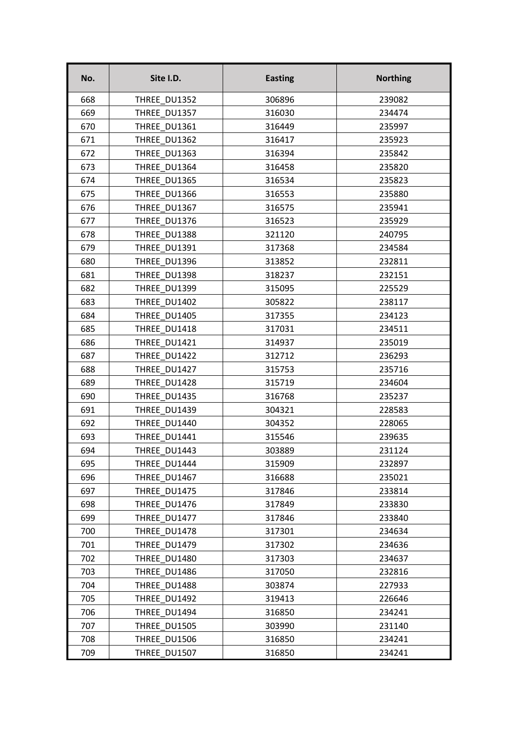| No. | Site I.D. | Easting | Northing |
|---|---|---|---|
| 668 | THREE_DU1352 | 306896 | 239082 |
| 669 | THREE_DU1357 | 316030 | 234474 |
| 670 | THREE_DU1361 | 316449 | 235997 |
| 671 | THREE_DU1362 | 316417 | 235923 |
| 672 | THREE_DU1363 | 316394 | 235842 |
| 673 | THREE_DU1364 | 316458 | 235820 |
| 674 | THREE_DU1365 | 316534 | 235823 |
| 675 | THREE_DU1366 | 316553 | 235880 |
| 676 | THREE_DU1367 | 316575 | 235941 |
| 677 | THREE_DU1376 | 316523 | 235929 |
| 678 | THREE_DU1388 | 321120 | 240795 |
| 679 | THREE_DU1391 | 317368 | 234584 |
| 680 | THREE_DU1396 | 313852 | 232811 |
| 681 | THREE_DU1398 | 318237 | 232151 |
| 682 | THREE_DU1399 | 315095 | 225529 |
| 683 | THREE_DU1402 | 305822 | 238117 |
| 684 | THREE_DU1405 | 317355 | 234123 |
| 685 | THREE_DU1418 | 317031 | 234511 |
| 686 | THREE_DU1421 | 314937 | 235019 |
| 687 | THREE_DU1422 | 312712 | 236293 |
| 688 | THREE_DU1427 | 315753 | 235716 |
| 689 | THREE_DU1428 | 315719 | 234604 |
| 690 | THREE_DU1435 | 316768 | 235237 |
| 691 | THREE_DU1439 | 304321 | 228583 |
| 692 | THREE_DU1440 | 304352 | 228065 |
| 693 | THREE_DU1441 | 315546 | 239635 |
| 694 | THREE_DU1443 | 303889 | 231124 |
| 695 | THREE_DU1444 | 315909 | 232897 |
| 696 | THREE_DU1467 | 316688 | 235021 |
| 697 | THREE_DU1475 | 317846 | 233814 |
| 698 | THREE_DU1476 | 317849 | 233830 |
| 699 | THREE_DU1477 | 317846 | 233840 |
| 700 | THREE_DU1478 | 317301 | 234634 |
| 701 | THREE_DU1479 | 317302 | 234636 |
| 702 | THREE_DU1480 | 317303 | 234637 |
| 703 | THREE_DU1486 | 317050 | 232816 |
| 704 | THREE_DU1488 | 303874 | 227933 |
| 705 | THREE_DU1492 | 319413 | 226646 |
| 706 | THREE_DU1494 | 316850 | 234241 |
| 707 | THREE_DU1505 | 303990 | 231140 |
| 708 | THREE_DU1506 | 316850 | 234241 |
| 709 | THREE_DU1507 | 316850 | 234241 |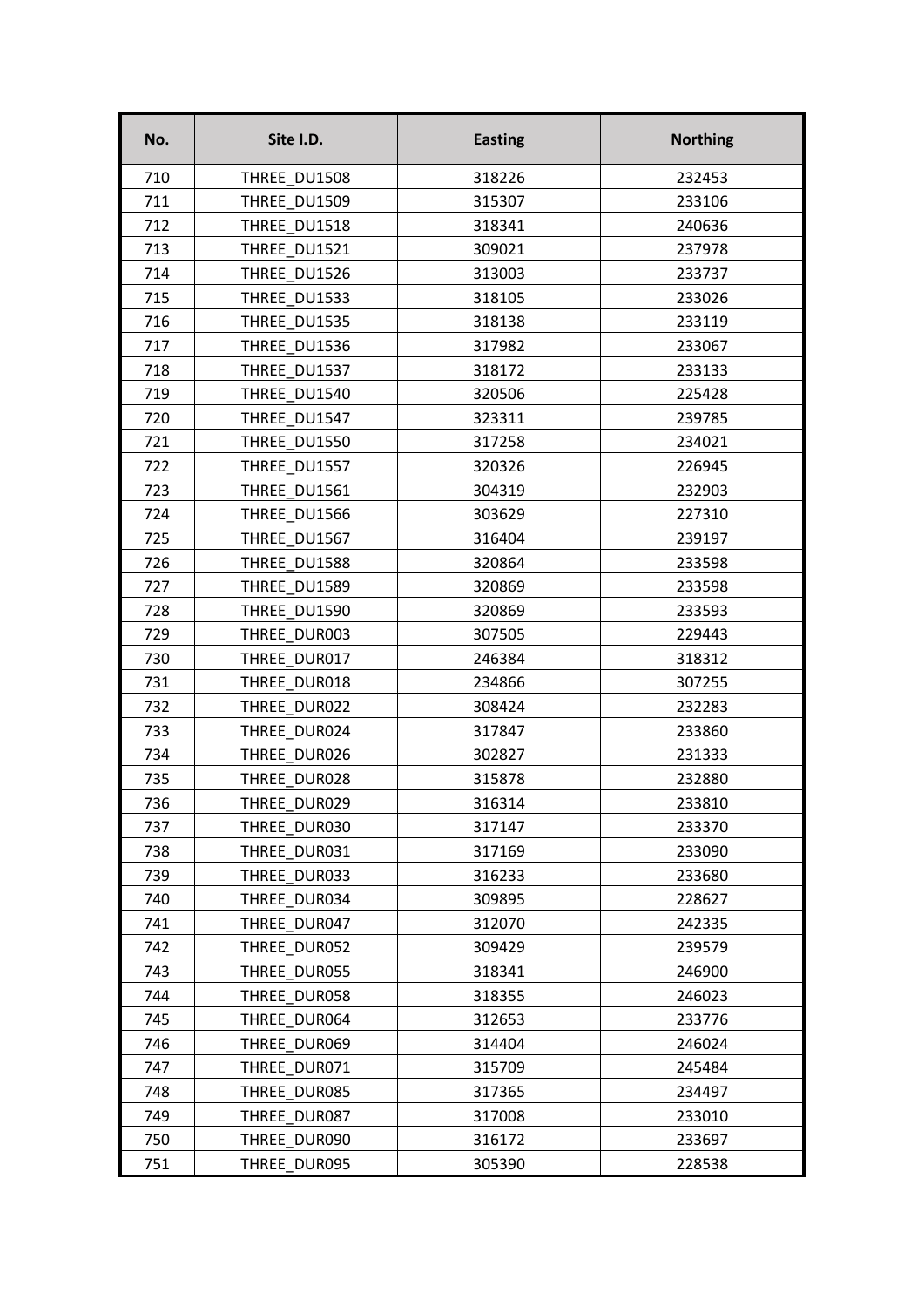| No. | Site I.D. | Easting | Northing |
|---|---|---|---|
| 710 | THREE_DU1508 | 318226 | 232453 |
| 711 | THREE_DU1509 | 315307 | 233106 |
| 712 | THREE_DU1518 | 318341 | 240636 |
| 713 | THREE_DU1521 | 309021 | 237978 |
| 714 | THREE_DU1526 | 313003 | 233737 |
| 715 | THREE_DU1533 | 318105 | 233026 |
| 716 | THREE_DU1535 | 318138 | 233119 |
| 717 | THREE_DU1536 | 317982 | 233067 |
| 718 | THREE_DU1537 | 318172 | 233133 |
| 719 | THREE_DU1540 | 320506 | 225428 |
| 720 | THREE_DU1547 | 323311 | 239785 |
| 721 | THREE_DU1550 | 317258 | 234021 |
| 722 | THREE_DU1557 | 320326 | 226945 |
| 723 | THREE_DU1561 | 304319 | 232903 |
| 724 | THREE_DU1566 | 303629 | 227310 |
| 725 | THREE_DU1567 | 316404 | 239197 |
| 726 | THREE_DU1588 | 320864 | 233598 |
| 727 | THREE_DU1589 | 320869 | 233598 |
| 728 | THREE_DU1590 | 320869 | 233593 |
| 729 | THREE_DUR003 | 307505 | 229443 |
| 730 | THREE_DUR017 | 246384 | 318312 |
| 731 | THREE_DUR018 | 234866 | 307255 |
| 732 | THREE_DUR022 | 308424 | 232283 |
| 733 | THREE_DUR024 | 317847 | 233860 |
| 734 | THREE_DUR026 | 302827 | 231333 |
| 735 | THREE_DUR028 | 315878 | 232880 |
| 736 | THREE_DUR029 | 316314 | 233810 |
| 737 | THREE_DUR030 | 317147 | 233370 |
| 738 | THREE_DUR031 | 317169 | 233090 |
| 739 | THREE_DUR033 | 316233 | 233680 |
| 740 | THREE_DUR034 | 309895 | 228627 |
| 741 | THREE_DUR047 | 312070 | 242335 |
| 742 | THREE_DUR052 | 309429 | 239579 |
| 743 | THREE_DUR055 | 318341 | 246900 |
| 744 | THREE_DUR058 | 318355 | 246023 |
| 745 | THREE_DUR064 | 312653 | 233776 |
| 746 | THREE_DUR069 | 314404 | 246024 |
| 747 | THREE_DUR071 | 315709 | 245484 |
| 748 | THREE_DUR085 | 317365 | 234497 |
| 749 | THREE_DUR087 | 317008 | 233010 |
| 750 | THREE_DUR090 | 316172 | 233697 |
| 751 | THREE_DUR095 | 305390 | 228538 |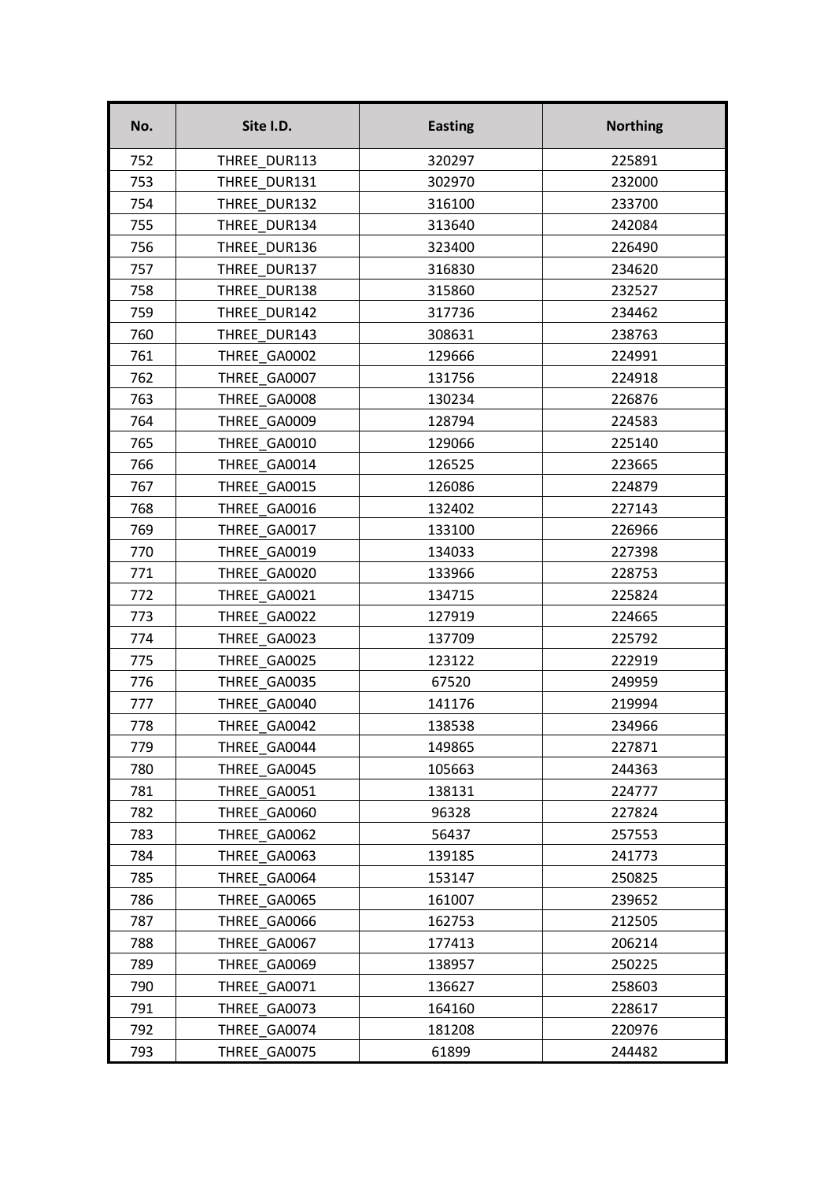| No. | Site I.D. | Easting | Northing |
|---|---|---|---|
| 752 | THREE_DUR113 | 320297 | 225891 |
| 753 | THREE_DUR131 | 302970 | 232000 |
| 754 | THREE_DUR132 | 316100 | 233700 |
| 755 | THREE_DUR134 | 313640 | 242084 |
| 756 | THREE_DUR136 | 323400 | 226490 |
| 757 | THREE_DUR137 | 316830 | 234620 |
| 758 | THREE_DUR138 | 315860 | 232527 |
| 759 | THREE_DUR142 | 317736 | 234462 |
| 760 | THREE_DUR143 | 308631 | 238763 |
| 761 | THREE_GA0002 | 129666 | 224991 |
| 762 | THREE_GA0007 | 131756 | 224918 |
| 763 | THREE_GA0008 | 130234 | 226876 |
| 764 | THREE_GA0009 | 128794 | 224583 |
| 765 | THREE_GA0010 | 129066 | 225140 |
| 766 | THREE_GA0014 | 126525 | 223665 |
| 767 | THREE_GA0015 | 126086 | 224879 |
| 768 | THREE_GA0016 | 132402 | 227143 |
| 769 | THREE_GA0017 | 133100 | 226966 |
| 770 | THREE_GA0019 | 134033 | 227398 |
| 771 | THREE_GA0020 | 133966 | 228753 |
| 772 | THREE_GA0021 | 134715 | 225824 |
| 773 | THREE_GA0022 | 127919 | 224665 |
| 774 | THREE_GA0023 | 137709 | 225792 |
| 775 | THREE_GA0025 | 123122 | 222919 |
| 776 | THREE_GA0035 | 67520 | 249959 |
| 777 | THREE_GA0040 | 141176 | 219994 |
| 778 | THREE_GA0042 | 138538 | 234966 |
| 779 | THREE_GA0044 | 149865 | 227871 |
| 780 | THREE_GA0045 | 105663 | 244363 |
| 781 | THREE_GA0051 | 138131 | 224777 |
| 782 | THREE_GA0060 | 96328 | 227824 |
| 783 | THREE_GA0062 | 56437 | 257553 |
| 784 | THREE_GA0063 | 139185 | 241773 |
| 785 | THREE_GA0064 | 153147 | 250825 |
| 786 | THREE_GA0065 | 161007 | 239652 |
| 787 | THREE_GA0066 | 162753 | 212505 |
| 788 | THREE_GA0067 | 177413 | 206214 |
| 789 | THREE_GA0069 | 138957 | 250225 |
| 790 | THREE_GA0071 | 136627 | 258603 |
| 791 | THREE_GA0073 | 164160 | 228617 |
| 792 | THREE_GA0074 | 181208 | 220976 |
| 793 | THREE_GA0075 | 61899 | 244482 |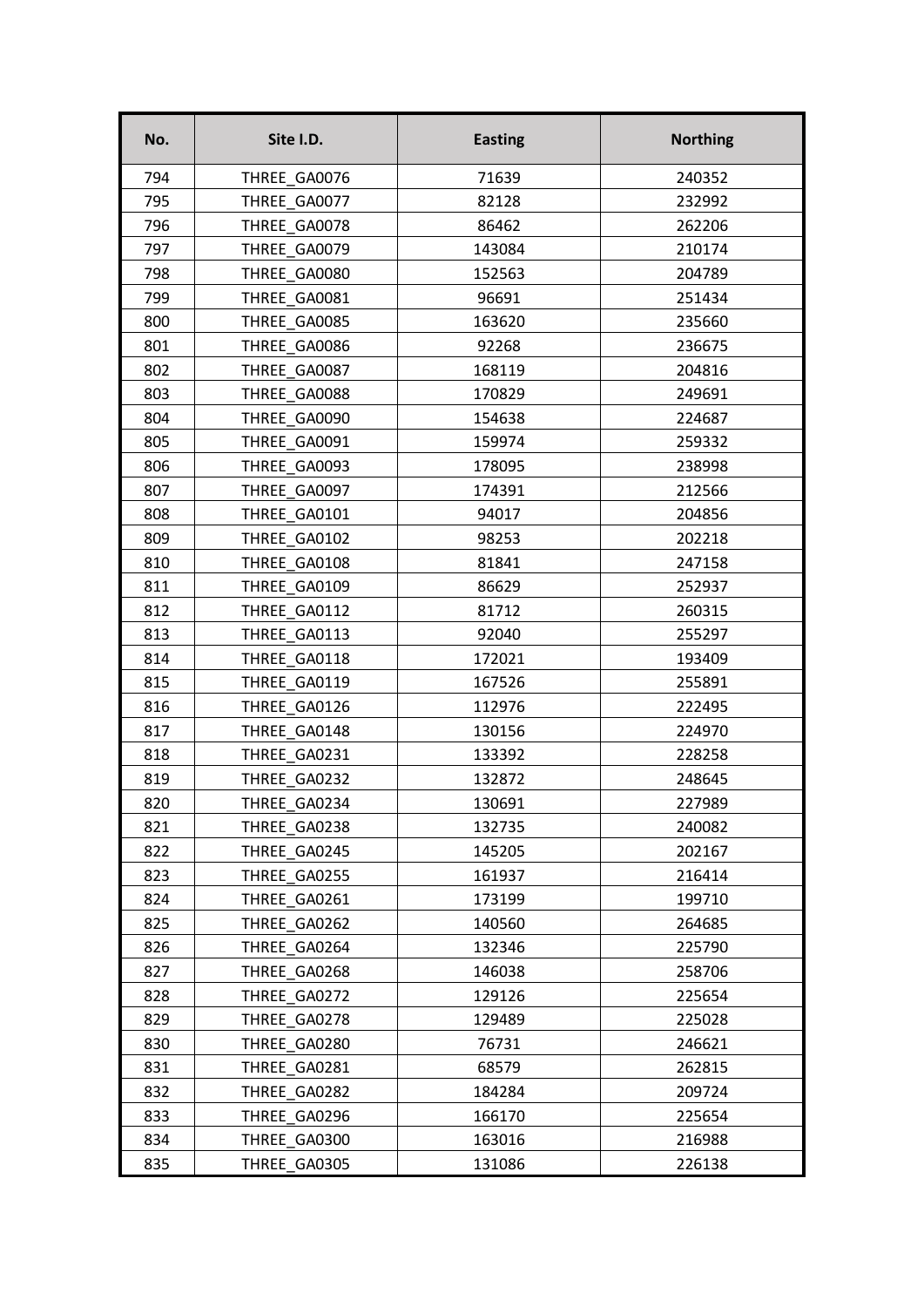| No. | Site I.D. | Easting | Northing |
|---|---|---|---|
| 794 | THREE_GA0076 | 71639 | 240352 |
| 795 | THREE_GA0077 | 82128 | 232992 |
| 796 | THREE_GA0078 | 86462 | 262206 |
| 797 | THREE_GA0079 | 143084 | 210174 |
| 798 | THREE_GA0080 | 152563 | 204789 |
| 799 | THREE_GA0081 | 96691 | 251434 |
| 800 | THREE_GA0085 | 163620 | 235660 |
| 801 | THREE_GA0086 | 92268 | 236675 |
| 802 | THREE_GA0087 | 168119 | 204816 |
| 803 | THREE_GA0088 | 170829 | 249691 |
| 804 | THREE_GA0090 | 154638 | 224687 |
| 805 | THREE_GA0091 | 159974 | 259332 |
| 806 | THREE_GA0093 | 178095 | 238998 |
| 807 | THREE_GA0097 | 174391 | 212566 |
| 808 | THREE_GA0101 | 94017 | 204856 |
| 809 | THREE_GA0102 | 98253 | 202218 |
| 810 | THREE_GA0108 | 81841 | 247158 |
| 811 | THREE_GA0109 | 86629 | 252937 |
| 812 | THREE_GA0112 | 81712 | 260315 |
| 813 | THREE_GA0113 | 92040 | 255297 |
| 814 | THREE_GA0118 | 172021 | 193409 |
| 815 | THREE_GA0119 | 167526 | 255891 |
| 816 | THREE_GA0126 | 112976 | 222495 |
| 817 | THREE_GA0148 | 130156 | 224970 |
| 818 | THREE_GA0231 | 133392 | 228258 |
| 819 | THREE_GA0232 | 132872 | 248645 |
| 820 | THREE_GA0234 | 130691 | 227989 |
| 821 | THREE_GA0238 | 132735 | 240082 |
| 822 | THREE_GA0245 | 145205 | 202167 |
| 823 | THREE_GA0255 | 161937 | 216414 |
| 824 | THREE_GA0261 | 173199 | 199710 |
| 825 | THREE_GA0262 | 140560 | 264685 |
| 826 | THREE_GA0264 | 132346 | 225790 |
| 827 | THREE_GA0268 | 146038 | 258706 |
| 828 | THREE_GA0272 | 129126 | 225654 |
| 829 | THREE_GA0278 | 129489 | 225028 |
| 830 | THREE_GA0280 | 76731 | 246621 |
| 831 | THREE_GA0281 | 68579 | 262815 |
| 832 | THREE_GA0282 | 184284 | 209724 |
| 833 | THREE_GA0296 | 166170 | 225654 |
| 834 | THREE_GA0300 | 163016 | 216988 |
| 835 | THREE_GA0305 | 131086 | 226138 |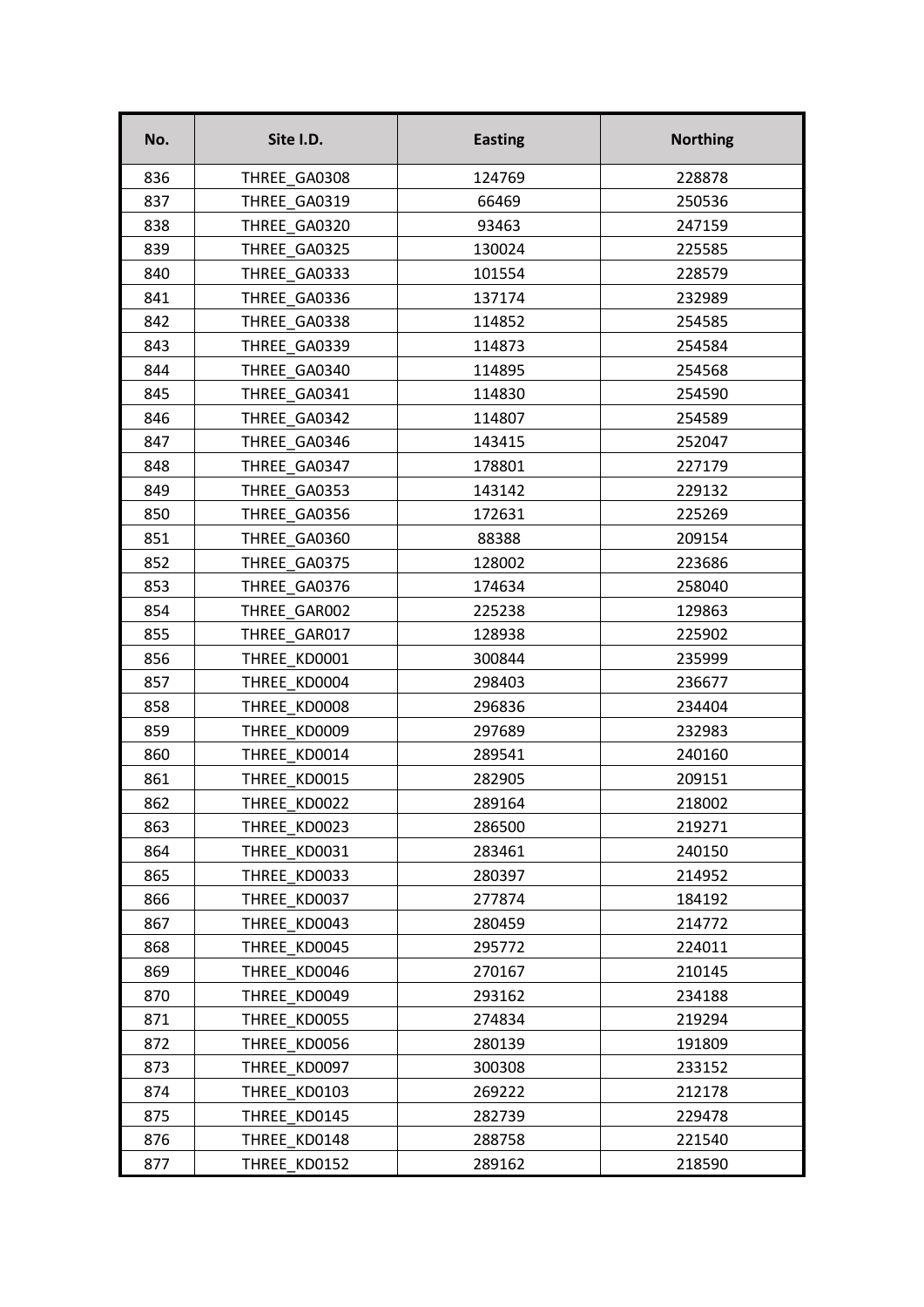| No. | Site I.D. | Easting | Northing |
|---|---|---|---|
| 836 | THREE_GA0308 | 124769 | 228878 |
| 837 | THREE_GA0319 | 66469 | 250536 |
| 838 | THREE_GA0320 | 93463 | 247159 |
| 839 | THREE_GA0325 | 130024 | 225585 |
| 840 | THREE_GA0333 | 101554 | 228579 |
| 841 | THREE_GA0336 | 137174 | 232989 |
| 842 | THREE_GA0338 | 114852 | 254585 |
| 843 | THREE_GA0339 | 114873 | 254584 |
| 844 | THREE_GA0340 | 114895 | 254568 |
| 845 | THREE_GA0341 | 114830 | 254590 |
| 846 | THREE_GA0342 | 114807 | 254589 |
| 847 | THREE_GA0346 | 143415 | 252047 |
| 848 | THREE_GA0347 | 178801 | 227179 |
| 849 | THREE_GA0353 | 143142 | 229132 |
| 850 | THREE_GA0356 | 172631 | 225269 |
| 851 | THREE_GA0360 | 88388 | 209154 |
| 852 | THREE_GA0375 | 128002 | 223686 |
| 853 | THREE_GA0376 | 174634 | 258040 |
| 854 | THREE_GAR002 | 225238 | 129863 |
| 855 | THREE_GAR017 | 128938 | 225902 |
| 856 | THREE_KD0001 | 300844 | 235999 |
| 857 | THREE_KD0004 | 298403 | 236677 |
| 858 | THREE_KD0008 | 296836 | 234404 |
| 859 | THREE_KD0009 | 297689 | 232983 |
| 860 | THREE_KD0014 | 289541 | 240160 |
| 861 | THREE_KD0015 | 282905 | 209151 |
| 862 | THREE_KD0022 | 289164 | 218002 |
| 863 | THREE_KD0023 | 286500 | 219271 |
| 864 | THREE_KD0031 | 283461 | 240150 |
| 865 | THREE_KD0033 | 280397 | 214952 |
| 866 | THREE_KD0037 | 277874 | 184192 |
| 867 | THREE_KD0043 | 280459 | 214772 |
| 868 | THREE_KD0045 | 295772 | 224011 |
| 869 | THREE_KD0046 | 270167 | 210145 |
| 870 | THREE_KD0049 | 293162 | 234188 |
| 871 | THREE_KD0055 | 274834 | 219294 |
| 872 | THREE_KD0056 | 280139 | 191809 |
| 873 | THREE_KD0097 | 300308 | 233152 |
| 874 | THREE_KD0103 | 269222 | 212178 |
| 875 | THREE_KD0145 | 282739 | 229478 |
| 876 | THREE_KD0148 | 288758 | 221540 |
| 877 | THREE_KD0152 | 289162 | 218590 |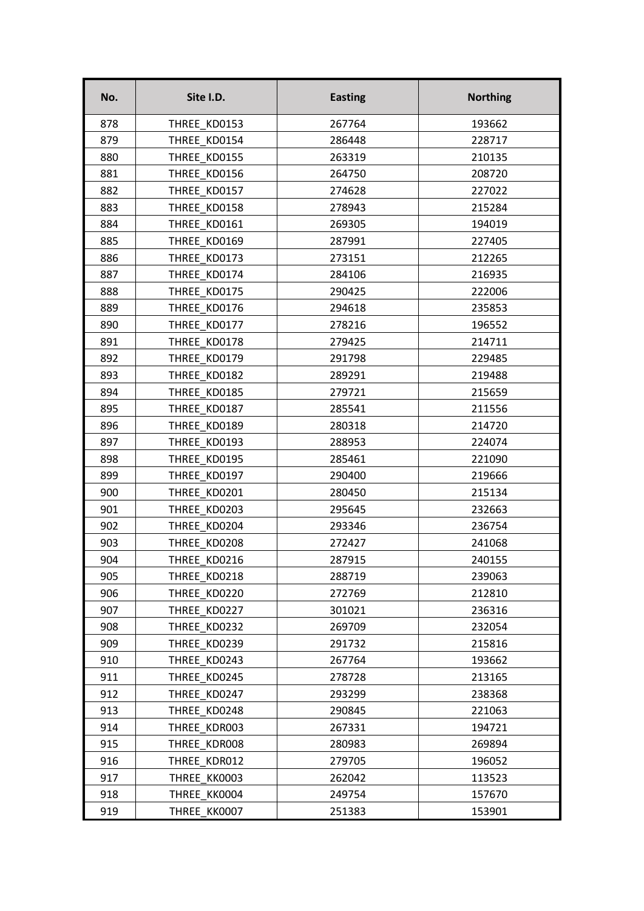| No. | Site I.D. | Easting | Northing |
|---|---|---|---|
| 878 | THREE_KD0153 | 267764 | 193662 |
| 879 | THREE_KD0154 | 286448 | 228717 |
| 880 | THREE_KD0155 | 263319 | 210135 |
| 881 | THREE_KD0156 | 264750 | 208720 |
| 882 | THREE_KD0157 | 274628 | 227022 |
| 883 | THREE_KD0158 | 278943 | 215284 |
| 884 | THREE_KD0161 | 269305 | 194019 |
| 885 | THREE_KD0169 | 287991 | 227405 |
| 886 | THREE_KD0173 | 273151 | 212265 |
| 887 | THREE_KD0174 | 284106 | 216935 |
| 888 | THREE_KD0175 | 290425 | 222006 |
| 889 | THREE_KD0176 | 294618 | 235853 |
| 890 | THREE_KD0177 | 278216 | 196552 |
| 891 | THREE_KD0178 | 279425 | 214711 |
| 892 | THREE_KD0179 | 291798 | 229485 |
| 893 | THREE_KD0182 | 289291 | 219488 |
| 894 | THREE_KD0185 | 279721 | 215659 |
| 895 | THREE_KD0187 | 285541 | 211556 |
| 896 | THREE_KD0189 | 280318 | 214720 |
| 897 | THREE_KD0193 | 288953 | 224074 |
| 898 | THREE_KD0195 | 285461 | 221090 |
| 899 | THREE_KD0197 | 290400 | 219666 |
| 900 | THREE_KD0201 | 280450 | 215134 |
| 901 | THREE_KD0203 | 295645 | 232663 |
| 902 | THREE_KD0204 | 293346 | 236754 |
| 903 | THREE_KD0208 | 272427 | 241068 |
| 904 | THREE_KD0216 | 287915 | 240155 |
| 905 | THREE_KD0218 | 288719 | 239063 |
| 906 | THREE_KD0220 | 272769 | 212810 |
| 907 | THREE_KD0227 | 301021 | 236316 |
| 908 | THREE_KD0232 | 269709 | 232054 |
| 909 | THREE_KD0239 | 291732 | 215816 |
| 910 | THREE_KD0243 | 267764 | 193662 |
| 911 | THREE_KD0245 | 278728 | 213165 |
| 912 | THREE_KD0247 | 293299 | 238368 |
| 913 | THREE_KD0248 | 290845 | 221063 |
| 914 | THREE_KDR003 | 267331 | 194721 |
| 915 | THREE_KDR008 | 280983 | 269894 |
| 916 | THREE_KDR012 | 279705 | 196052 |
| 917 | THREE_KK0003 | 262042 | 113523 |
| 918 | THREE_KK0004 | 249754 | 157670 |
| 919 | THREE_KK0007 | 251383 | 153901 |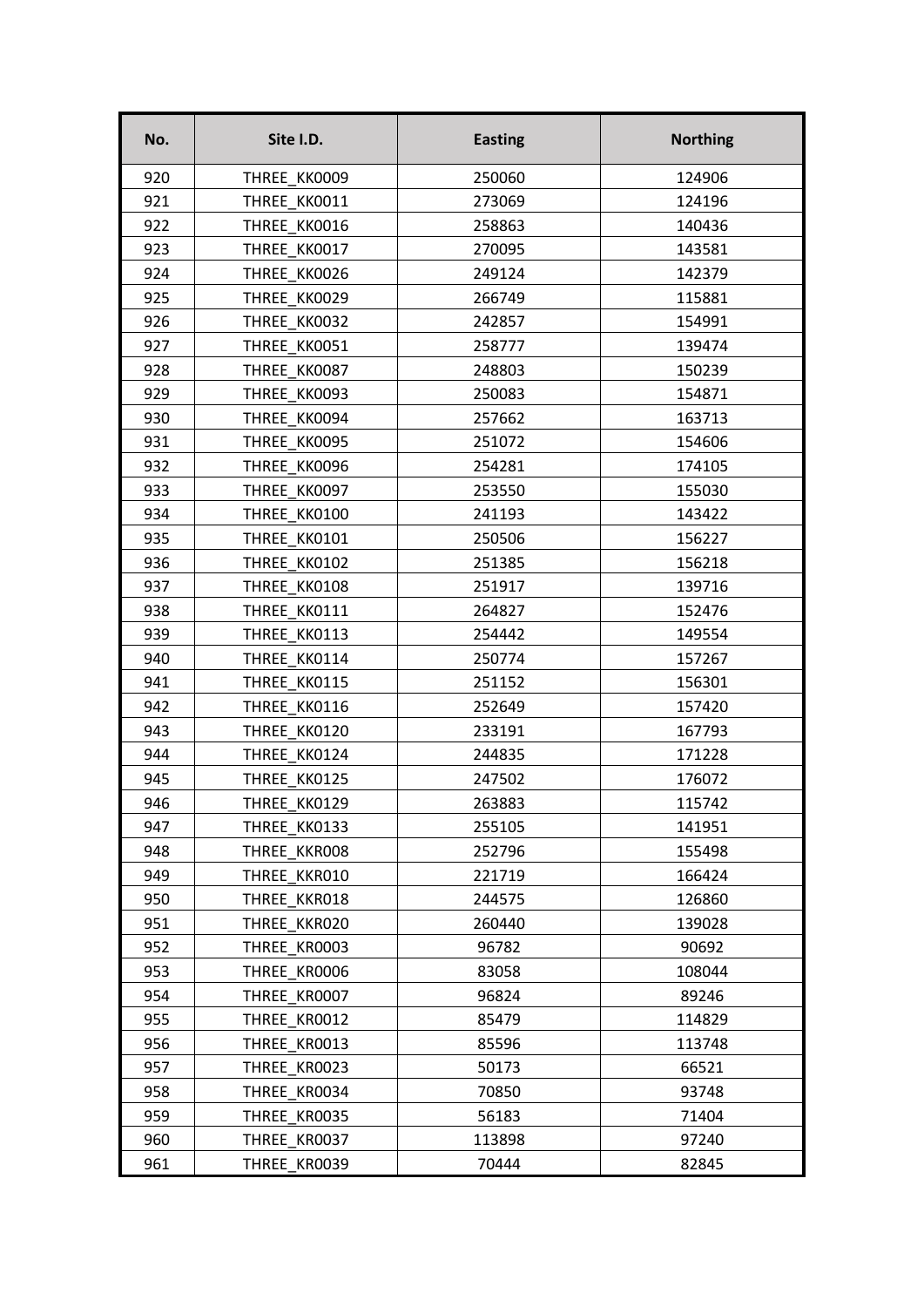| No. | Site I.D. | Easting | Northing |
|---|---|---|---|
| 920 | THREE_KK0009 | 250060 | 124906 |
| 921 | THREE_KK0011 | 273069 | 124196 |
| 922 | THREE_KK0016 | 258863 | 140436 |
| 923 | THREE_KK0017 | 270095 | 143581 |
| 924 | THREE_KK0026 | 249124 | 142379 |
| 925 | THREE_KK0029 | 266749 | 115881 |
| 926 | THREE_KK0032 | 242857 | 154991 |
| 927 | THREE_KK0051 | 258777 | 139474 |
| 928 | THREE_KK0087 | 248803 | 150239 |
| 929 | THREE_KK0093 | 250083 | 154871 |
| 930 | THREE_KK0094 | 257662 | 163713 |
| 931 | THREE_KK0095 | 251072 | 154606 |
| 932 | THREE_KK0096 | 254281 | 174105 |
| 933 | THREE_KK0097 | 253550 | 155030 |
| 934 | THREE_KK0100 | 241193 | 143422 |
| 935 | THREE_KK0101 | 250506 | 156227 |
| 936 | THREE_KK0102 | 251385 | 156218 |
| 937 | THREE_KK0108 | 251917 | 139716 |
| 938 | THREE_KK0111 | 264827 | 152476 |
| 939 | THREE_KK0113 | 254442 | 149554 |
| 940 | THREE_KK0114 | 250774 | 157267 |
| 941 | THREE_KK0115 | 251152 | 156301 |
| 942 | THREE_KK0116 | 252649 | 157420 |
| 943 | THREE_KK0120 | 233191 | 167793 |
| 944 | THREE_KK0124 | 244835 | 171228 |
| 945 | THREE_KK0125 | 247502 | 176072 |
| 946 | THREE_KK0129 | 263883 | 115742 |
| 947 | THREE_KK0133 | 255105 | 141951 |
| 948 | THREE_KKR008 | 252796 | 155498 |
| 949 | THREE_KKR010 | 221719 | 166424 |
| 950 | THREE_KKR018 | 244575 | 126860 |
| 951 | THREE_KKR020 | 260440 | 139028 |
| 952 | THREE_KR0003 | 96782 | 90692 |
| 953 | THREE_KR0006 | 83058 | 108044 |
| 954 | THREE_KR0007 | 96824 | 89246 |
| 955 | THREE_KR0012 | 85479 | 114829 |
| 956 | THREE_KR0013 | 85596 | 113748 |
| 957 | THREE_KR0023 | 50173 | 66521 |
| 958 | THREE_KR0034 | 70850 | 93748 |
| 959 | THREE_KR0035 | 56183 | 71404 |
| 960 | THREE_KR0037 | 113898 | 97240 |
| 961 | THREE_KR0039 | 70444 | 82845 |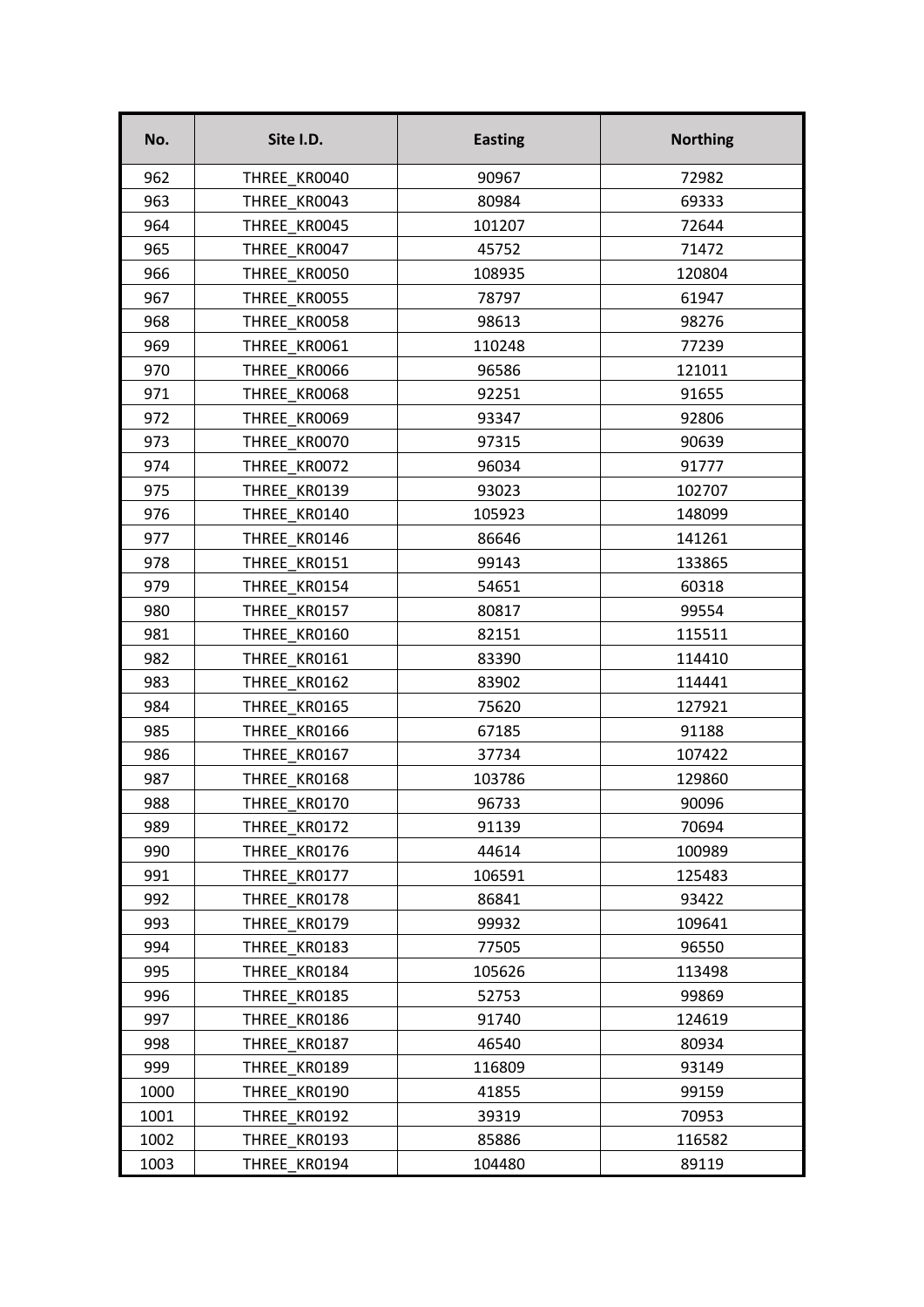| No. | Site I.D. | Easting | Northing |
| --- | --- | --- | --- |
| 962 | THREE_KR0040 | 90967 | 72982 |
| 963 | THREE_KR0043 | 80984 | 69333 |
| 964 | THREE_KR0045 | 101207 | 72644 |
| 965 | THREE_KR0047 | 45752 | 71472 |
| 966 | THREE_KR0050 | 108935 | 120804 |
| 967 | THREE_KR0055 | 78797 | 61947 |
| 968 | THREE_KR0058 | 98613 | 98276 |
| 969 | THREE_KR0061 | 110248 | 77239 |
| 970 | THREE_KR0066 | 96586 | 121011 |
| 971 | THREE_KR0068 | 92251 | 91655 |
| 972 | THREE_KR0069 | 93347 | 92806 |
| 973 | THREE_KR0070 | 97315 | 90639 |
| 974 | THREE_KR0072 | 96034 | 91777 |
| 975 | THREE_KR0139 | 93023 | 102707 |
| 976 | THREE_KR0140 | 105923 | 148099 |
| 977 | THREE_KR0146 | 86646 | 141261 |
| 978 | THREE_KR0151 | 99143 | 133865 |
| 979 | THREE_KR0154 | 54651 | 60318 |
| 980 | THREE_KR0157 | 80817 | 99554 |
| 981 | THREE_KR0160 | 82151 | 115511 |
| 982 | THREE_KR0161 | 83390 | 114410 |
| 983 | THREE_KR0162 | 83902 | 114441 |
| 984 | THREE_KR0165 | 75620 | 127921 |
| 985 | THREE_KR0166 | 67185 | 91188 |
| 986 | THREE_KR0167 | 37734 | 107422 |
| 987 | THREE_KR0168 | 103786 | 129860 |
| 988 | THREE_KR0170 | 96733 | 90096 |
| 989 | THREE_KR0172 | 91139 | 70694 |
| 990 | THREE_KR0176 | 44614 | 100989 |
| 991 | THREE_KR0177 | 106591 | 125483 |
| 992 | THREE_KR0178 | 86841 | 93422 |
| 993 | THREE_KR0179 | 99932 | 109641 |
| 994 | THREE_KR0183 | 77505 | 96550 |
| 995 | THREE_KR0184 | 105626 | 113498 |
| 996 | THREE_KR0185 | 52753 | 99869 |
| 997 | THREE_KR0186 | 91740 | 124619 |
| 998 | THREE_KR0187 | 46540 | 80934 |
| 999 | THREE_KR0189 | 116809 | 93149 |
| 1000 | THREE_KR0190 | 41855 | 99159 |
| 1001 | THREE_KR0192 | 39319 | 70953 |
| 1002 | THREE_KR0193 | 85886 | 116582 |
| 1003 | THREE_KR0194 | 104480 | 89119 |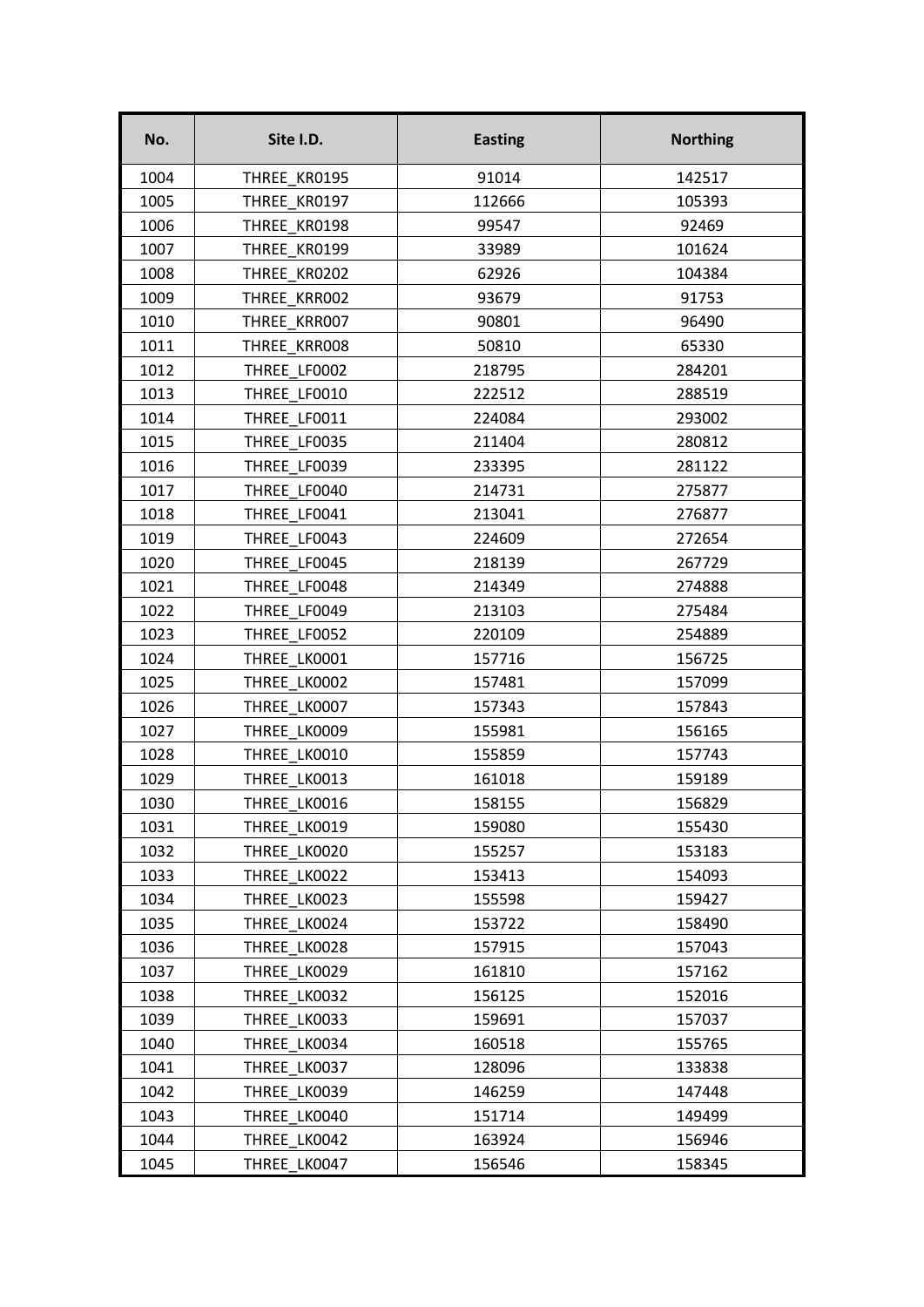| No. | Site I.D. | Easting | Northing |
|---|---|---|---|
| 1004 | THREE_KR0195 | 91014 | 142517 |
| 1005 | THREE_KR0197 | 112666 | 105393 |
| 1006 | THREE_KR0198 | 99547 | 92469 |
| 1007 | THREE_KR0199 | 33989 | 101624 |
| 1008 | THREE_KR0202 | 62926 | 104384 |
| 1009 | THREE_KRR002 | 93679 | 91753 |
| 1010 | THREE_KRR007 | 90801 | 96490 |
| 1011 | THREE_KRR008 | 50810 | 65330 |
| 1012 | THREE_LF0002 | 218795 | 284201 |
| 1013 | THREE_LF0010 | 222512 | 288519 |
| 1014 | THREE_LF0011 | 224084 | 293002 |
| 1015 | THREE_LF0035 | 211404 | 280812 |
| 1016 | THREE_LF0039 | 233395 | 281122 |
| 1017 | THREE_LF0040 | 214731 | 275877 |
| 1018 | THREE_LF0041 | 213041 | 276877 |
| 1019 | THREE_LF0043 | 224609 | 272654 |
| 1020 | THREE_LF0045 | 218139 | 267729 |
| 1021 | THREE_LF0048 | 214349 | 274888 |
| 1022 | THREE_LF0049 | 213103 | 275484 |
| 1023 | THREE_LF0052 | 220109 | 254889 |
| 1024 | THREE_LK0001 | 157716 | 156725 |
| 1025 | THREE_LK0002 | 157481 | 157099 |
| 1026 | THREE_LK0007 | 157343 | 157843 |
| 1027 | THREE_LK0009 | 155981 | 156165 |
| 1028 | THREE_LK0010 | 155859 | 157743 |
| 1029 | THREE_LK0013 | 161018 | 159189 |
| 1030 | THREE_LK0016 | 158155 | 156829 |
| 1031 | THREE_LK0019 | 159080 | 155430 |
| 1032 | THREE_LK0020 | 155257 | 153183 |
| 1033 | THREE_LK0022 | 153413 | 154093 |
| 1034 | THREE_LK0023 | 155598 | 159427 |
| 1035 | THREE_LK0024 | 153722 | 158490 |
| 1036 | THREE_LK0028 | 157915 | 157043 |
| 1037 | THREE_LK0029 | 161810 | 157162 |
| 1038 | THREE_LK0032 | 156125 | 152016 |
| 1039 | THREE_LK0033 | 159691 | 157037 |
| 1040 | THREE_LK0034 | 160518 | 155765 |
| 1041 | THREE_LK0037 | 128096 | 133838 |
| 1042 | THREE_LK0039 | 146259 | 147448 |
| 1043 | THREE_LK0040 | 151714 | 149499 |
| 1044 | THREE_LK0042 | 163924 | 156946 |
| 1045 | THREE_LK0047 | 156546 | 158345 |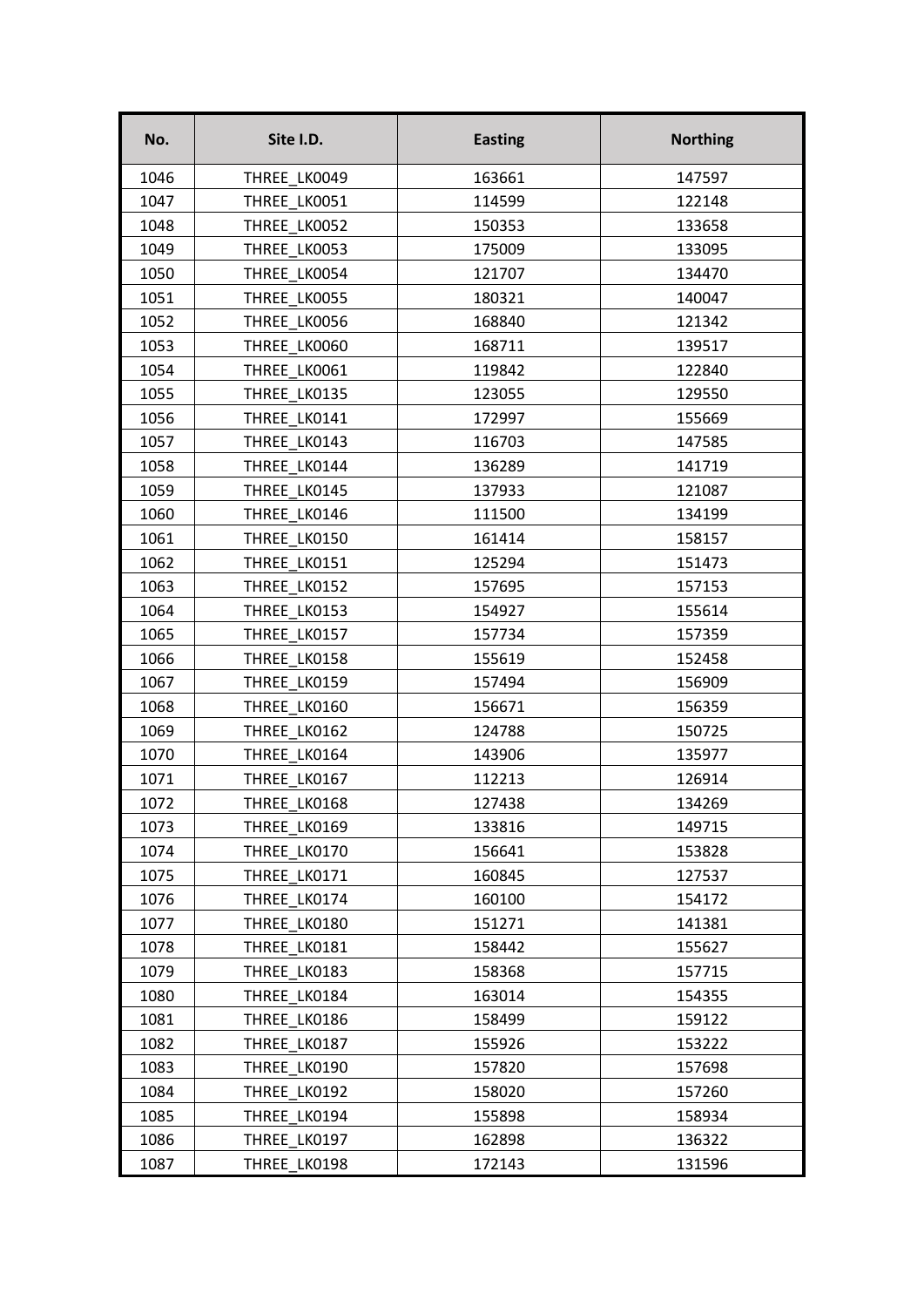| No. | Site I.D. | Easting | Northing |
|---|---|---|---|
| 1046 | THREE_LK0049 | 163661 | 147597 |
| 1047 | THREE_LK0051 | 114599 | 122148 |
| 1048 | THREE_LK0052 | 150353 | 133658 |
| 1049 | THREE_LK0053 | 175009 | 133095 |
| 1050 | THREE_LK0054 | 121707 | 134470 |
| 1051 | THREE_LK0055 | 180321 | 140047 |
| 1052 | THREE_LK0056 | 168840 | 121342 |
| 1053 | THREE_LK0060 | 168711 | 139517 |
| 1054 | THREE_LK0061 | 119842 | 122840 |
| 1055 | THREE_LK0135 | 123055 | 129550 |
| 1056 | THREE_LK0141 | 172997 | 155669 |
| 1057 | THREE_LK0143 | 116703 | 147585 |
| 1058 | THREE_LK0144 | 136289 | 141719 |
| 1059 | THREE_LK0145 | 137933 | 121087 |
| 1060 | THREE_LK0146 | 111500 | 134199 |
| 1061 | THREE_LK0150 | 161414 | 158157 |
| 1062 | THREE_LK0151 | 125294 | 151473 |
| 1063 | THREE_LK0152 | 157695 | 157153 |
| 1064 | THREE_LK0153 | 154927 | 155614 |
| 1065 | THREE_LK0157 | 157734 | 157359 |
| 1066 | THREE_LK0158 | 155619 | 152458 |
| 1067 | THREE_LK0159 | 157494 | 156909 |
| 1068 | THREE_LK0160 | 156671 | 156359 |
| 1069 | THREE_LK0162 | 124788 | 150725 |
| 1070 | THREE_LK0164 | 143906 | 135977 |
| 1071 | THREE_LK0167 | 112213 | 126914 |
| 1072 | THREE_LK0168 | 127438 | 134269 |
| 1073 | THREE_LK0169 | 133816 | 149715 |
| 1074 | THREE_LK0170 | 156641 | 153828 |
| 1075 | THREE_LK0171 | 160845 | 127537 |
| 1076 | THREE_LK0174 | 160100 | 154172 |
| 1077 | THREE_LK0180 | 151271 | 141381 |
| 1078 | THREE_LK0181 | 158442 | 155627 |
| 1079 | THREE_LK0183 | 158368 | 157715 |
| 1080 | THREE_LK0184 | 163014 | 154355 |
| 1081 | THREE_LK0186 | 158499 | 159122 |
| 1082 | THREE_LK0187 | 155926 | 153222 |
| 1083 | THREE_LK0190 | 157820 | 157698 |
| 1084 | THREE_LK0192 | 158020 | 157260 |
| 1085 | THREE_LK0194 | 155898 | 158934 |
| 1086 | THREE_LK0197 | 162898 | 136322 |
| 1087 | THREE_LK0198 | 172143 | 131596 |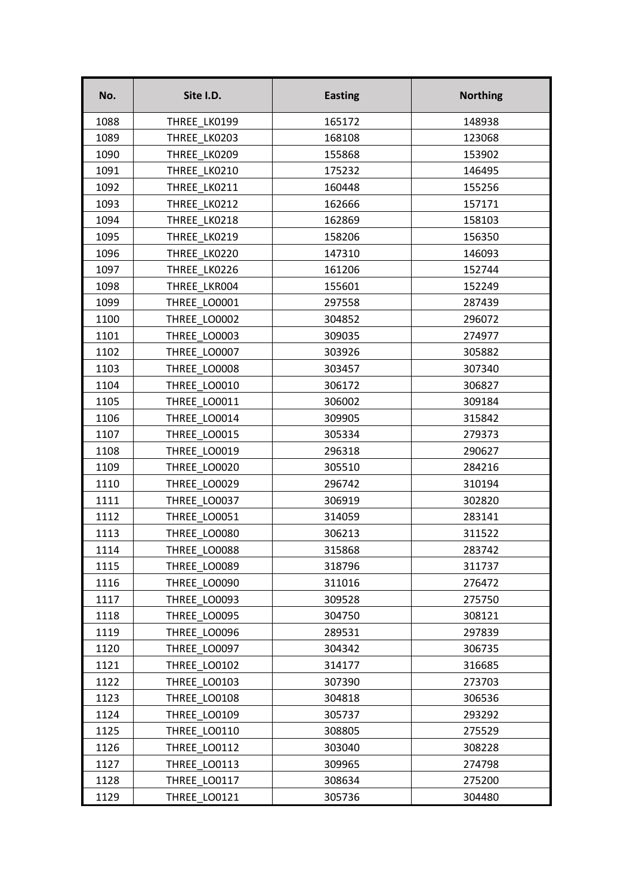| No. | Site I.D. | Easting | Northing |
|---|---|---|---|
| 1088 | THREE_LK0199 | 165172 | 148938 |
| 1089 | THREE_LK0203 | 168108 | 123068 |
| 1090 | THREE_LK0209 | 155868 | 153902 |
| 1091 | THREE_LK0210 | 175232 | 146495 |
| 1092 | THREE_LK0211 | 160448 | 155256 |
| 1093 | THREE_LK0212 | 162666 | 157171 |
| 1094 | THREE_LK0218 | 162869 | 158103 |
| 1095 | THREE_LK0219 | 158206 | 156350 |
| 1096 | THREE_LK0220 | 147310 | 146093 |
| 1097 | THREE_LK0226 | 161206 | 152744 |
| 1098 | THREE_LKR004 | 155601 | 152249 |
| 1099 | THREE_LO0001 | 297558 | 287439 |
| 1100 | THREE_LO0002 | 304852 | 296072 |
| 1101 | THREE_LO0003 | 309035 | 274977 |
| 1102 | THREE_LO0007 | 303926 | 305882 |
| 1103 | THREE_LO0008 | 303457 | 307340 |
| 1104 | THREE_LO0010 | 306172 | 306827 |
| 1105 | THREE_LO0011 | 306002 | 309184 |
| 1106 | THREE_LO0014 | 309905 | 315842 |
| 1107 | THREE_LO0015 | 305334 | 279373 |
| 1108 | THREE_LO0019 | 296318 | 290627 |
| 1109 | THREE_LO0020 | 305510 | 284216 |
| 1110 | THREE_LO0029 | 296742 | 310194 |
| 1111 | THREE_LO0037 | 306919 | 302820 |
| 1112 | THREE_LO0051 | 314059 | 283141 |
| 1113 | THREE_LO0080 | 306213 | 311522 |
| 1114 | THREE_LO0088 | 315868 | 283742 |
| 1115 | THREE_LO0089 | 318796 | 311737 |
| 1116 | THREE_LO0090 | 311016 | 276472 |
| 1117 | THREE_LO0093 | 309528 | 275750 |
| 1118 | THREE_LO0095 | 304750 | 308121 |
| 1119 | THREE_LO0096 | 289531 | 297839 |
| 1120 | THREE_LO0097 | 304342 | 306735 |
| 1121 | THREE_LO0102 | 314177 | 316685 |
| 1122 | THREE_LO0103 | 307390 | 273703 |
| 1123 | THREE_LO0108 | 304818 | 306536 |
| 1124 | THREE_LO0109 | 305737 | 293292 |
| 1125 | THREE_LO0110 | 308805 | 275529 |
| 1126 | THREE_LO0112 | 303040 | 308228 |
| 1127 | THREE_LO0113 | 309965 | 274798 |
| 1128 | THREE_LO0117 | 308634 | 275200 |
| 1129 | THREE_LO0121 | 305736 | 304480 |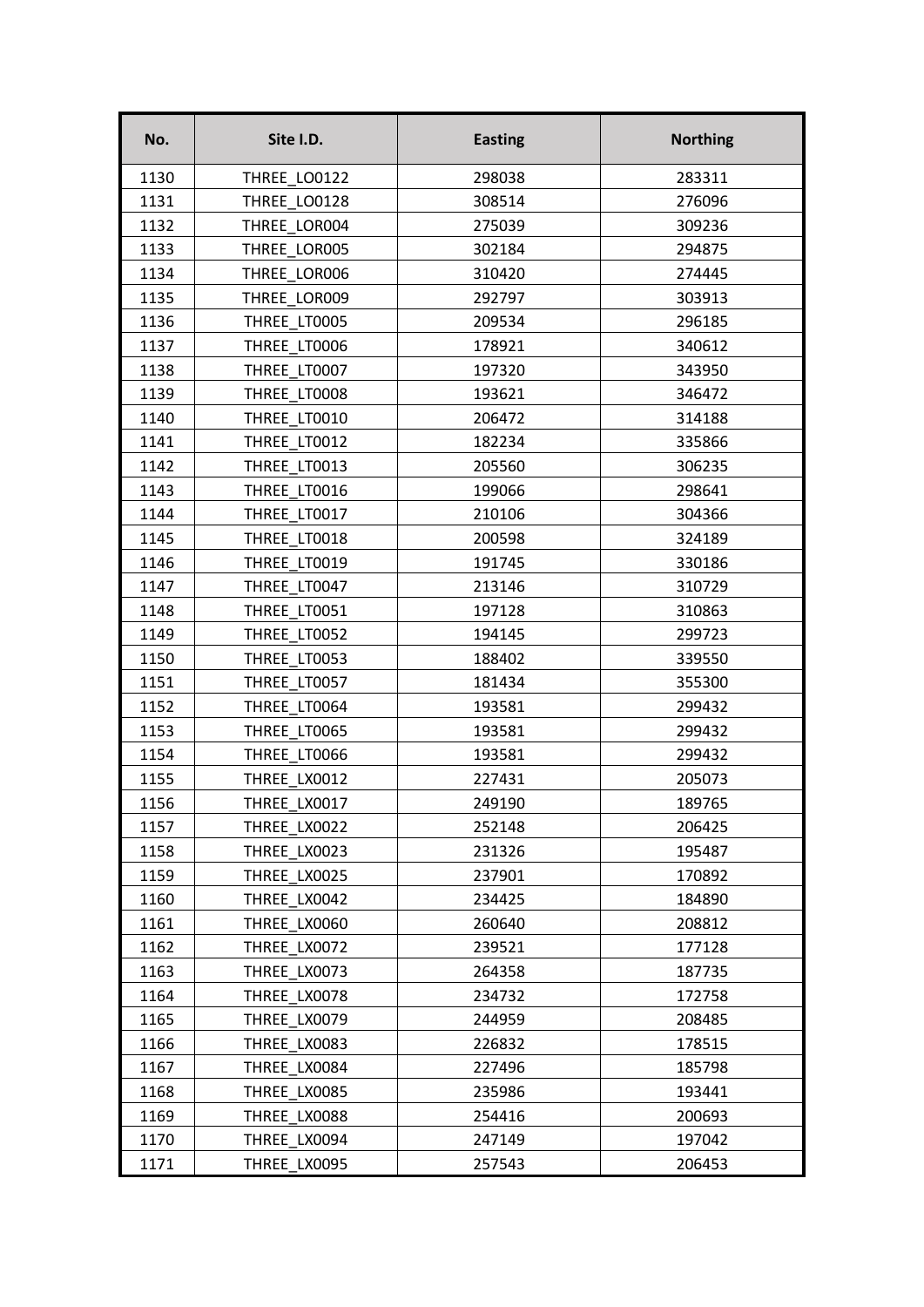| No. | Site I.D. | Easting | Northing |
|---|---|---|---|
| 1130 | THREE_LO0122 | 298038 | 283311 |
| 1131 | THREE_LO0128 | 308514 | 276096 |
| 1132 | THREE_LOR004 | 275039 | 309236 |
| 1133 | THREE_LOR005 | 302184 | 294875 |
| 1134 | THREE_LOR006 | 310420 | 274445 |
| 1135 | THREE_LOR009 | 292797 | 303913 |
| 1136 | THREE_LT0005 | 209534 | 296185 |
| 1137 | THREE_LT0006 | 178921 | 340612 |
| 1138 | THREE_LT0007 | 197320 | 343950 |
| 1139 | THREE_LT0008 | 193621 | 346472 |
| 1140 | THREE_LT0010 | 206472 | 314188 |
| 1141 | THREE_LT0012 | 182234 | 335866 |
| 1142 | THREE_LT0013 | 205560 | 306235 |
| 1143 | THREE_LT0016 | 199066 | 298641 |
| 1144 | THREE_LT0017 | 210106 | 304366 |
| 1145 | THREE_LT0018 | 200598 | 324189 |
| 1146 | THREE_LT0019 | 191745 | 330186 |
| 1147 | THREE_LT0047 | 213146 | 310729 |
| 1148 | THREE_LT0051 | 197128 | 310863 |
| 1149 | THREE_LT0052 | 194145 | 299723 |
| 1150 | THREE_LT0053 | 188402 | 339550 |
| 1151 | THREE_LT0057 | 181434 | 355300 |
| 1152 | THREE_LT0064 | 193581 | 299432 |
| 1153 | THREE_LT0065 | 193581 | 299432 |
| 1154 | THREE_LT0066 | 193581 | 299432 |
| 1155 | THREE_LX0012 | 227431 | 205073 |
| 1156 | THREE_LX0017 | 249190 | 189765 |
| 1157 | THREE_LX0022 | 252148 | 206425 |
| 1158 | THREE_LX0023 | 231326 | 195487 |
| 1159 | THREE_LX0025 | 237901 | 170892 |
| 1160 | THREE_LX0042 | 234425 | 184890 |
| 1161 | THREE_LX0060 | 260640 | 208812 |
| 1162 | THREE_LX0072 | 239521 | 177128 |
| 1163 | THREE_LX0073 | 264358 | 187735 |
| 1164 | THREE_LX0078 | 234732 | 172758 |
| 1165 | THREE_LX0079 | 244959 | 208485 |
| 1166 | THREE_LX0083 | 226832 | 178515 |
| 1167 | THREE_LX0084 | 227496 | 185798 |
| 1168 | THREE_LX0085 | 235986 | 193441 |
| 1169 | THREE_LX0088 | 254416 | 200693 |
| 1170 | THREE_LX0094 | 247149 | 197042 |
| 1171 | THREE_LX0095 | 257543 | 206453 |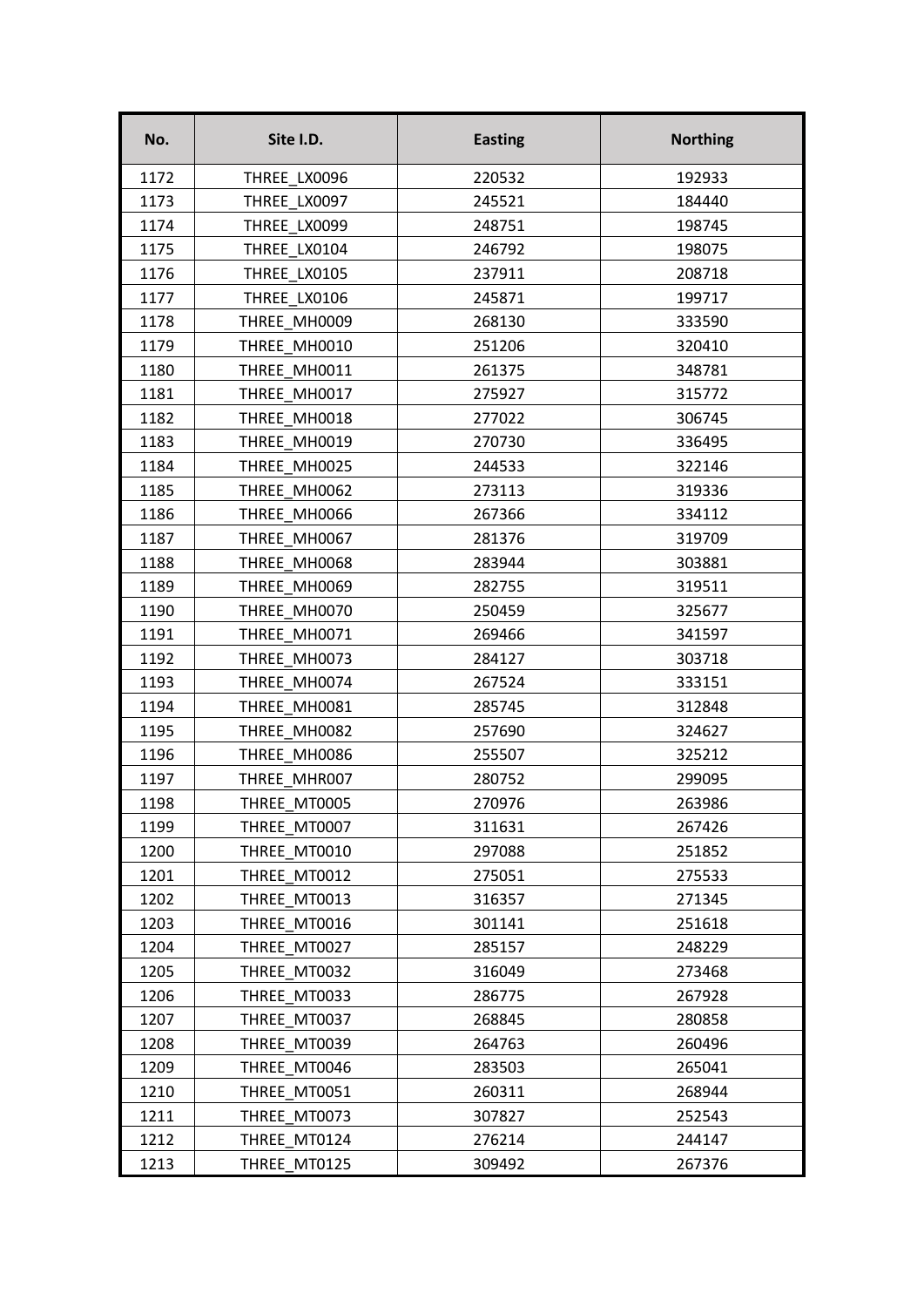| No. | Site I.D. | Easting | Northing |
|---|---|---|---|
| 1172 | THREE_LX0096 | 220532 | 192933 |
| 1173 | THREE_LX0097 | 245521 | 184440 |
| 1174 | THREE_LX0099 | 248751 | 198745 |
| 1175 | THREE_LX0104 | 246792 | 198075 |
| 1176 | THREE_LX0105 | 237911 | 208718 |
| 1177 | THREE_LX0106 | 245871 | 199717 |
| 1178 | THREE_MH0009 | 268130 | 333590 |
| 1179 | THREE_MH0010 | 251206 | 320410 |
| 1180 | THREE_MH0011 | 261375 | 348781 |
| 1181 | THREE_MH0017 | 275927 | 315772 |
| 1182 | THREE_MH0018 | 277022 | 306745 |
| 1183 | THREE_MH0019 | 270730 | 336495 |
| 1184 | THREE_MH0025 | 244533 | 322146 |
| 1185 | THREE_MH0062 | 273113 | 319336 |
| 1186 | THREE_MH0066 | 267366 | 334112 |
| 1187 | THREE_MH0067 | 281376 | 319709 |
| 1188 | THREE_MH0068 | 283944 | 303881 |
| 1189 | THREE_MH0069 | 282755 | 319511 |
| 1190 | THREE_MH0070 | 250459 | 325677 |
| 1191 | THREE_MH0071 | 269466 | 341597 |
| 1192 | THREE_MH0073 | 284127 | 303718 |
| 1193 | THREE_MH0074 | 267524 | 333151 |
| 1194 | THREE_MH0081 | 285745 | 312848 |
| 1195 | THREE_MH0082 | 257690 | 324627 |
| 1196 | THREE_MH0086 | 255507 | 325212 |
| 1197 | THREE_MHR007 | 280752 | 299095 |
| 1198 | THREE_MT0005 | 270976 | 263986 |
| 1199 | THREE_MT0007 | 311631 | 267426 |
| 1200 | THREE_MT0010 | 297088 | 251852 |
| 1201 | THREE_MT0012 | 275051 | 275533 |
| 1202 | THREE_MT0013 | 316357 | 271345 |
| 1203 | THREE_MT0016 | 301141 | 251618 |
| 1204 | THREE_MT0027 | 285157 | 248229 |
| 1205 | THREE_MT0032 | 316049 | 273468 |
| 1206 | THREE_MT0033 | 286775 | 267928 |
| 1207 | THREE_MT0037 | 268845 | 280858 |
| 1208 | THREE_MT0039 | 264763 | 260496 |
| 1209 | THREE_MT0046 | 283503 | 265041 |
| 1210 | THREE_MT0051 | 260311 | 268944 |
| 1211 | THREE_MT0073 | 307827 | 252543 |
| 1212 | THREE_MT0124 | 276214 | 244147 |
| 1213 | THREE_MT0125 | 309492 | 267376 |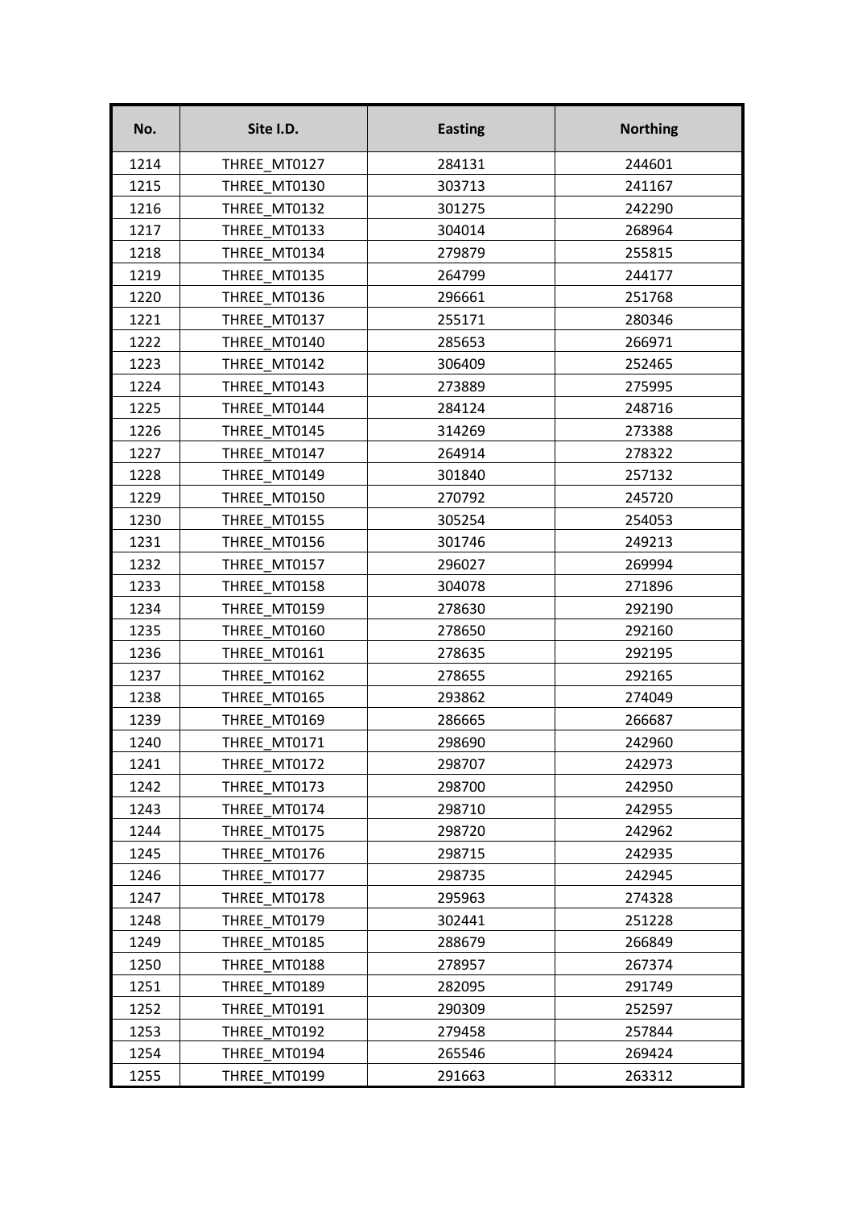| No. | Site I.D. | Easting | Northing |
|---|---|---|---|
| 1214 | THREE_MT0127 | 284131 | 244601 |
| 1215 | THREE_MT0130 | 303713 | 241167 |
| 1216 | THREE_MT0132 | 301275 | 242290 |
| 1217 | THREE_MT0133 | 304014 | 268964 |
| 1218 | THREE_MT0134 | 279879 | 255815 |
| 1219 | THREE_MT0135 | 264799 | 244177 |
| 1220 | THREE_MT0136 | 296661 | 251768 |
| 1221 | THREE_MT0137 | 255171 | 280346 |
| 1222 | THREE_MT0140 | 285653 | 266971 |
| 1223 | THREE_MT0142 | 306409 | 252465 |
| 1224 | THREE_MT0143 | 273889 | 275995 |
| 1225 | THREE_MT0144 | 284124 | 248716 |
| 1226 | THREE_MT0145 | 314269 | 273388 |
| 1227 | THREE_MT0147 | 264914 | 278322 |
| 1228 | THREE_MT0149 | 301840 | 257132 |
| 1229 | THREE_MT0150 | 270792 | 245720 |
| 1230 | THREE_MT0155 | 305254 | 254053 |
| 1231 | THREE_MT0156 | 301746 | 249213 |
| 1232 | THREE_MT0157 | 296027 | 269994 |
| 1233 | THREE_MT0158 | 304078 | 271896 |
| 1234 | THREE_MT0159 | 278630 | 292190 |
| 1235 | THREE_MT0160 | 278650 | 292160 |
| 1236 | THREE_MT0161 | 278635 | 292195 |
| 1237 | THREE_MT0162 | 278655 | 292165 |
| 1238 | THREE_MT0165 | 293862 | 274049 |
| 1239 | THREE_MT0169 | 286665 | 266687 |
| 1240 | THREE_MT0171 | 298690 | 242960 |
| 1241 | THREE_MT0172 | 298707 | 242973 |
| 1242 | THREE_MT0173 | 298700 | 242950 |
| 1243 | THREE_MT0174 | 298710 | 242955 |
| 1244 | THREE_MT0175 | 298720 | 242962 |
| 1245 | THREE_MT0176 | 298715 | 242935 |
| 1246 | THREE_MT0177 | 298735 | 242945 |
| 1247 | THREE_MT0178 | 295963 | 274328 |
| 1248 | THREE_MT0179 | 302441 | 251228 |
| 1249 | THREE_MT0185 | 288679 | 266849 |
| 1250 | THREE_MT0188 | 278957 | 267374 |
| 1251 | THREE_MT0189 | 282095 | 291749 |
| 1252 | THREE_MT0191 | 290309 | 252597 |
| 1253 | THREE_MT0192 | 279458 | 257844 |
| 1254 | THREE_MT0194 | 265546 | 269424 |
| 1255 | THREE_MT0199 | 291663 | 263312 |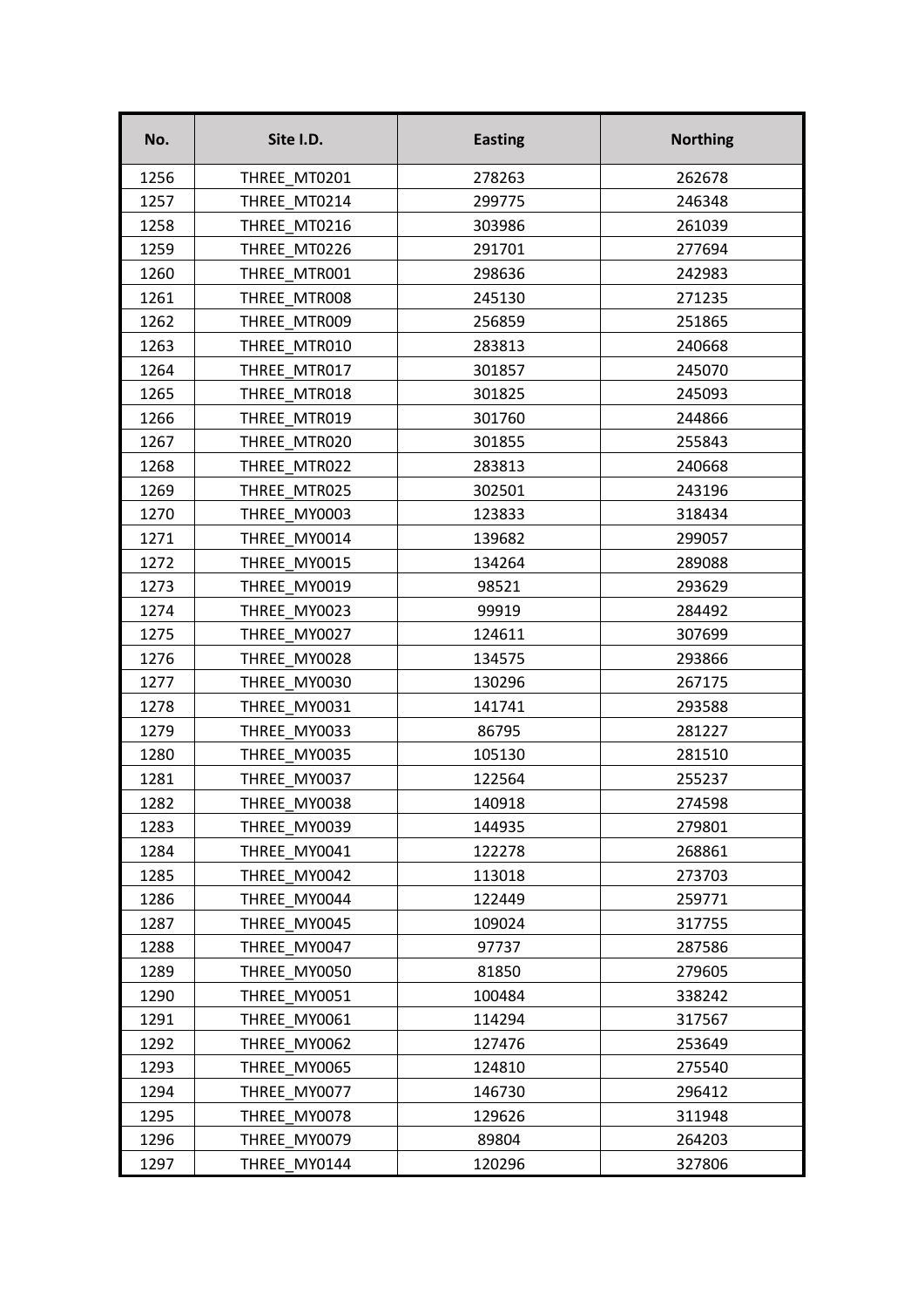| No. | Site I.D. | Easting | Northing |
|---|---|---|---|
| 1256 | THREE_MT0201 | 278263 | 262678 |
| 1257 | THREE_MT0214 | 299775 | 246348 |
| 1258 | THREE_MT0216 | 303986 | 261039 |
| 1259 | THREE_MT0226 | 291701 | 277694 |
| 1260 | THREE_MTR001 | 298636 | 242983 |
| 1261 | THREE_MTR008 | 245130 | 271235 |
| 1262 | THREE_MTR009 | 256859 | 251865 |
| 1263 | THREE_MTR010 | 283813 | 240668 |
| 1264 | THREE_MTR017 | 301857 | 245070 |
| 1265 | THREE_MTR018 | 301825 | 245093 |
| 1266 | THREE_MTR019 | 301760 | 244866 |
| 1267 | THREE_MTR020 | 301855 | 255843 |
| 1268 | THREE_MTR022 | 283813 | 240668 |
| 1269 | THREE_MTR025 | 302501 | 243196 |
| 1270 | THREE_MY0003 | 123833 | 318434 |
| 1271 | THREE_MY0014 | 139682 | 299057 |
| 1272 | THREE_MY0015 | 134264 | 289088 |
| 1273 | THREE_MY0019 | 98521 | 293629 |
| 1274 | THREE_MY0023 | 99919 | 284492 |
| 1275 | THREE_MY0027 | 124611 | 307699 |
| 1276 | THREE_MY0028 | 134575 | 293866 |
| 1277 | THREE_MY0030 | 130296 | 267175 |
| 1278 | THREE_MY0031 | 141741 | 293588 |
| 1279 | THREE_MY0033 | 86795 | 281227 |
| 1280 | THREE_MY0035 | 105130 | 281510 |
| 1281 | THREE_MY0037 | 122564 | 255237 |
| 1282 | THREE_MY0038 | 140918 | 274598 |
| 1283 | THREE_MY0039 | 144935 | 279801 |
| 1284 | THREE_MY0041 | 122278 | 268861 |
| 1285 | THREE_MY0042 | 113018 | 273703 |
| 1286 | THREE_MY0044 | 122449 | 259771 |
| 1287 | THREE_MY0045 | 109024 | 317755 |
| 1288 | THREE_MY0047 | 97737 | 287586 |
| 1289 | THREE_MY0050 | 81850 | 279605 |
| 1290 | THREE_MY0051 | 100484 | 338242 |
| 1291 | THREE_MY0061 | 114294 | 317567 |
| 1292 | THREE_MY0062 | 127476 | 253649 |
| 1293 | THREE_MY0065 | 124810 | 275540 |
| 1294 | THREE_MY0077 | 146730 | 296412 |
| 1295 | THREE_MY0078 | 129626 | 311948 |
| 1296 | THREE_MY0079 | 89804 | 264203 |
| 1297 | THREE_MY0144 | 120296 | 327806 |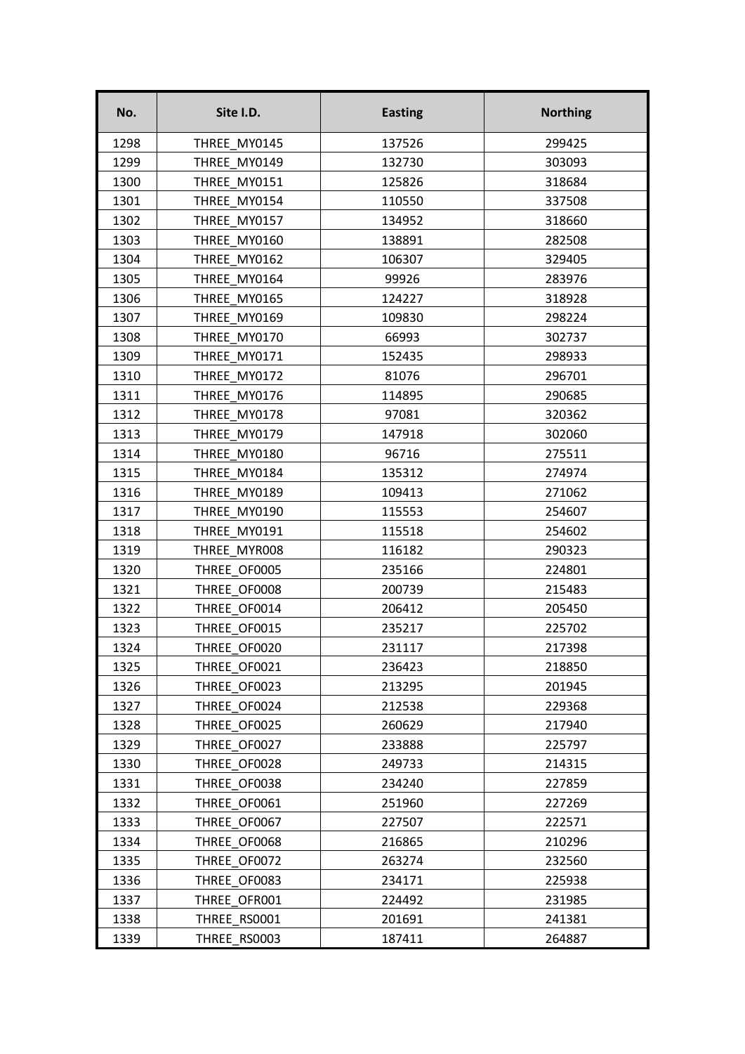| No. | Site I.D. | Easting | Northing |
|---|---|---|---|
| 1298 | THREE_MY0145 | 137526 | 299425 |
| 1299 | THREE_MY0149 | 132730 | 303093 |
| 1300 | THREE_MY0151 | 125826 | 318684 |
| 1301 | THREE_MY0154 | 110550 | 337508 |
| 1302 | THREE_MY0157 | 134952 | 318660 |
| 1303 | THREE_MY0160 | 138891 | 282508 |
| 1304 | THREE_MY0162 | 106307 | 329405 |
| 1305 | THREE_MY0164 | 99926 | 283976 |
| 1306 | THREE_MY0165 | 124227 | 318928 |
| 1307 | THREE_MY0169 | 109830 | 298224 |
| 1308 | THREE_MY0170 | 66993 | 302737 |
| 1309 | THREE_MY0171 | 152435 | 298933 |
| 1310 | THREE_MY0172 | 81076 | 296701 |
| 1311 | THREE_MY0176 | 114895 | 290685 |
| 1312 | THREE_MY0178 | 97081 | 320362 |
| 1313 | THREE_MY0179 | 147918 | 302060 |
| 1314 | THREE_MY0180 | 96716 | 275511 |
| 1315 | THREE_MY0184 | 135312 | 274974 |
| 1316 | THREE_MY0189 | 109413 | 271062 |
| 1317 | THREE_MY0190 | 115553 | 254607 |
| 1318 | THREE_MY0191 | 115518 | 254602 |
| 1319 | THREE_MYR008 | 116182 | 290323 |
| 1320 | THREE_OF0005 | 235166 | 224801 |
| 1321 | THREE_OF0008 | 200739 | 215483 |
| 1322 | THREE_OF0014 | 206412 | 205450 |
| 1323 | THREE_OF0015 | 235217 | 225702 |
| 1324 | THREE_OF0020 | 231117 | 217398 |
| 1325 | THREE_OF0021 | 236423 | 218850 |
| 1326 | THREE_OF0023 | 213295 | 201945 |
| 1327 | THREE_OF0024 | 212538 | 229368 |
| 1328 | THREE_OF0025 | 260629 | 217940 |
| 1329 | THREE_OF0027 | 233888 | 225797 |
| 1330 | THREE_OF0028 | 249733 | 214315 |
| 1331 | THREE_OF0038 | 234240 | 227859 |
| 1332 | THREE_OF0061 | 251960 | 227269 |
| 1333 | THREE_OF0067 | 227507 | 222571 |
| 1334 | THREE_OF0068 | 216865 | 210296 |
| 1335 | THREE_OF0072 | 263274 | 232560 |
| 1336 | THREE_OF0083 | 234171 | 225938 |
| 1337 | THREE_OFR001 | 224492 | 231985 |
| 1338 | THREE_RS0001 | 201691 | 241381 |
| 1339 | THREE_RS0003 | 187411 | 264887 |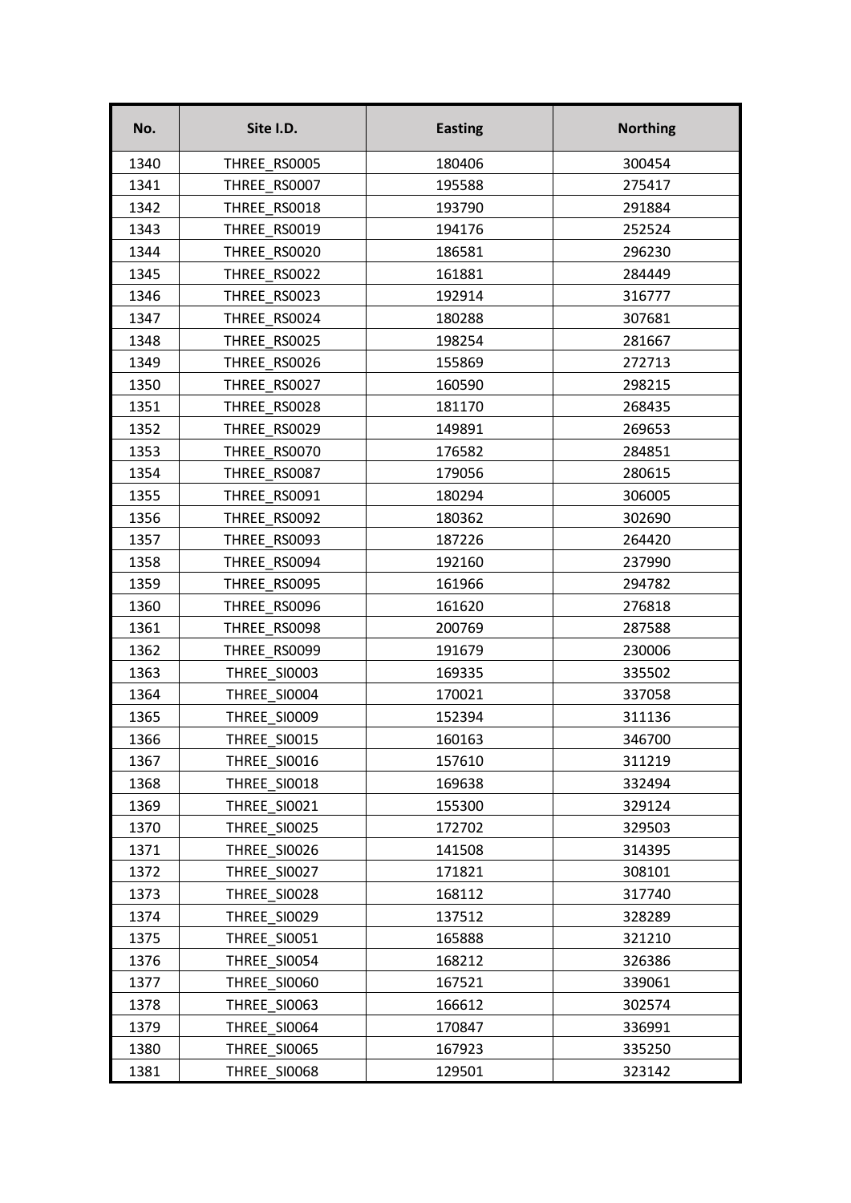| No. | Site I.D. | Easting | Northing |
| --- | --- | --- | --- |
| 1340 | THREE_RS0005 | 180406 | 300454 |
| 1341 | THREE_RS0007 | 195588 | 275417 |
| 1342 | THREE_RS0018 | 193790 | 291884 |
| 1343 | THREE_RS0019 | 194176 | 252524 |
| 1344 | THREE_RS0020 | 186581 | 296230 |
| 1345 | THREE_RS0022 | 161881 | 284449 |
| 1346 | THREE_RS0023 | 192914 | 316777 |
| 1347 | THREE_RS0024 | 180288 | 307681 |
| 1348 | THREE_RS0025 | 198254 | 281667 |
| 1349 | THREE_RS0026 | 155869 | 272713 |
| 1350 | THREE_RS0027 | 160590 | 298215 |
| 1351 | THREE_RS0028 | 181170 | 268435 |
| 1352 | THREE_RS0029 | 149891 | 269653 |
| 1353 | THREE_RS0070 | 176582 | 284851 |
| 1354 | THREE_RS0087 | 179056 | 280615 |
| 1355 | THREE_RS0091 | 180294 | 306005 |
| 1356 | THREE_RS0092 | 180362 | 302690 |
| 1357 | THREE_RS0093 | 187226 | 264420 |
| 1358 | THREE_RS0094 | 192160 | 237990 |
| 1359 | THREE_RS0095 | 161966 | 294782 |
| 1360 | THREE_RS0096 | 161620 | 276818 |
| 1361 | THREE_RS0098 | 200769 | 287588 |
| 1362 | THREE_RS0099 | 191679 | 230006 |
| 1363 | THREE_SI0003 | 169335 | 335502 |
| 1364 | THREE_SI0004 | 170021 | 337058 |
| 1365 | THREE_SI0009 | 152394 | 311136 |
| 1366 | THREE_SI0015 | 160163 | 346700 |
| 1367 | THREE_SI0016 | 157610 | 311219 |
| 1368 | THREE_SI0018 | 169638 | 332494 |
| 1369 | THREE_SI0021 | 155300 | 329124 |
| 1370 | THREE_SI0025 | 172702 | 329503 |
| 1371 | THREE_SI0026 | 141508 | 314395 |
| 1372 | THREE_SI0027 | 171821 | 308101 |
| 1373 | THREE_SI0028 | 168112 | 317740 |
| 1374 | THREE_SI0029 | 137512 | 328289 |
| 1375 | THREE_SI0051 | 165888 | 321210 |
| 1376 | THREE_SI0054 | 168212 | 326386 |
| 1377 | THREE_SI0060 | 167521 | 339061 |
| 1378 | THREE_SI0063 | 166612 | 302574 |
| 1379 | THREE_SI0064 | 170847 | 336991 |
| 1380 | THREE_SI0065 | 167923 | 335250 |
| 1381 | THREE_SI0068 | 129501 | 323142 |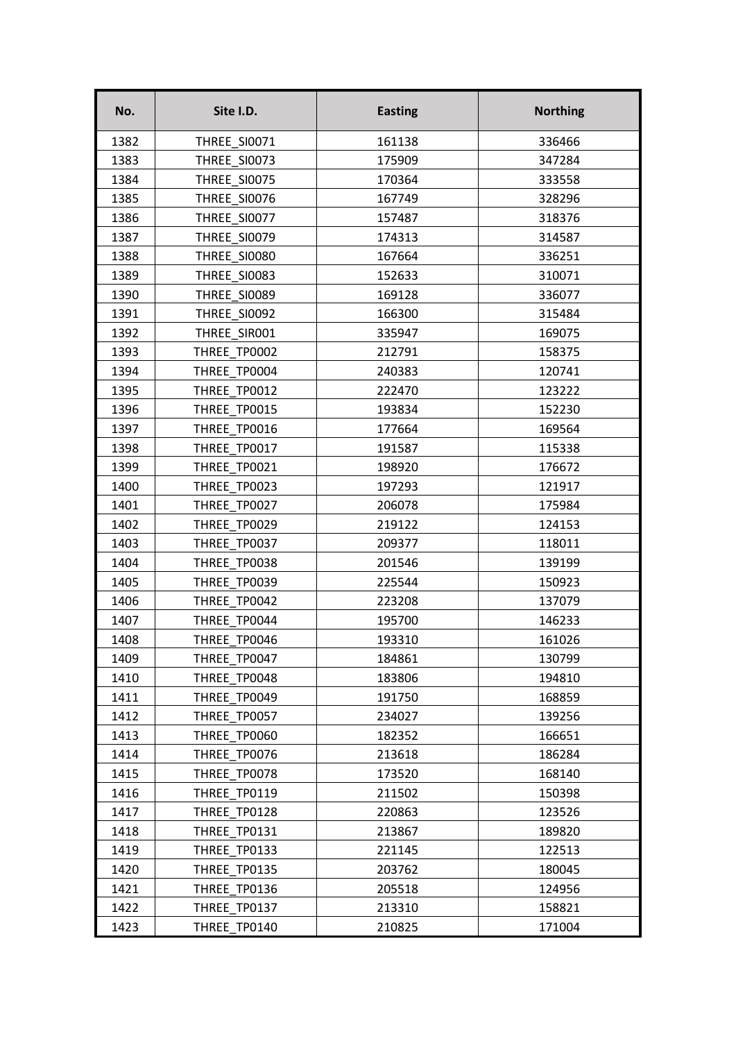| No. | Site I.D. | Easting | Northing |
|---|---|---|---|
| 1382 | THREE_SI0071 | 161138 | 336466 |
| 1383 | THREE_SI0073 | 175909 | 347284 |
| 1384 | THREE_SI0075 | 170364 | 333558 |
| 1385 | THREE_SI0076 | 167749 | 328296 |
| 1386 | THREE_SI0077 | 157487 | 318376 |
| 1387 | THREE_SI0079 | 174313 | 314587 |
| 1388 | THREE_SI0080 | 167664 | 336251 |
| 1389 | THREE_SI0083 | 152633 | 310071 |
| 1390 | THREE_SI0089 | 169128 | 336077 |
| 1391 | THREE_SI0092 | 166300 | 315484 |
| 1392 | THREE_SIR001 | 335947 | 169075 |
| 1393 | THREE_TP0002 | 212791 | 158375 |
| 1394 | THREE_TP0004 | 240383 | 120741 |
| 1395 | THREE_TP0012 | 222470 | 123222 |
| 1396 | THREE_TP0015 | 193834 | 152230 |
| 1397 | THREE_TP0016 | 177664 | 169564 |
| 1398 | THREE_TP0017 | 191587 | 115338 |
| 1399 | THREE_TP0021 | 198920 | 176672 |
| 1400 | THREE_TP0023 | 197293 | 121917 |
| 1401 | THREE_TP0027 | 206078 | 175984 |
| 1402 | THREE_TP0029 | 219122 | 124153 |
| 1403 | THREE_TP0037 | 209377 | 118011 |
| 1404 | THREE_TP0038 | 201546 | 139199 |
| 1405 | THREE_TP0039 | 225544 | 150923 |
| 1406 | THREE_TP0042 | 223208 | 137079 |
| 1407 | THREE_TP0044 | 195700 | 146233 |
| 1408 | THREE_TP0046 | 193310 | 161026 |
| 1409 | THREE_TP0047 | 184861 | 130799 |
| 1410 | THREE_TP0048 | 183806 | 194810 |
| 1411 | THREE_TP0049 | 191750 | 168859 |
| 1412 | THREE_TP0057 | 234027 | 139256 |
| 1413 | THREE_TP0060 | 182352 | 166651 |
| 1414 | THREE_TP0076 | 213618 | 186284 |
| 1415 | THREE_TP0078 | 173520 | 168140 |
| 1416 | THREE_TP0119 | 211502 | 150398 |
| 1417 | THREE_TP0128 | 220863 | 123526 |
| 1418 | THREE_TP0131 | 213867 | 189820 |
| 1419 | THREE_TP0133 | 221145 | 122513 |
| 1420 | THREE_TP0135 | 203762 | 180045 |
| 1421 | THREE_TP0136 | 205518 | 124956 |
| 1422 | THREE_TP0137 | 213310 | 158821 |
| 1423 | THREE_TP0140 | 210825 | 171004 |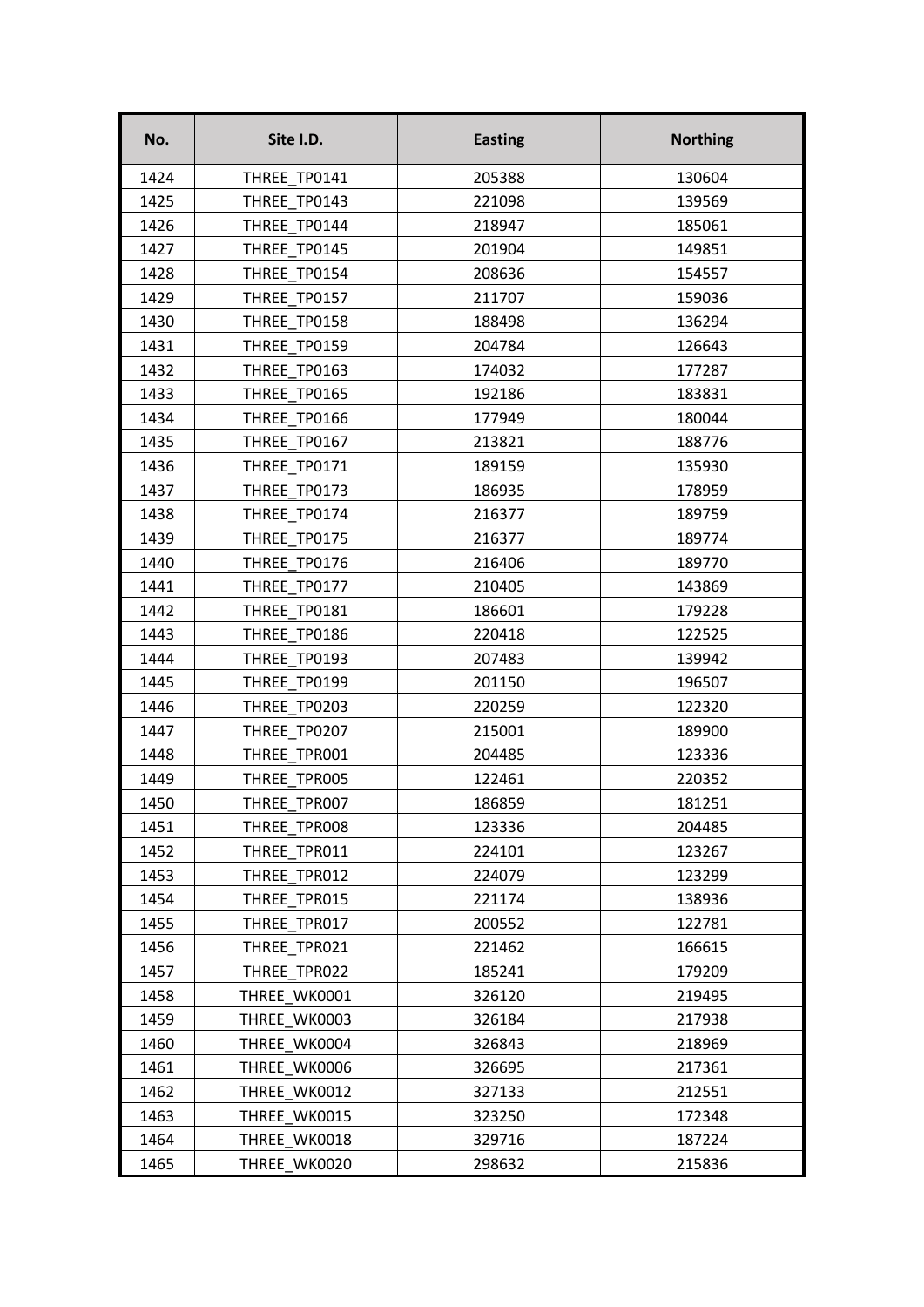| No. | Site I.D. | Easting | Northing |
|---|---|---|---|
| 1424 | THREE_TP0141 | 205388 | 130604 |
| 1425 | THREE_TP0143 | 221098 | 139569 |
| 1426 | THREE_TP0144 | 218947 | 185061 |
| 1427 | THREE_TP0145 | 201904 | 149851 |
| 1428 | THREE_TP0154 | 208636 | 154557 |
| 1429 | THREE_TP0157 | 211707 | 159036 |
| 1430 | THREE_TP0158 | 188498 | 136294 |
| 1431 | THREE_TP0159 | 204784 | 126643 |
| 1432 | THREE_TP0163 | 174032 | 177287 |
| 1433 | THREE_TP0165 | 192186 | 183831 |
| 1434 | THREE_TP0166 | 177949 | 180044 |
| 1435 | THREE_TP0167 | 213821 | 188776 |
| 1436 | THREE_TP0171 | 189159 | 135930 |
| 1437 | THREE_TP0173 | 186935 | 178959 |
| 1438 | THREE_TP0174 | 216377 | 189759 |
| 1439 | THREE_TP0175 | 216377 | 189774 |
| 1440 | THREE_TP0176 | 216406 | 189770 |
| 1441 | THREE_TP0177 | 210405 | 143869 |
| 1442 | THREE_TP0181 | 186601 | 179228 |
| 1443 | THREE_TP0186 | 220418 | 122525 |
| 1444 | THREE_TP0193 | 207483 | 139942 |
| 1445 | THREE_TP0199 | 201150 | 196507 |
| 1446 | THREE_TP0203 | 220259 | 122320 |
| 1447 | THREE_TP0207 | 215001 | 189900 |
| 1448 | THREE_TPR001 | 204485 | 123336 |
| 1449 | THREE_TPR005 | 122461 | 220352 |
| 1450 | THREE_TPR007 | 186859 | 181251 |
| 1451 | THREE_TPR008 | 123336 | 204485 |
| 1452 | THREE_TPR011 | 224101 | 123267 |
| 1453 | THREE_TPR012 | 224079 | 123299 |
| 1454 | THREE_TPR015 | 221174 | 138936 |
| 1455 | THREE_TPR017 | 200552 | 122781 |
| 1456 | THREE_TPR021 | 221462 | 166615 |
| 1457 | THREE_TPR022 | 185241 | 179209 |
| 1458 | THREE_WK0001 | 326120 | 219495 |
| 1459 | THREE_WK0003 | 326184 | 217938 |
| 1460 | THREE_WK0004 | 326843 | 218969 |
| 1461 | THREE_WK0006 | 326695 | 217361 |
| 1462 | THREE_WK0012 | 327133 | 212551 |
| 1463 | THREE_WK0015 | 323250 | 172348 |
| 1464 | THREE_WK0018 | 329716 | 187224 |
| 1465 | THREE_WK0020 | 298632 | 215836 |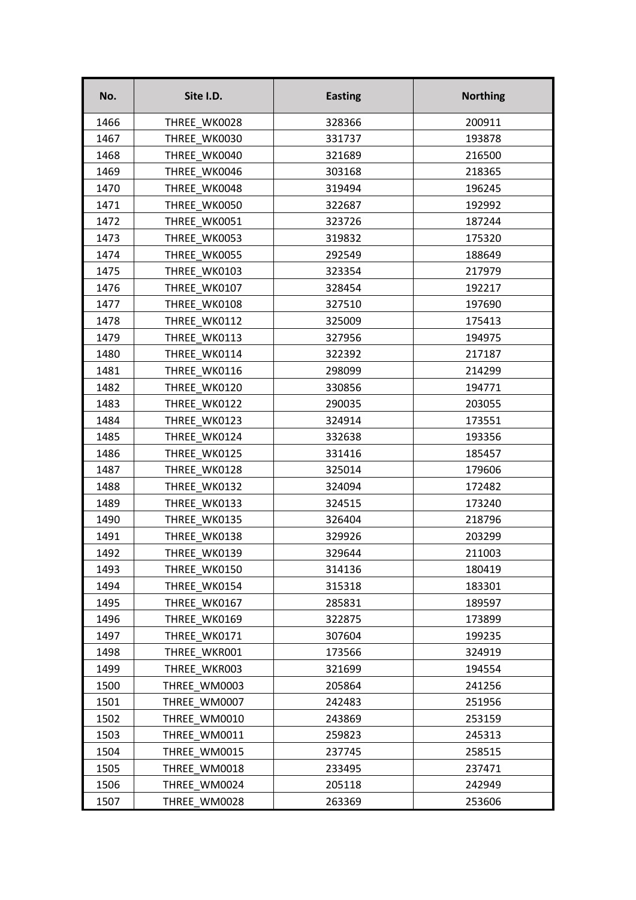| No. | Site I.D. | Easting | Northing |
|---|---|---|---|
| 1466 | THREE_WK0028 | 328366 | 200911 |
| 1467 | THREE_WK0030 | 331737 | 193878 |
| 1468 | THREE_WK0040 | 321689 | 216500 |
| 1469 | THREE_WK0046 | 303168 | 218365 |
| 1470 | THREE_WK0048 | 319494 | 196245 |
| 1471 | THREE_WK0050 | 322687 | 192992 |
| 1472 | THREE_WK0051 | 323726 | 187244 |
| 1473 | THREE_WK0053 | 319832 | 175320 |
| 1474 | THREE_WK0055 | 292549 | 188649 |
| 1475 | THREE_WK0103 | 323354 | 217979 |
| 1476 | THREE_WK0107 | 328454 | 192217 |
| 1477 | THREE_WK0108 | 327510 | 197690 |
| 1478 | THREE_WK0112 | 325009 | 175413 |
| 1479 | THREE_WK0113 | 327956 | 194975 |
| 1480 | THREE_WK0114 | 322392 | 217187 |
| 1481 | THREE_WK0116 | 298099 | 214299 |
| 1482 | THREE_WK0120 | 330856 | 194771 |
| 1483 | THREE_WK0122 | 290035 | 203055 |
| 1484 | THREE_WK0123 | 324914 | 173551 |
| 1485 | THREE_WK0124 | 332638 | 193356 |
| 1486 | THREE_WK0125 | 331416 | 185457 |
| 1487 | THREE_WK0128 | 325014 | 179606 |
| 1488 | THREE_WK0132 | 324094 | 172482 |
| 1489 | THREE_WK0133 | 324515 | 173240 |
| 1490 | THREE_WK0135 | 326404 | 218796 |
| 1491 | THREE_WK0138 | 329926 | 203299 |
| 1492 | THREE_WK0139 | 329644 | 211003 |
| 1493 | THREE_WK0150 | 314136 | 180419 |
| 1494 | THREE_WK0154 | 315318 | 183301 |
| 1495 | THREE_WK0167 | 285831 | 189597 |
| 1496 | THREE_WK0169 | 322875 | 173899 |
| 1497 | THREE_WK0171 | 307604 | 199235 |
| 1498 | THREE_WKR001 | 173566 | 324919 |
| 1499 | THREE_WKR003 | 321699 | 194554 |
| 1500 | THREE_WM0003 | 205864 | 241256 |
| 1501 | THREE_WM0007 | 242483 | 251956 |
| 1502 | THREE_WM0010 | 243869 | 253159 |
| 1503 | THREE_WM0011 | 259823 | 245313 |
| 1504 | THREE_WM0015 | 237745 | 258515 |
| 1505 | THREE_WM0018 | 233495 | 237471 |
| 1506 | THREE_WM0024 | 205118 | 242949 |
| 1507 | THREE_WM0028 | 263369 | 253606 |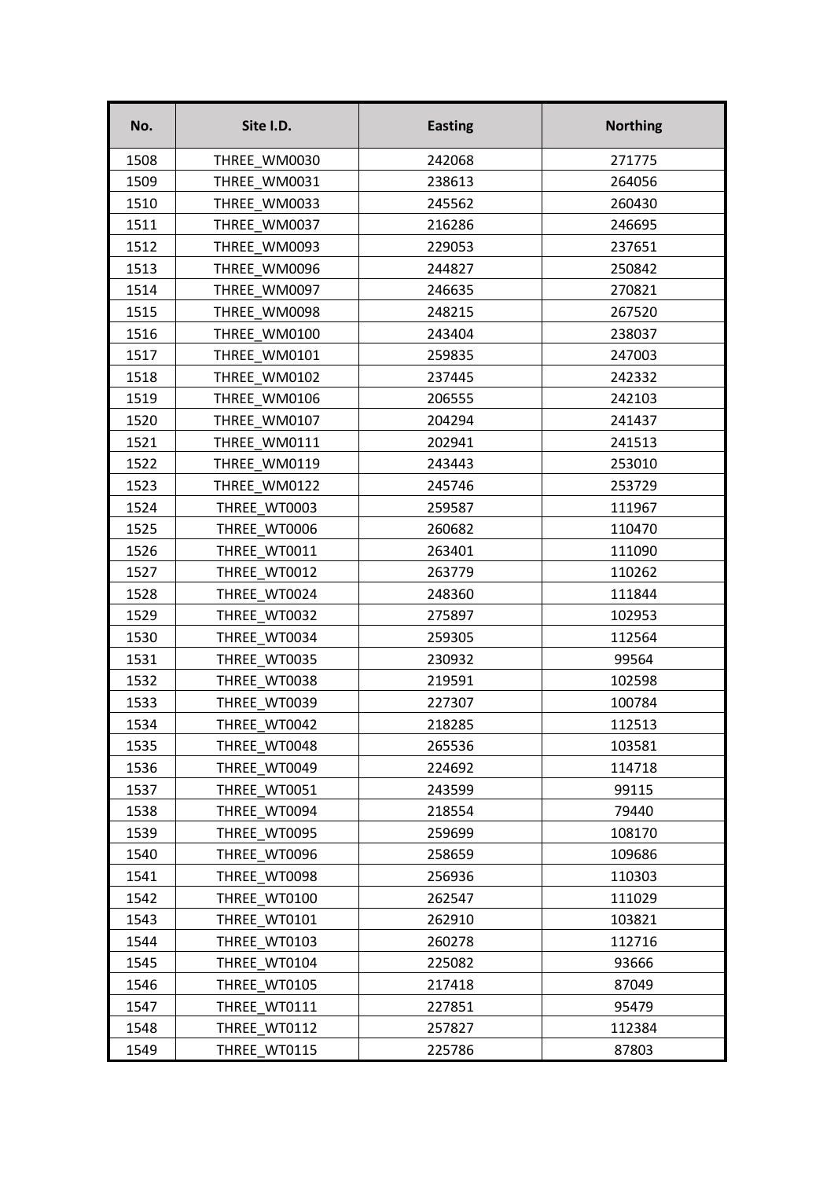| No. | Site I.D. | Easting | Northing |
|---|---|---|---|
| 1508 | THREE_WM0030 | 242068 | 271775 |
| 1509 | THREE_WM0031 | 238613 | 264056 |
| 1510 | THREE_WM0033 | 245562 | 260430 |
| 1511 | THREE_WM0037 | 216286 | 246695 |
| 1512 | THREE_WM0093 | 229053 | 237651 |
| 1513 | THREE_WM0096 | 244827 | 250842 |
| 1514 | THREE_WM0097 | 246635 | 270821 |
| 1515 | THREE_WM0098 | 248215 | 267520 |
| 1516 | THREE_WM0100 | 243404 | 238037 |
| 1517 | THREE_WM0101 | 259835 | 247003 |
| 1518 | THREE_WM0102 | 237445 | 242332 |
| 1519 | THREE_WM0106 | 206555 | 242103 |
| 1520 | THREE_WM0107 | 204294 | 241437 |
| 1521 | THREE_WM0111 | 202941 | 241513 |
| 1522 | THREE_WM0119 | 243443 | 253010 |
| 1523 | THREE_WM0122 | 245746 | 253729 |
| 1524 | THREE_WT0003 | 259587 | 111967 |
| 1525 | THREE_WT0006 | 260682 | 110470 |
| 1526 | THREE_WT0011 | 263401 | 111090 |
| 1527 | THREE_WT0012 | 263779 | 110262 |
| 1528 | THREE_WT0024 | 248360 | 111844 |
| 1529 | THREE_WT0032 | 275897 | 102953 |
| 1530 | THREE_WT0034 | 259305 | 112564 |
| 1531 | THREE_WT0035 | 230932 | 99564 |
| 1532 | THREE_WT0038 | 219591 | 102598 |
| 1533 | THREE_WT0039 | 227307 | 100784 |
| 1534 | THREE_WT0042 | 218285 | 112513 |
| 1535 | THREE_WT0048 | 265536 | 103581 |
| 1536 | THREE_WT0049 | 224692 | 114718 |
| 1537 | THREE_WT0051 | 243599 | 99115 |
| 1538 | THREE_WT0094 | 218554 | 79440 |
| 1539 | THREE_WT0095 | 259699 | 108170 |
| 1540 | THREE_WT0096 | 258659 | 109686 |
| 1541 | THREE_WT0098 | 256936 | 110303 |
| 1542 | THREE_WT0100 | 262547 | 111029 |
| 1543 | THREE_WT0101 | 262910 | 103821 |
| 1544 | THREE_WT0103 | 260278 | 112716 |
| 1545 | THREE_WT0104 | 225082 | 93666 |
| 1546 | THREE_WT0105 | 217418 | 87049 |
| 1547 | THREE_WT0111 | 227851 | 95479 |
| 1548 | THREE_WT0112 | 257827 | 112384 |
| 1549 | THREE_WT0115 | 225786 | 87803 |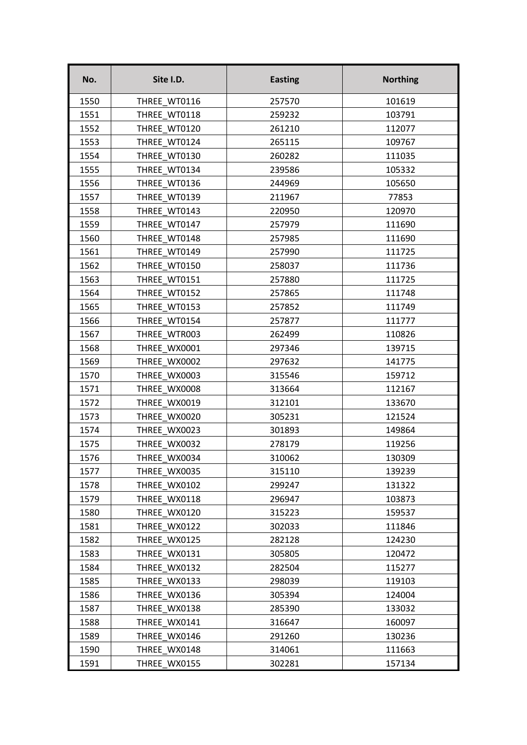| No. | Site I.D. | Easting | Northing |
|---|---|---|---|
| 1550 | THREE_WT0116 | 257570 | 101619 |
| 1551 | THREE_WT0118 | 259232 | 103791 |
| 1552 | THREE_WT0120 | 261210 | 112077 |
| 1553 | THREE_WT0124 | 265115 | 109767 |
| 1554 | THREE_WT0130 | 260282 | 111035 |
| 1555 | THREE_WT0134 | 239586 | 105332 |
| 1556 | THREE_WT0136 | 244969 | 105650 |
| 1557 | THREE_WT0139 | 211967 | 77853 |
| 1558 | THREE_WT0143 | 220950 | 120970 |
| 1559 | THREE_WT0147 | 257979 | 111690 |
| 1560 | THREE_WT0148 | 257985 | 111690 |
| 1561 | THREE_WT0149 | 257990 | 111725 |
| 1562 | THREE_WT0150 | 258037 | 111736 |
| 1563 | THREE_WT0151 | 257880 | 111725 |
| 1564 | THREE_WT0152 | 257865 | 111748 |
| 1565 | THREE_WT0153 | 257852 | 111749 |
| 1566 | THREE_WT0154 | 257877 | 111777 |
| 1567 | THREE_WTR003 | 262499 | 110826 |
| 1568 | THREE_WX0001 | 297346 | 139715 |
| 1569 | THREE_WX0002 | 297632 | 141775 |
| 1570 | THREE_WX0003 | 315546 | 159712 |
| 1571 | THREE_WX0008 | 313664 | 112167 |
| 1572 | THREE_WX0019 | 312101 | 133670 |
| 1573 | THREE_WX0020 | 305231 | 121524 |
| 1574 | THREE_WX0023 | 301893 | 149864 |
| 1575 | THREE_WX0032 | 278179 | 119256 |
| 1576 | THREE_WX0034 | 310062 | 130309 |
| 1577 | THREE_WX0035 | 315110 | 139239 |
| 1578 | THREE_WX0102 | 299247 | 131322 |
| 1579 | THREE_WX0118 | 296947 | 103873 |
| 1580 | THREE_WX0120 | 315223 | 159537 |
| 1581 | THREE_WX0122 | 302033 | 111846 |
| 1582 | THREE_WX0125 | 282128 | 124230 |
| 1583 | THREE_WX0131 | 305805 | 120472 |
| 1584 | THREE_WX0132 | 282504 | 115277 |
| 1585 | THREE_WX0133 | 298039 | 119103 |
| 1586 | THREE_WX0136 | 305394 | 124004 |
| 1587 | THREE_WX0138 | 285390 | 133032 |
| 1588 | THREE_WX0141 | 316647 | 160097 |
| 1589 | THREE_WX0146 | 291260 | 130236 |
| 1590 | THREE_WX0148 | 314061 | 111663 |
| 1591 | THREE_WX0155 | 302281 | 157134 |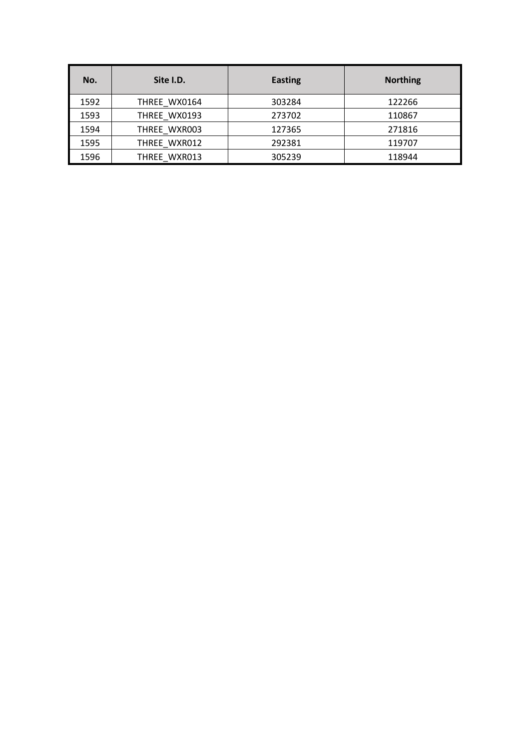| No. | Site I.D. | Easting | Northing |
|---|---|---|---|
| 1592 | THREE_WX0164 | 303284 | 122266 |
| 1593 | THREE_WX0193 | 273702 | 110867 |
| 1594 | THREE_WXR003 | 127365 | 271816 |
| 1595 | THREE_WXR012 | 292381 | 119707 |
| 1596 | THREE_WXR013 | 305239 | 118944 |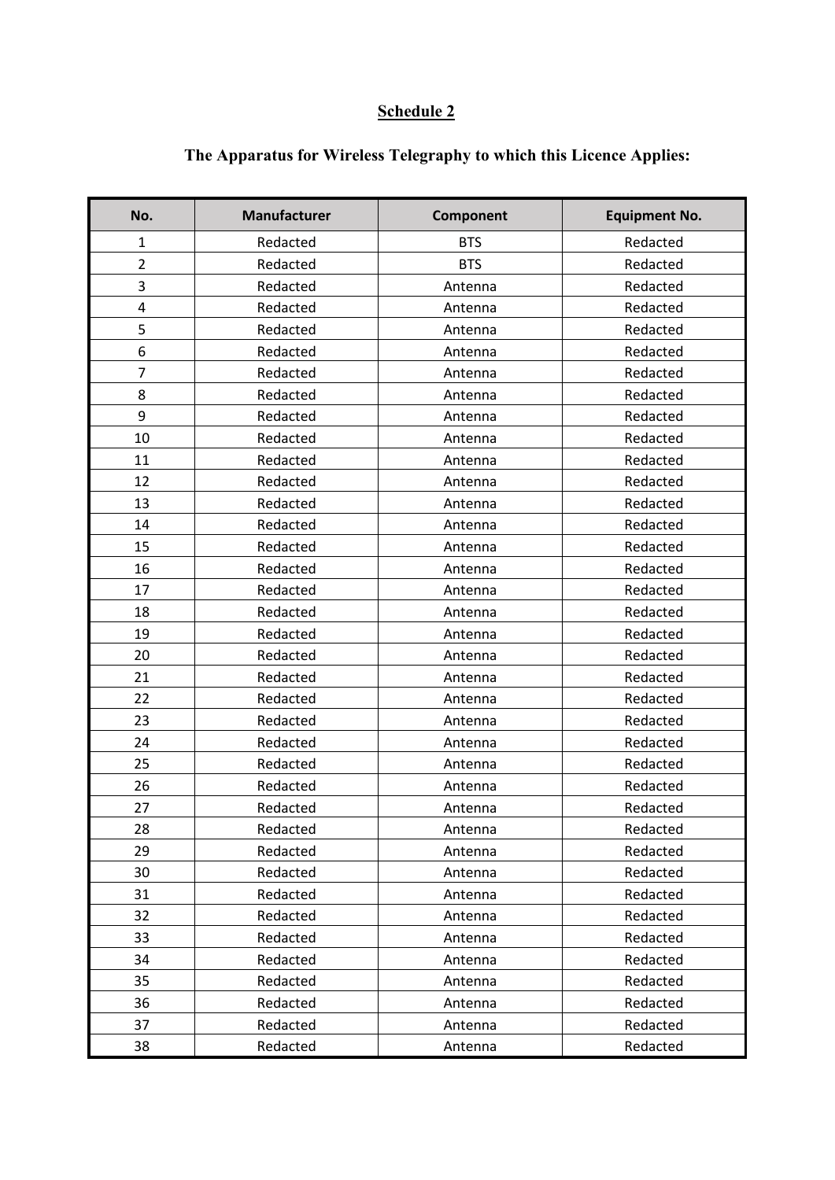## Schedule 2

### The Apparatus for Wireless Telegraphy to which this Licence Applies:

| No. | Manufacturer | Component | Equipment No. |
|---|---|---|---|
| 1 | Redacted | BTS | Redacted |
| 2 | Redacted | BTS | Redacted |
| 3 | Redacted | Antenna | Redacted |
| 4 | Redacted | Antenna | Redacted |
| 5 | Redacted | Antenna | Redacted |
| 6 | Redacted | Antenna | Redacted |
| 7 | Redacted | Antenna | Redacted |
| 8 | Redacted | Antenna | Redacted |
| 9 | Redacted | Antenna | Redacted |
| 10 | Redacted | Antenna | Redacted |
| 11 | Redacted | Antenna | Redacted |
| 12 | Redacted | Antenna | Redacted |
| 13 | Redacted | Antenna | Redacted |
| 14 | Redacted | Antenna | Redacted |
| 15 | Redacted | Antenna | Redacted |
| 16 | Redacted | Antenna | Redacted |
| 17 | Redacted | Antenna | Redacted |
| 18 | Redacted | Antenna | Redacted |
| 19 | Redacted | Antenna | Redacted |
| 20 | Redacted | Antenna | Redacted |
| 21 | Redacted | Antenna | Redacted |
| 22 | Redacted | Antenna | Redacted |
| 23 | Redacted | Antenna | Redacted |
| 24 | Redacted | Antenna | Redacted |
| 25 | Redacted | Antenna | Redacted |
| 26 | Redacted | Antenna | Redacted |
| 27 | Redacted | Antenna | Redacted |
| 28 | Redacted | Antenna | Redacted |
| 29 | Redacted | Antenna | Redacted |
| 30 | Redacted | Antenna | Redacted |
| 31 | Redacted | Antenna | Redacted |
| 32 | Redacted | Antenna | Redacted |
| 33 | Redacted | Antenna | Redacted |
| 34 | Redacted | Antenna | Redacted |
| 35 | Redacted | Antenna | Redacted |
| 36 | Redacted | Antenna | Redacted |
| 37 | Redacted | Antenna | Redacted |
| 38 | Redacted | Antenna | Redacted |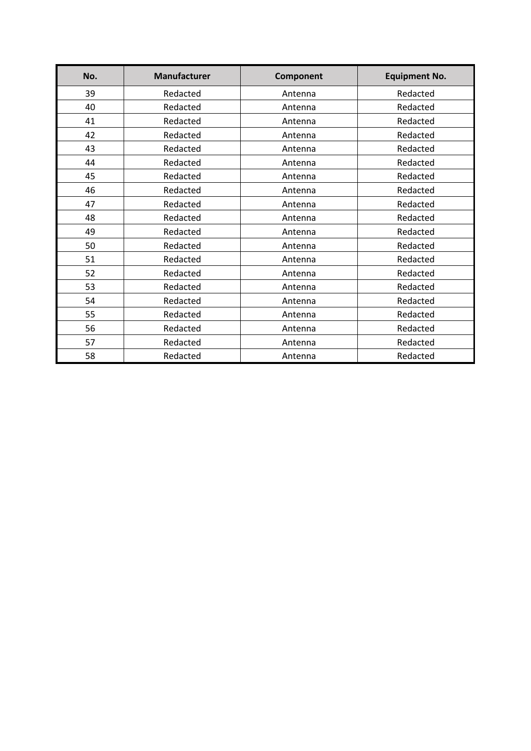| No. | Manufacturer | Component | Equipment No. |
|---|---|---|---|
| 39 | Redacted | Antenna | Redacted |
| 40 | Redacted | Antenna | Redacted |
| 41 | Redacted | Antenna | Redacted |
| 42 | Redacted | Antenna | Redacted |
| 43 | Redacted | Antenna | Redacted |
| 44 | Redacted | Antenna | Redacted |
| 45 | Redacted | Antenna | Redacted |
| 46 | Redacted | Antenna | Redacted |
| 47 | Redacted | Antenna | Redacted |
| 48 | Redacted | Antenna | Redacted |
| 49 | Redacted | Antenna | Redacted |
| 50 | Redacted | Antenna | Redacted |
| 51 | Redacted | Antenna | Redacted |
| 52 | Redacted | Antenna | Redacted |
| 53 | Redacted | Antenna | Redacted |
| 54 | Redacted | Antenna | Redacted |
| 55 | Redacted | Antenna | Redacted |
| 56 | Redacted | Antenna | Redacted |
| 57 | Redacted | Antenna | Redacted |
| 58 | Redacted | Antenna | Redacted |